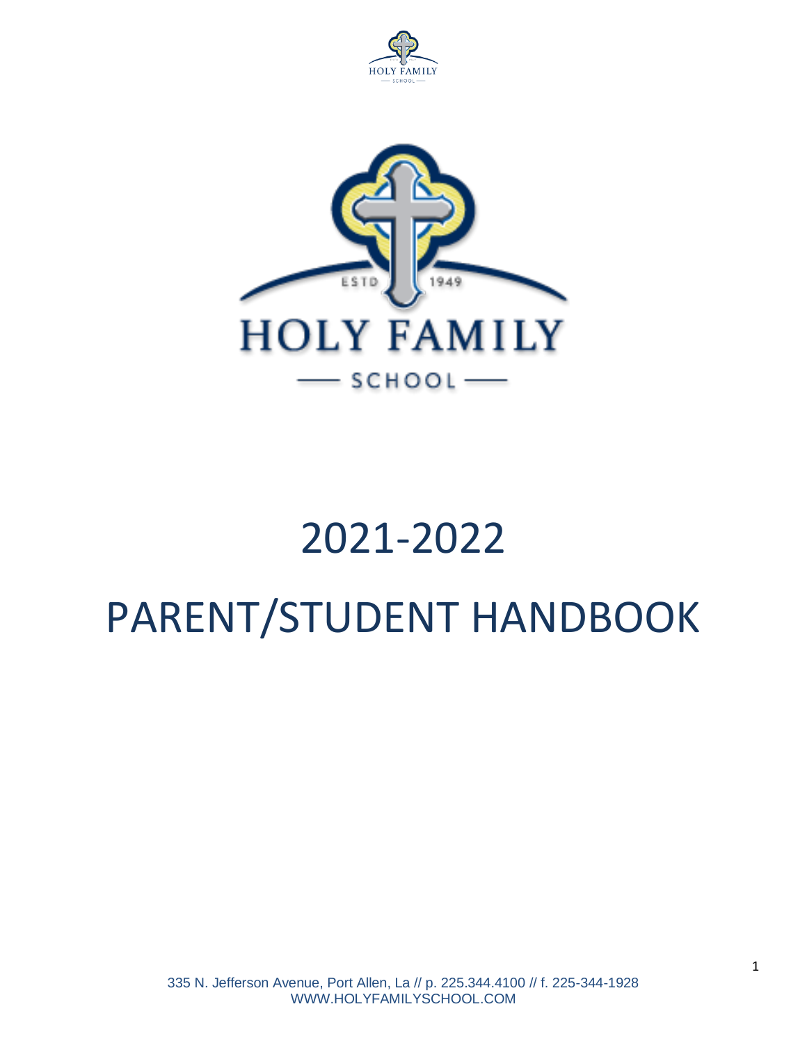# 2021-2022

# PARENT/STUDENT HANDBOOK

335 N. Jefferson Avenue, Port Allen, La // p. 225.344.4100 // f. 225-344-1928
WWW.HOLYFAMILYSCHOOL.COM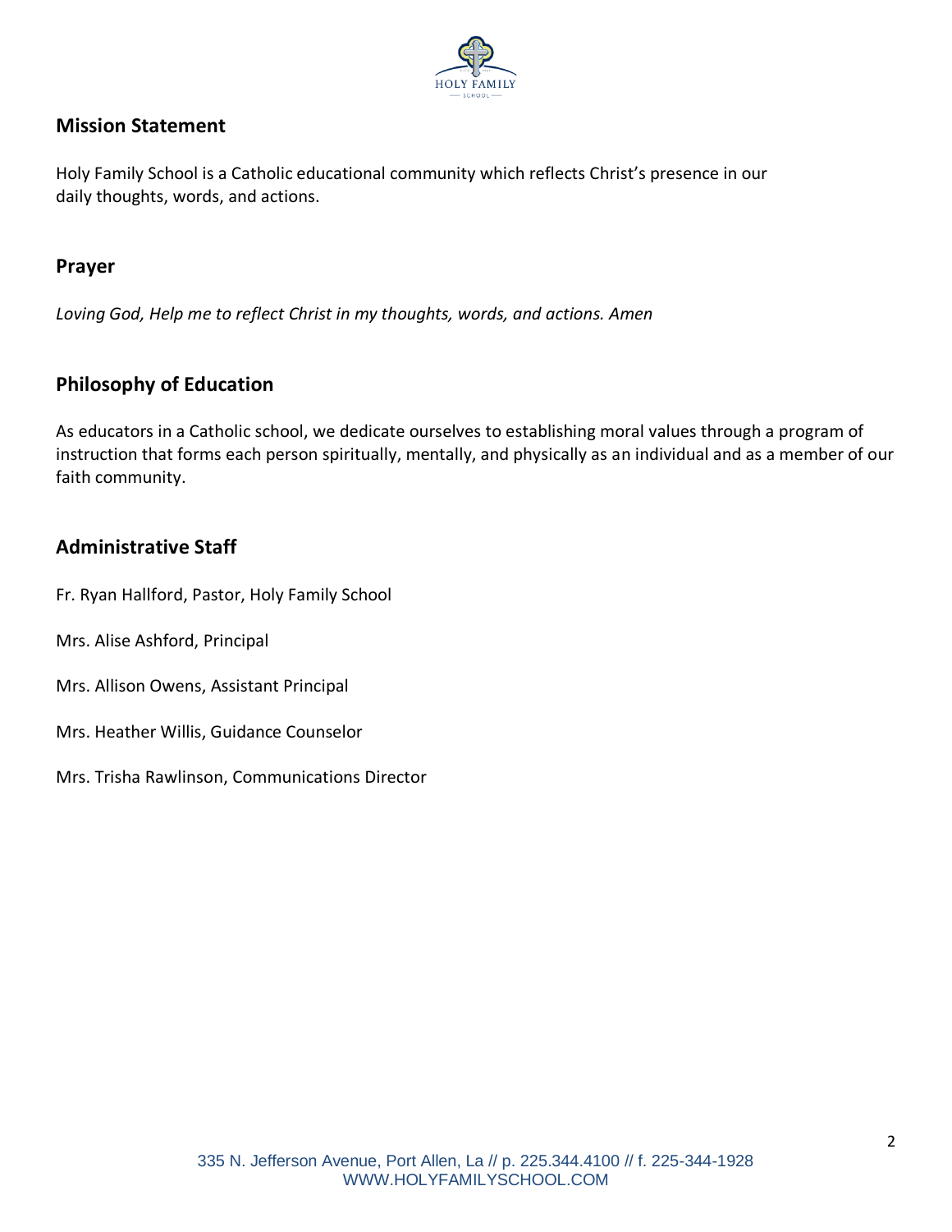## Mission Statement

Holy Family School is a Catholic educational community which reflects Christ's presence in our daily thoughts, words, and actions.

## Prayer

*Loving God, Help me to reflect Christ in my thoughts, words, and actions. Amen*

## Philosophy of Education

As educators in a Catholic school, we dedicate ourselves to establishing moral values through a program of instruction that forms each person spiritually, mentally, and physically as an individual and as a member of our faith community.

## Administrative Staff

Fr. Ryan Hallford, Pastor, Holy Family School

Mrs. Alise Ashford, Principal

Mrs. Allison Owens, Assistant Principal

Mrs. Heather Willis, Guidance Counselor

Mrs. Trisha Rawlinson, Communications Director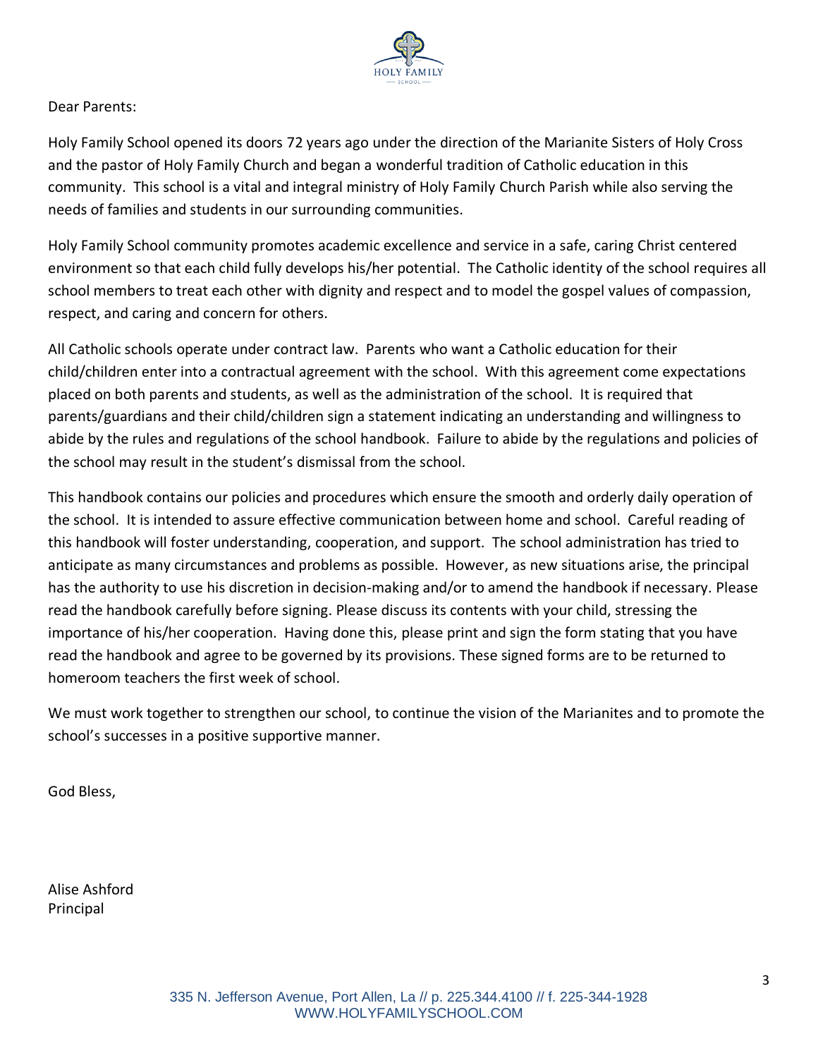Dear Parents:

Holy Family School opened its doors 72 years ago under the direction of the Marianite Sisters of Holy Cross and the pastor of Holy Family Church and began a wonderful tradition of Catholic education in this community. This school is a vital and integral ministry of Holy Family Church Parish while also serving the needs of families and students in our surrounding communities.

Holy Family School community promotes academic excellence and service in a safe, caring Christ centered environment so that each child fully develops his/her potential. The Catholic identity of the school requires all school members to treat each other with dignity and respect and to model the gospel values of compassion, respect, and caring and concern for others.

All Catholic schools operate under contract law. Parents who want a Catholic education for their child/children enter into a contractual agreement with the school. With this agreement come expectations placed on both parents and students, as well as the administration of the school. It is required that parents/guardians and their child/children sign a statement indicating an understanding and willingness to abide by the rules and regulations of the school handbook. Failure to abide by the regulations and policies of the school may result in the student's dismissal from the school.

This handbook contains our policies and procedures which ensure the smooth and orderly daily operation of the school. It is intended to assure effective communication between home and school. Careful reading of this handbook will foster understanding, cooperation, and support. The school administration has tried to anticipate as many circumstances and problems as possible. However, as new situations arise, the principal has the authority to use his discretion in decision-making and/or to amend the handbook if necessary. Please read the handbook carefully before signing. Please discuss its contents with your child, stressing the importance of his/her cooperation. Having done this, please print and sign the form stating that you have read the handbook and agree to be governed by its provisions. These signed forms are to be returned to homeroom teachers the first week of school.

We must work together to strengthen our school, to continue the vision of the Marianites and to promote the school's successes in a positive supportive manner.

God Bless,

Alise Ashford
Principal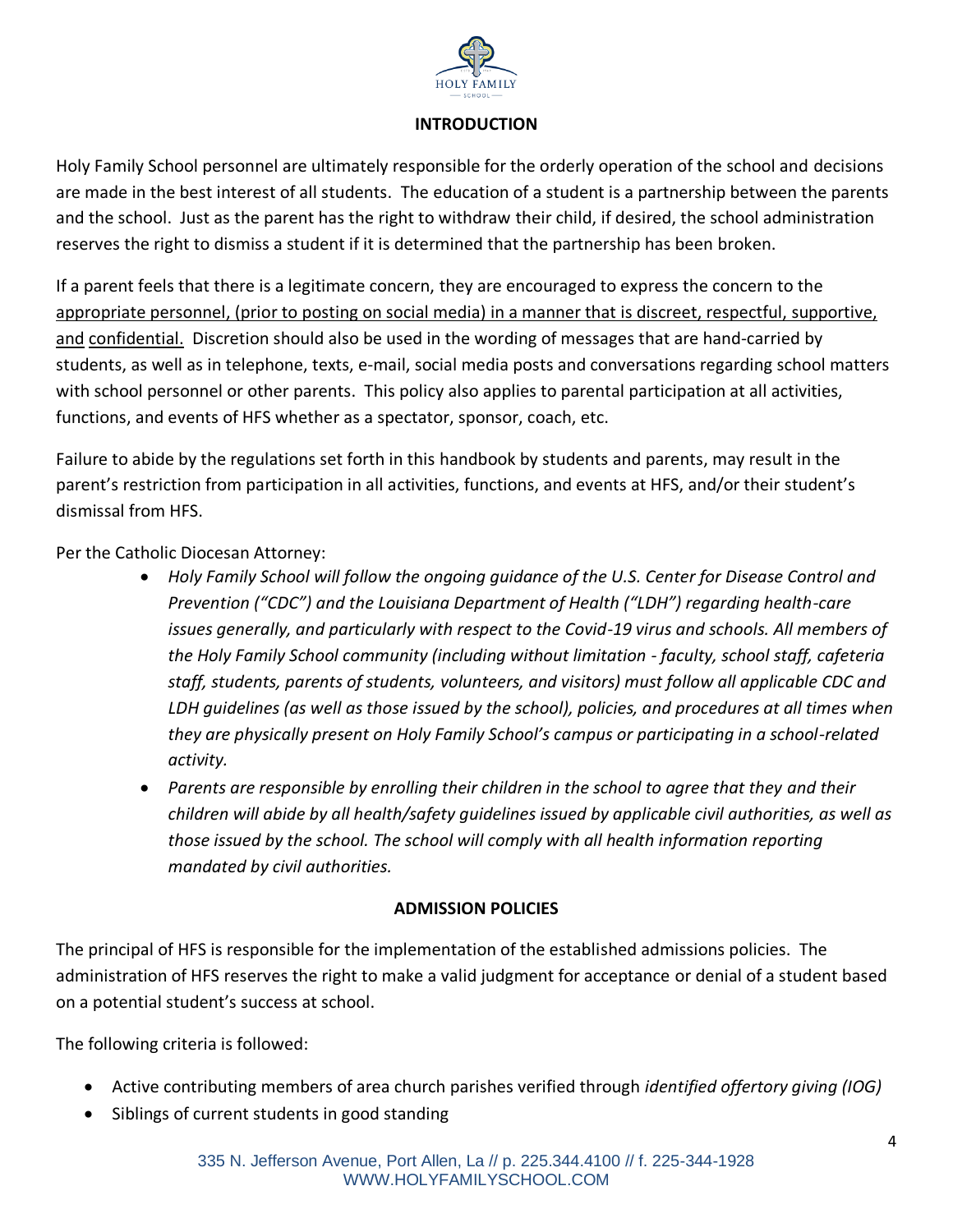## INTRODUCTION

Holy Family School personnel are ultimately responsible for the orderly operation of the school and decisions are made in the best interest of all students. The education of a student is a partnership between the parents and the school. Just as the parent has the right to withdraw their child, if desired, the school administration reserves the right to dismiss a student if it is determined that the partnership has been broken.

If a parent feels that there is a legitimate concern, they are encouraged to express the concern to the appropriate personnel, (prior to posting on social media) in a manner that is discreet, respectful, supportive, and confidential. Discretion should also be used in the wording of messages that are hand-carried by students, as well as in telephone, texts, e-mail, social media posts and conversations regarding school matters with school personnel or other parents. This policy also applies to parental participation at all activities, functions, and events of HFS whether as a spectator, sponsor, coach, etc.

Failure to abide by the regulations set forth in this handbook by students and parents, may result in the parent's restriction from participation in all activities, functions, and events at HFS, and/or their student's dismissal from HFS.

Per the Catholic Diocesan Attorney:

- *Holy Family School will follow the ongoing guidance of the U.S. Center for Disease Control and Prevention ("CDC") and the Louisiana Department of Health ("LDH") regarding health-care issues generally, and particularly with respect to the Covid-19 virus and schools. All members of the Holy Family School community (including without limitation - faculty, school staff, cafeteria staff, students, parents of students, volunteers, and visitors) must follow all applicable CDC and LDH guidelines (as well as those issued by the school), policies, and procedures at all times when they are physically present on Holy Family School's campus or participating in a school-related activity.*
- *Parents are responsible by enrolling their children in the school to agree that they and their children will abide by all health/safety guidelines issued by applicable civil authorities, as well as those issued by the school. The school will comply with all health information reporting mandated by civil authorities.*

## ADMISSION POLICIES

The principal of HFS is responsible for the implementation of the established admissions policies. The administration of HFS reserves the right to make a valid judgment for acceptance or denial of a student based on a potential student's success at school.

The following criteria is followed:

- Active contributing members of area church parishes verified through *identified offertory giving (IOG)*
- Siblings of current students in good standing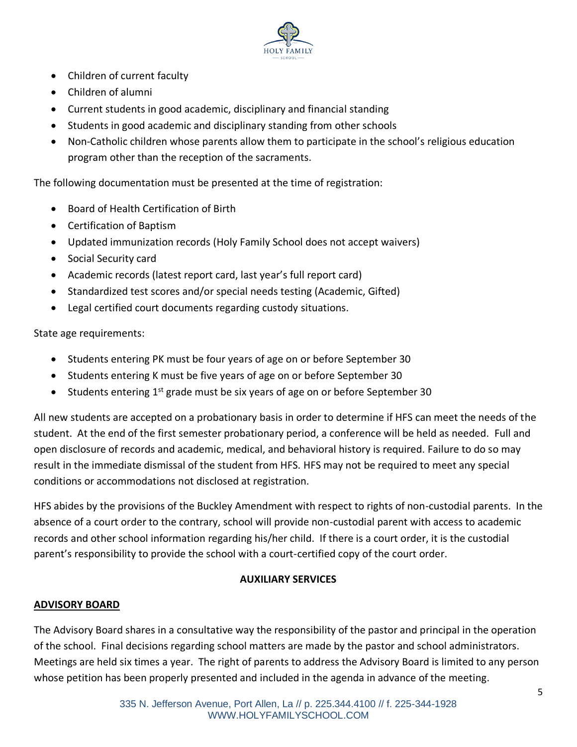- Children of current faculty
- Children of alumni
- Current students in good academic, disciplinary and financial standing
- Students in good academic and disciplinary standing from other schools
- Non-Catholic children whose parents allow them to participate in the school's religious education program other than the reception of the sacraments.

The following documentation must be presented at the time of registration:

- Board of Health Certification of Birth
- Certification of Baptism
- Updated immunization records (Holy Family School does not accept waivers)
- Social Security card
- Academic records (latest report card, last year's full report card)
- Standardized test scores and/or special needs testing (Academic, Gifted)
- Legal certified court documents regarding custody situations.

State age requirements:

- Students entering PK must be four years of age on or before September 30
- Students entering K must be five years of age on or before September 30
- Students entering 1st grade must be six years of age on or before September 30

All new students are accepted on a probationary basis in order to determine if HFS can meet the needs of the student. At the end of the first semester probationary period, a conference will be held as needed. Full and open disclosure of records and academic, medical, and behavioral history is required. Failure to do so may result in the immediate dismissal of the student from HFS. HFS may not be required to meet any special conditions or accommodations not disclosed at registration.

HFS abides by the provisions of the Buckley Amendment with respect to rights of non-custodial parents. In the absence of a court order to the contrary, school will provide non-custodial parent with access to academic records and other school information regarding his/her child. If there is a court order, it is the custodial parent's responsibility to provide the school with a court-certified copy of the court order.

## AUXILIARY SERVICES

### ADVISORY BOARD

The Advisory Board shares in a consultative way the responsibility of the pastor and principal in the operation of the school. Final decisions regarding school matters are made by the pastor and school administrators. Meetings are held six times a year. The right of parents to address the Advisory Board is limited to any person whose petition has been properly presented and included in the agenda in advance of the meeting.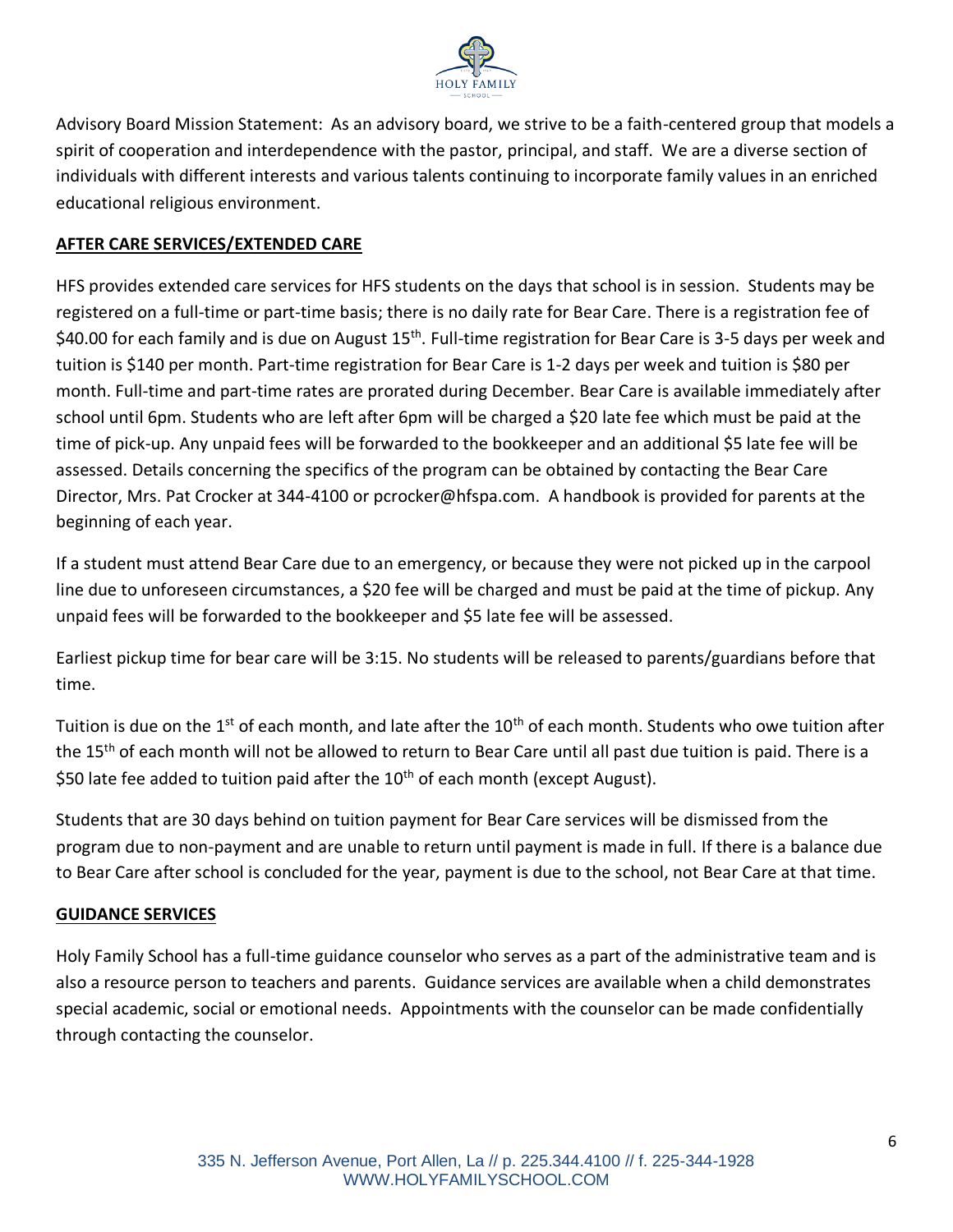Advisory Board Mission Statement: As an advisory board, we strive to be a faith-centered group that models a spirit of cooperation and interdependence with the pastor, principal, and staff. We are a diverse section of individuals with different interests and various talents continuing to incorporate family values in an enriched educational religious environment.

## AFTER CARE SERVICES/EXTENDED CARE

HFS provides extended care services for HFS students on the days that school is in session. Students may be registered on a full-time or part-time basis; there is no daily rate for Bear Care. There is a registration fee of $40.00 for each family and is due on August 15th. Full-time registration for Bear Care is 3-5 days per week and tuition is $140 per month. Part-time registration for Bear Care is 1-2 days per week and tuition is $80 per month. Full-time and part-time rates are prorated during December. Bear Care is available immediately after school until 6pm. Students who are left after 6pm will be charged a $20 late fee which must be paid at the time of pick-up. Any unpaid fees will be forwarded to the bookkeeper and an additional $5 late fee will be assessed. Details concerning the specifics of the program can be obtained by contacting the Bear Care Director, Mrs. Pat Crocker at 344-4100 or pcrocker@hfspa.com. A handbook is provided for parents at the beginning of each year.

If a student must attend Bear Care due to an emergency, or because they were not picked up in the carpool line due to unforeseen circumstances, a $20 fee will be charged and must be paid at the time of pickup. Any unpaid fees will be forwarded to the bookkeeper and $5 late fee will be assessed.

Earliest pickup time for bear care will be 3:15. No students will be released to parents/guardians before that time.

Tuition is due on the 1st of each month, and late after the 10th of each month. Students who owe tuition after the 15th of each month will not be allowed to return to Bear Care until all past due tuition is paid. There is a $50 late fee added to tuition paid after the 10th of each month (except August).

Students that are 30 days behind on tuition payment for Bear Care services will be dismissed from the program due to non-payment and are unable to return until payment is made in full. If there is a balance due to Bear Care after school is concluded for the year, payment is due to the school, not Bear Care at that time.

## GUIDANCE SERVICES

Holy Family School has a full-time guidance counselor who serves as a part of the administrative team and is also a resource person to teachers and parents. Guidance services are available when a child demonstrates special academic, social or emotional needs. Appointments with the counselor can be made confidentially through contacting the counselor.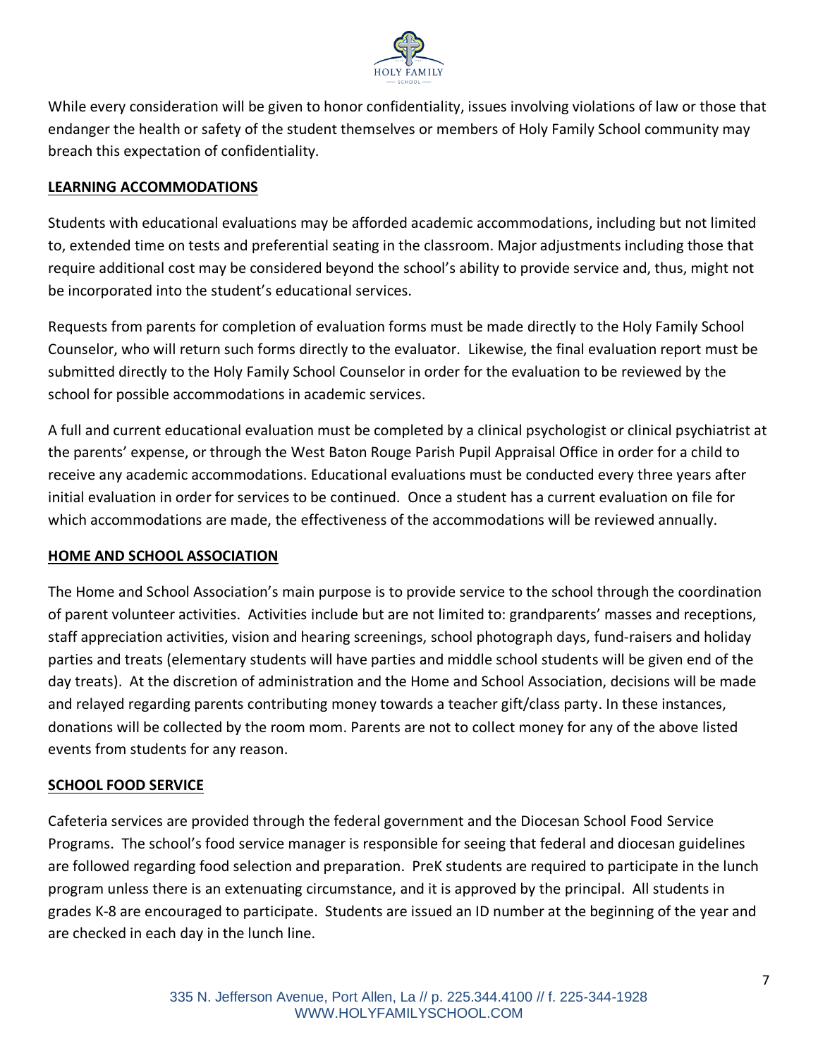While every consideration will be given to honor confidentiality, issues involving violations of law or those that endanger the health or safety of the student themselves or members of Holy Family School community may breach this expectation of confidentiality.

## LEARNING ACCOMMODATIONS

Students with educational evaluations may be afforded academic accommodations, including but not limited to, extended time on tests and preferential seating in the classroom. Major adjustments including those that require additional cost may be considered beyond the school's ability to provide service and, thus, might not be incorporated into the student's educational services.

Requests from parents for completion of evaluation forms must be made directly to the Holy Family School Counselor, who will return such forms directly to the evaluator. Likewise, the final evaluation report must be submitted directly to the Holy Family School Counselor in order for the evaluation to be reviewed by the school for possible accommodations in academic services.

A full and current educational evaluation must be completed by a clinical psychologist or clinical psychiatrist at the parents' expense, or through the West Baton Rouge Parish Pupil Appraisal Office in order for a child to receive any academic accommodations. Educational evaluations must be conducted every three years after initial evaluation in order for services to be continued. Once a student has a current evaluation on file for which accommodations are made, the effectiveness of the accommodations will be reviewed annually.

## HOME AND SCHOOL ASSOCIATION

The Home and School Association's main purpose is to provide service to the school through the coordination of parent volunteer activities. Activities include but are not limited to: grandparents' masses and receptions, staff appreciation activities, vision and hearing screenings, school photograph days, fund-raisers and holiday parties and treats (elementary students will have parties and middle school students will be given end of the day treats). At the discretion of administration and the Home and School Association, decisions will be made and relayed regarding parents contributing money towards a teacher gift/class party. In these instances, donations will be collected by the room mom. Parents are not to collect money for any of the above listed events from students for any reason.

## SCHOOL FOOD SERVICE

Cafeteria services are provided through the federal government and the Diocesan School Food Service Programs. The school's food service manager is responsible for seeing that federal and diocesan guidelines are followed regarding food selection and preparation. PreK students are required to participate in the lunch program unless there is an extenuating circumstance, and it is approved by the principal. All students in grades K-8 are encouraged to participate. Students are issued an ID number at the beginning of the year and are checked in each day in the lunch line.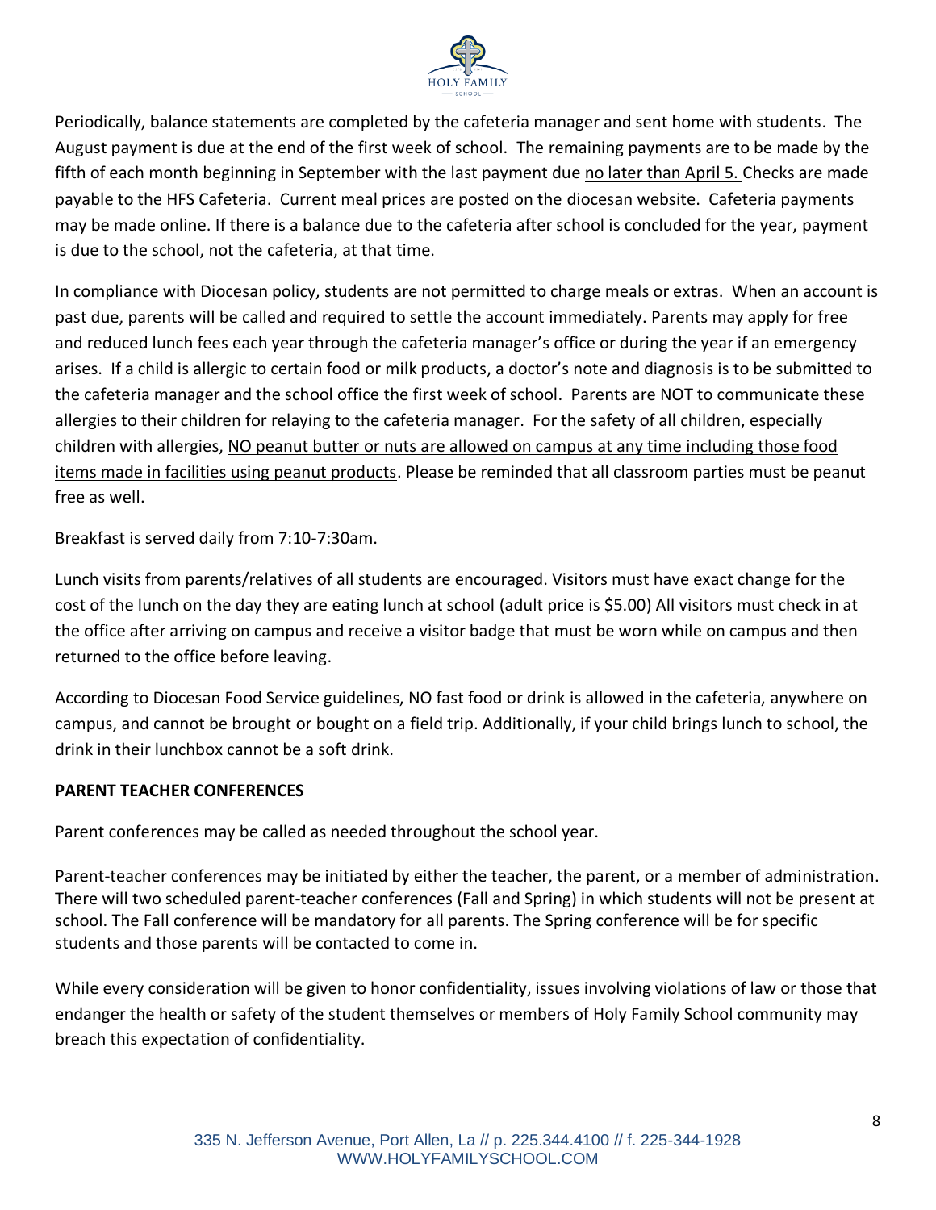Periodically, balance statements are completed by the cafeteria manager and sent home with students. The August payment is due at the end of the first week of school. The remaining payments are to be made by the fifth of each month beginning in September with the last payment due no later than April 5. Checks are made payable to the HFS Cafeteria. Current meal prices are posted on the diocesan website. Cafeteria payments may be made online. If there is a balance due to the cafeteria after school is concluded for the year, payment is due to the school, not the cafeteria, at that time.

In compliance with Diocesan policy, students are not permitted to charge meals or extras. When an account is past due, parents will be called and required to settle the account immediately. Parents may apply for free and reduced lunch fees each year through the cafeteria manager's office or during the year if an emergency arises. If a child is allergic to certain food or milk products, a doctor's note and diagnosis is to be submitted to the cafeteria manager and the school office the first week of school. Parents are NOT to communicate these allergies to their children for relaying to the cafeteria manager. For the safety of all children, especially children with allergies, NO peanut butter or nuts are allowed on campus at any time including those food items made in facilities using peanut products. Please be reminded that all classroom parties must be peanut free as well.

Breakfast is served daily from 7:10-7:30am.

Lunch visits from parents/relatives of all students are encouraged. Visitors must have exact change for the cost of the lunch on the day they are eating lunch at school (adult price is $5.00) All visitors must check in at the office after arriving on campus and receive a visitor badge that must be worn while on campus and then returned to the office before leaving.

According to Diocesan Food Service guidelines, NO fast food or drink is allowed in the cafeteria, anywhere on campus, and cannot be brought or bought on a field trip. Additionally, if your child brings lunch to school, the drink in their lunchbox cannot be a soft drink.

## PARENT TEACHER CONFERENCES

Parent conferences may be called as needed throughout the school year.

Parent-teacher conferences may be initiated by either the teacher, the parent, or a member of administration. There will two scheduled parent-teacher conferences (Fall and Spring) in which students will not be present at school. The Fall conference will be mandatory for all parents. The Spring conference will be for specific students and those parents will be contacted to come in.

While every consideration will be given to honor confidentiality, issues involving violations of law or those that endanger the health or safety of the student themselves or members of Holy Family School community may breach this expectation of confidentiality.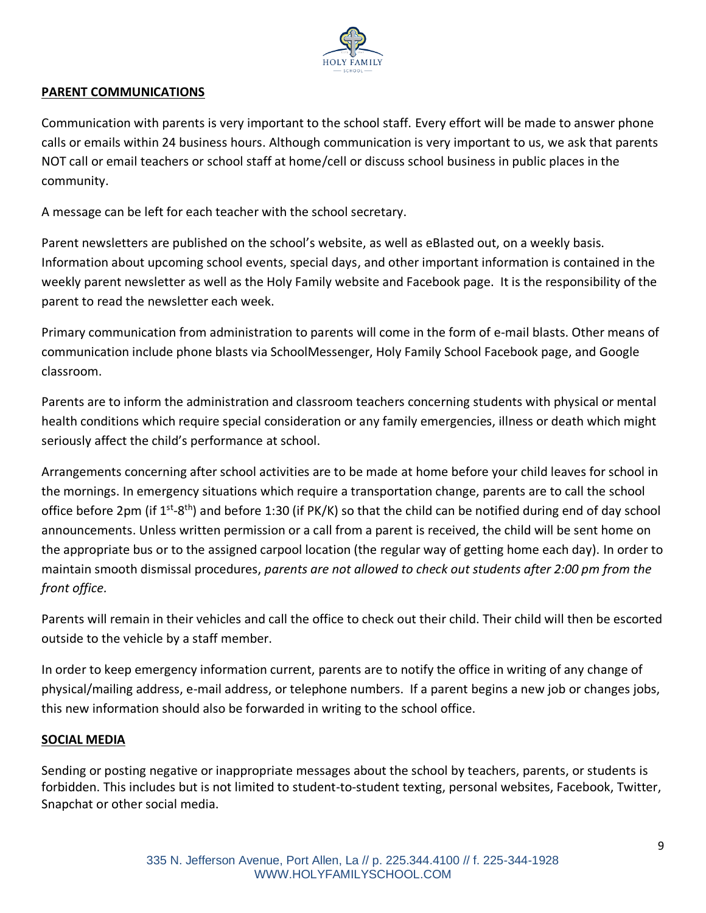## PARENT COMMUNICATIONS

Communication with parents is very important to the school staff. Every effort will be made to answer phone calls or emails within 24 business hours. Although communication is very important to us, we ask that parents NOT call or email teachers or school staff at home/cell or discuss school business in public places in the community.

A message can be left for each teacher with the school secretary.

Parent newsletters are published on the school's website, as well as eBlasted out, on a weekly basis. Information about upcoming school events, special days, and other important information is contained in the weekly parent newsletter as well as the Holy Family website and Facebook page. It is the responsibility of the parent to read the newsletter each week.

Primary communication from administration to parents will come in the form of e-mail blasts. Other means of communication include phone blasts via SchoolMessenger, Holy Family School Facebook page, and Google classroom.

Parents are to inform the administration and classroom teachers concerning students with physical or mental health conditions which require special consideration or any family emergencies, illness or death which might seriously affect the child's performance at school.

Arrangements concerning after school activities are to be made at home before your child leaves for school in the mornings. In emergency situations which require a transportation change, parents are to call the school office before 2pm (if 1st-8th) and before 1:30 (if PK/K) so that the child can be notified during end of day school announcements. Unless written permission or a call from a parent is received, the child will be sent home on the appropriate bus or to the assigned carpool location (the regular way of getting home each day). In order to maintain smooth dismissal procedures, *parents are not allowed to check out students after 2:00 pm from the front office.*

Parents will remain in their vehicles and call the office to check out their child. Their child will then be escorted outside to the vehicle by a staff member.

In order to keep emergency information current, parents are to notify the office in writing of any change of physical/mailing address, e-mail address, or telephone numbers. If a parent begins a new job or changes jobs, this new information should also be forwarded in writing to the school office.

## SOCIAL MEDIA

Sending or posting negative or inappropriate messages about the school by teachers, parents, or students is forbidden. This includes but is not limited to student-to-student texting, personal websites, Facebook, Twitter, Snapchat or other social media.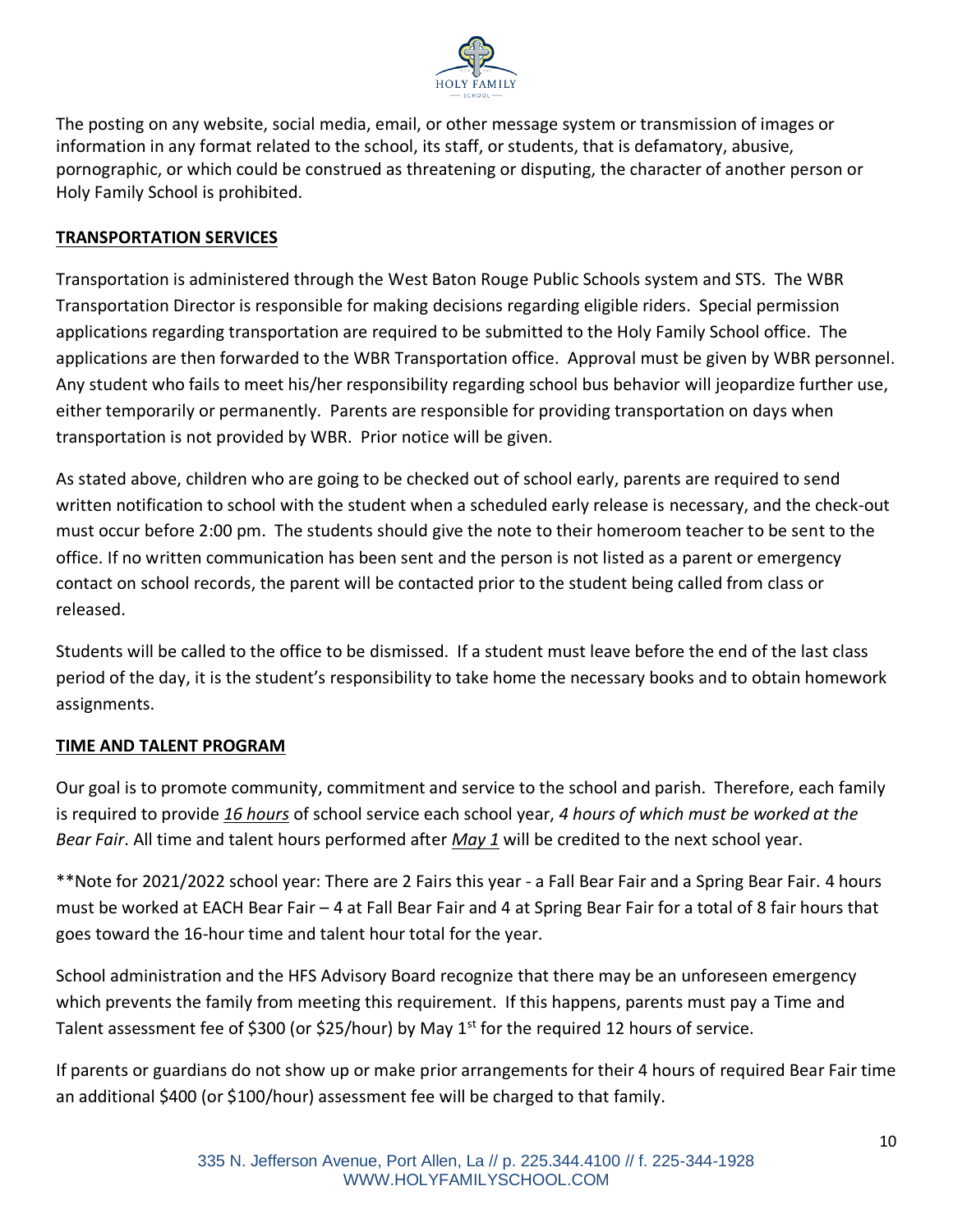The posting on any website, social media, email, or other message system or transmission of images or information in any format related to the school, its staff, or students, that is defamatory, abusive, pornographic, or which could be construed as threatening or disputing, the character of another person or Holy Family School is prohibited.

## TRANSPORTATION SERVICES

Transportation is administered through the West Baton Rouge Public Schools system and STS. The WBR Transportation Director is responsible for making decisions regarding eligible riders. Special permission applications regarding transportation are required to be submitted to the Holy Family School office. The applications are then forwarded to the WBR Transportation office. Approval must be given by WBR personnel. Any student who fails to meet his/her responsibility regarding school bus behavior will jeopardize further use, either temporarily or permanently. Parents are responsible for providing transportation on days when transportation is not provided by WBR. Prior notice will be given.

As stated above, children who are going to be checked out of school early, parents are required to send written notification to school with the student when a scheduled early release is necessary, and the check-out must occur before 2:00 pm. The students should give the note to their homeroom teacher to be sent to the office. If no written communication has been sent and the person is not listed as a parent or emergency contact on school records, the parent will be contacted prior to the student being called from class or released.

Students will be called to the office to be dismissed. If a student must leave before the end of the last class period of the day, it is the student's responsibility to take home the necessary books and to obtain homework assignments.

## TIME AND TALENT PROGRAM

Our goal is to promote community, commitment and service to the school and parish. Therefore, each family is required to provide *16 hours* of school service each school year, *4 hours of which must be worked at the Bear Fair*. All time and talent hours performed after *May 1* will be credited to the next school year.

**Note for 2021/2022 school year: There are 2 Fairs this year - a Fall Bear Fair and a Spring Bear Fair. 4 hours must be worked at EACH Bear Fair – 4 at Fall Bear Fair and 4 at Spring Bear Fair for a total of 8 fair hours that goes toward the 16-hour time and talent hour total for the year.

School administration and the HFS Advisory Board recognize that there may be an unforeseen emergency which prevents the family from meeting this requirement. If this happens, parents must pay a Time and Talent assessment fee of $300 (or $25/hour) by May 1st for the required 12 hours of service.

If parents or guardians do not show up or make prior arrangements for their 4 hours of required Bear Fair time an additional $400 (or $100/hour) assessment fee will be charged to that family.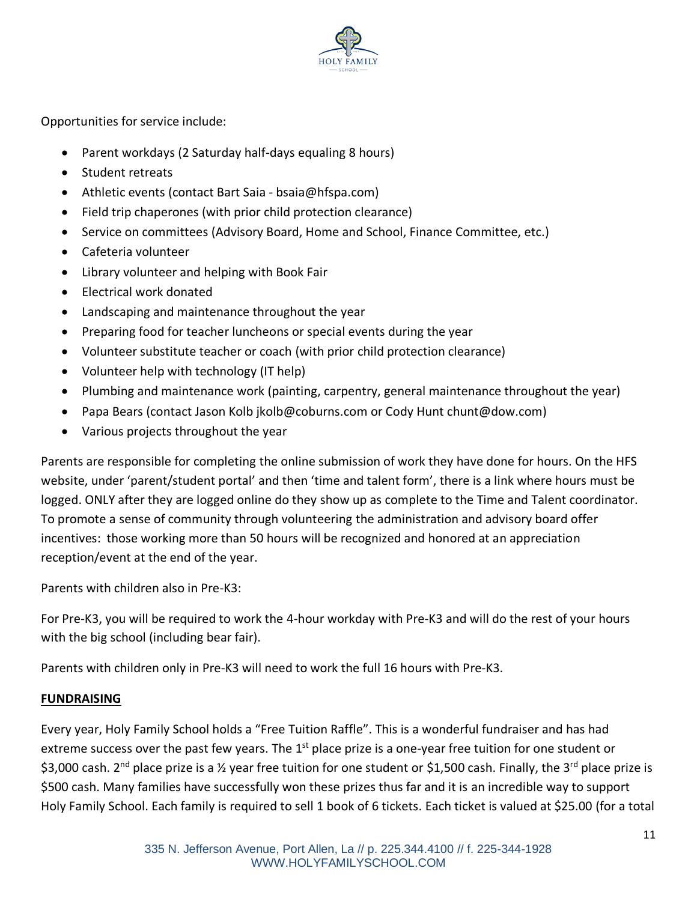Opportunities for service include:

- Parent workdays (2 Saturday half-days equaling 8 hours)
- Student retreats
- Athletic events (contact Bart Saia - bsaia@hfspa.com)
- Field trip chaperones (with prior child protection clearance)
- Service on committees (Advisory Board, Home and School, Finance Committee, etc.)
- Cafeteria volunteer
- Library volunteer and helping with Book Fair
- Electrical work donated
- Landscaping and maintenance throughout the year
- Preparing food for teacher luncheons or special events during the year
- Volunteer substitute teacher or coach (with prior child protection clearance)
- Volunteer help with technology (IT help)
- Plumbing and maintenance work (painting, carpentry, general maintenance throughout the year)
- Papa Bears (contact Jason Kolb jkolb@coburns.com or Cody Hunt chunt@dow.com)
- Various projects throughout the year

Parents are responsible for completing the online submission of work they have done for hours. On the HFS website, under 'parent/student portal' and then 'time and talent form', there is a link where hours must be logged. ONLY after they are logged online do they show up as complete to the Time and Talent coordinator. To promote a sense of community through volunteering the administration and advisory board offer incentives: those working more than 50 hours will be recognized and honored at an appreciation reception/event at the end of the year.

Parents with children also in Pre-K3:

For Pre-K3, you will be required to work the 4-hour workday with Pre-K3 and will do the rest of your hours with the big school (including bear fair).

Parents with children only in Pre-K3 will need to work the full 16 hours with Pre-K3.

**FUNDRAISING**

Every year, Holy Family School holds a "Free Tuition Raffle". This is a wonderful fundraiser and has had extreme success over the past few years. The 1st place prize is a one-year free tuition for one student or $3,000 cash. 2nd place prize is a ½ year free tuition for one student or $1,500 cash. Finally, the 3rd place prize is $500 cash. Many families have successfully won these prizes thus far and it is an incredible way to support Holy Family School. Each family is required to sell 1 book of 6 tickets. Each ticket is valued at $25.00 (for a total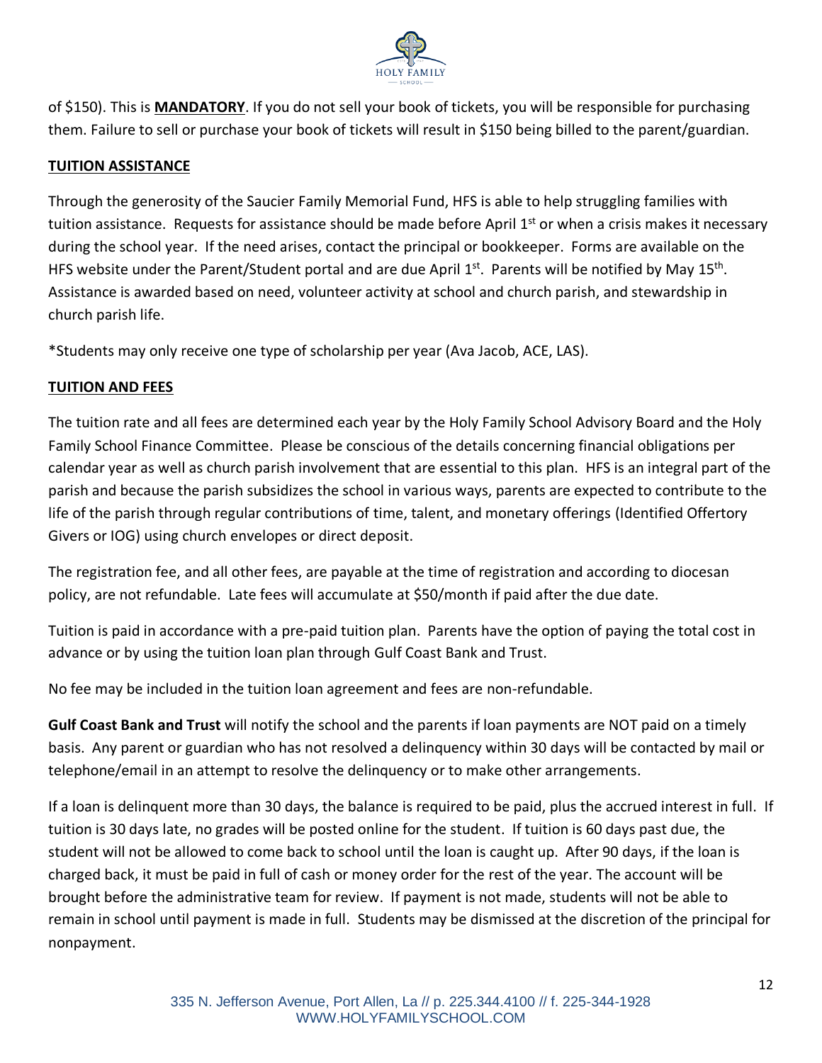of $150). This is **MANDATORY**. If you do not sell your book of tickets, you will be responsible for purchasing them. Failure to sell or purchase your book of tickets will result in $150 being billed to the parent/guardian.

**TUITION ASSISTANCE**

Through the generosity of the Saucier Family Memorial Fund, HFS is able to help struggling families with tuition assistance. Requests for assistance should be made before April 1st or when a crisis makes it necessary during the school year. If the need arises, contact the principal or bookkeeper. Forms are available on the HFS website under the Parent/Student portal and are due April 1st. Parents will be notified by May 15th. Assistance is awarded based on need, volunteer activity at school and church parish, and stewardship in church parish life.

*Students may only receive one type of scholarship per year (Ava Jacob, ACE, LAS).

**TUITION AND FEES**

The tuition rate and all fees are determined each year by the Holy Family School Advisory Board and the Holy Family School Finance Committee. Please be conscious of the details concerning financial obligations per calendar year as well as church parish involvement that are essential to this plan. HFS is an integral part of the parish and because the parish subsidizes the school in various ways, parents are expected to contribute to the life of the parish through regular contributions of time, talent, and monetary offerings (Identified Offertory Givers or IOG) using church envelopes or direct deposit.

The registration fee, and all other fees, are payable at the time of registration and according to diocesan policy, are not refundable. Late fees will accumulate at $50/month if paid after the due date.

Tuition is paid in accordance with a pre-paid tuition plan. Parents have the option of paying the total cost in advance or by using the tuition loan plan through Gulf Coast Bank and Trust.

No fee may be included in the tuition loan agreement and fees are non-refundable.

**Gulf Coast Bank and Trust** will notify the school and the parents if loan payments are NOT paid on a timely basis. Any parent or guardian who has not resolved a delinquency within 30 days will be contacted by mail or telephone/email in an attempt to resolve the delinquency or to make other arrangements.

If a loan is delinquent more than 30 days, the balance is required to be paid, plus the accrued interest in full. If tuition is 30 days late, no grades will be posted online for the student. If tuition is 60 days past due, the student will not be allowed to come back to school until the loan is caught up. After 90 days, if the loan is charged back, it must be paid in full of cash or money order for the rest of the year. The account will be brought before the administrative team for review. If payment is not made, students will not be able to remain in school until payment is made in full. Students may be dismissed at the discretion of the principal for nonpayment.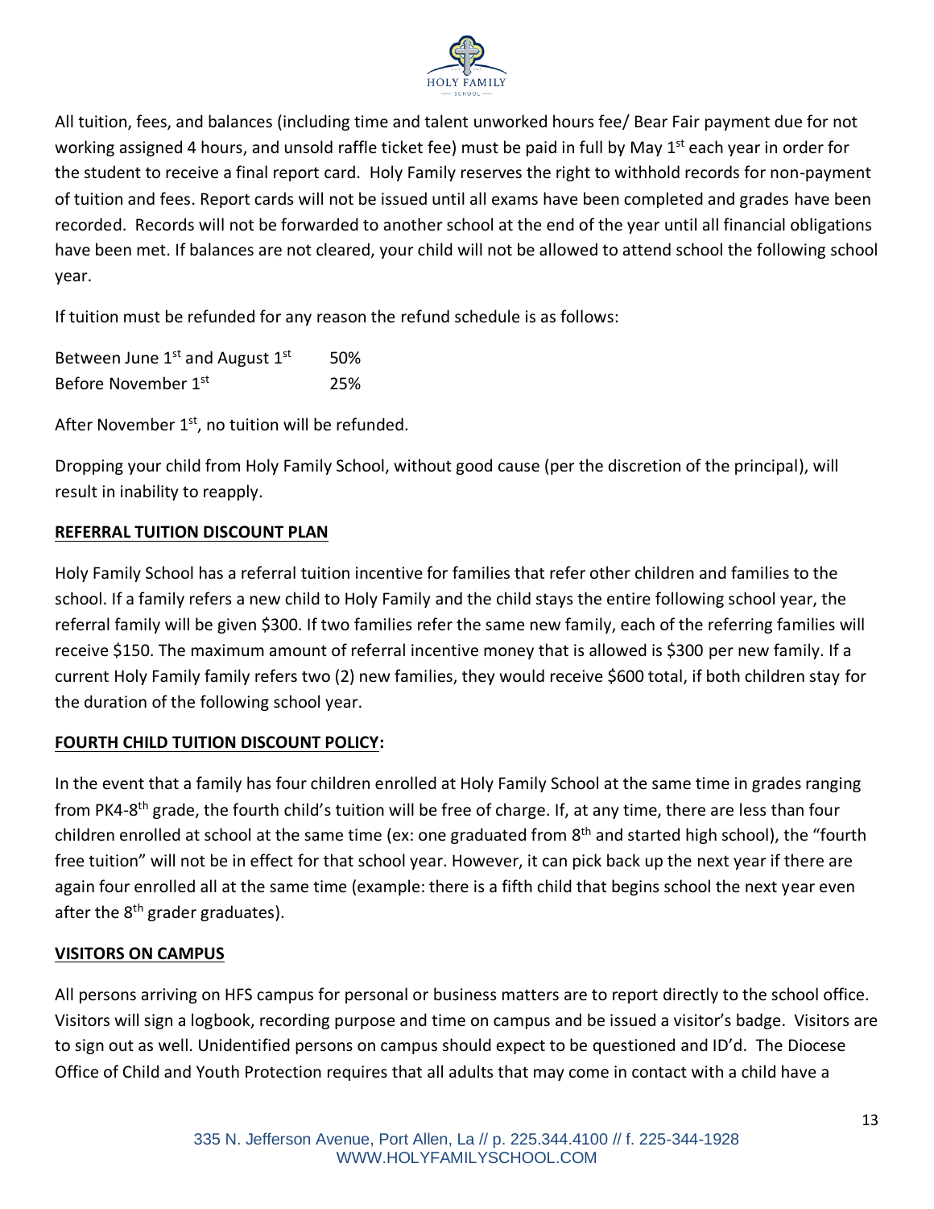All tuition, fees, and balances (including time and talent unworked hours fee/ Bear Fair payment due for not working assigned 4 hours, and unsold raffle ticket fee) must be paid in full by May 1st each year in order for the student to receive a final report card. Holy Family reserves the right to withhold records for non-payment of tuition and fees. Report cards will not be issued until all exams have been completed and grades have been recorded. Records will not be forwarded to another school at the end of the year until all financial obligations have been met. If balances are not cleared, your child will not be allowed to attend school the following school year.

If tuition must be refunded for any reason the refund schedule is as follows:

| | |
|---|---|
| Between June 1st and August 1st | 50% |
| Before November 1st | 25% |

After November 1st, no tuition will be refunded.

Dropping your child from Holy Family School, without good cause (per the discretion of the principal), will result in inability to reapply.

## REFERRAL TUITION DISCOUNT PLAN

Holy Family School has a referral tuition incentive for families that refer other children and families to the school. If a family refers a new child to Holy Family and the child stays the entire following school year, the referral family will be given $300. If two families refer the same new family, each of the referring families will receive $150. The maximum amount of referral incentive money that is allowed is $300 per new family. If a current Holy Family family refers two (2) new families, they would receive $600 total, if both children stay for the duration of the following school year.

## FOURTH CHILD TUITION DISCOUNT POLICY:

In the event that a family has four children enrolled at Holy Family School at the same time in grades ranging from PK4-8th grade, the fourth child's tuition will be free of charge. If, at any time, there are less than four children enrolled at school at the same time (ex: one graduated from 8th and started high school), the "fourth free tuition" will not be in effect for that school year. However, it can pick back up the next year if there are again four enrolled all at the same time (example: there is a fifth child that begins school the next year even after the 8th grader graduates).

## VISITORS ON CAMPUS

All persons arriving on HFS campus for personal or business matters are to report directly to the school office. Visitors will sign a logbook, recording purpose and time on campus and be issued a visitor's badge. Visitors are to sign out as well. Unidentified persons on campus should expect to be questioned and ID'd. The Diocese Office of Child and Youth Protection requires that all adults that may come in contact with a child have a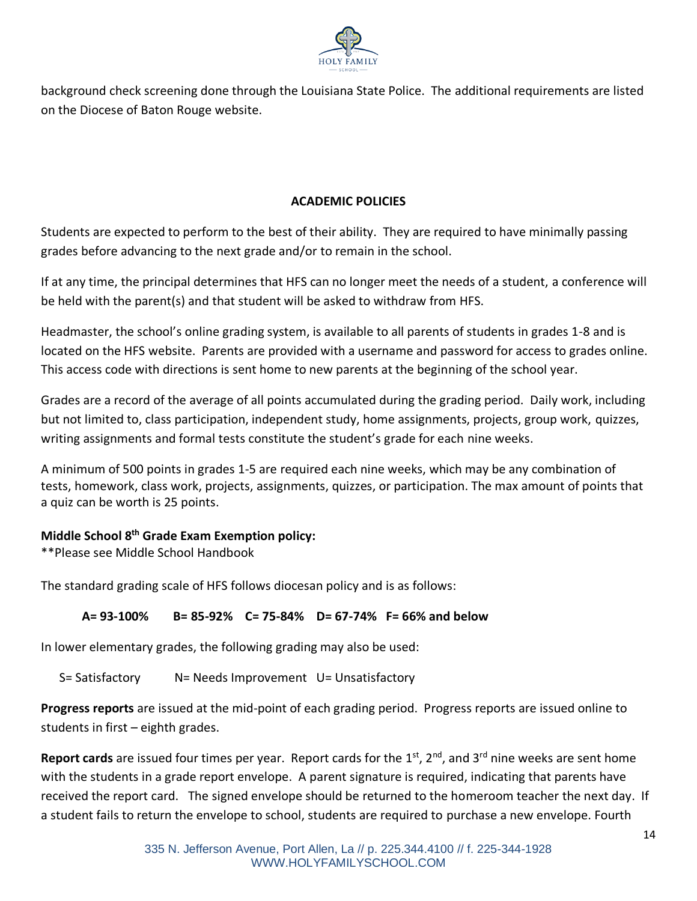background check screening done through the Louisiana State Police. The additional requirements are listed on the Diocese of Baton Rouge website.

## ACADEMIC POLICIES

Students are expected to perform to the best of their ability. They are required to have minimally passing grades before advancing to the next grade and/or to remain in the school.

If at any time, the principal determines that HFS can no longer meet the needs of a student, a conference will be held with the parent(s) and that student will be asked to withdraw from HFS.

Headmaster, the school's online grading system, is available to all parents of students in grades 1-8 and is located on the HFS website. Parents are provided with a username and password for access to grades online. This access code with directions is sent home to new parents at the beginning of the school year.

Grades are a record of the average of all points accumulated during the grading period. Daily work, including but not limited to, class participation, independent study, home assignments, projects, group work, quizzes, writing assignments and formal tests constitute the student's grade for each nine weeks.

A minimum of 500 points in grades 1-5 are required each nine weeks, which may be any combination of tests, homework, class work, projects, assignments, quizzes, or participation. The max amount of points that a quiz can be worth is 25 points.

**Middle School 8th Grade Exam Exemption policy:**
**Please see Middle School Handbook

The standard grading scale of HFS follows diocesan policy and is as follows:

**A= 93-100% B= 85-92% C= 75-84% D= 67-74% F= 66% and below**

In lower elementary grades, the following grading may also be used:

S= Satisfactory N= Needs Improvement U= Unsatisfactory

**Progress reports** are issued at the mid-point of each grading period. Progress reports are issued online to students in first – eighth grades.

**Report cards** are issued four times per year. Report cards for the 1st, 2nd, and 3rd nine weeks are sent home with the students in a grade report envelope. A parent signature is required, indicating that parents have received the report card. The signed envelope should be returned to the homeroom teacher the next day. If a student fails to return the envelope to school, students are required to purchase a new envelope. Fourth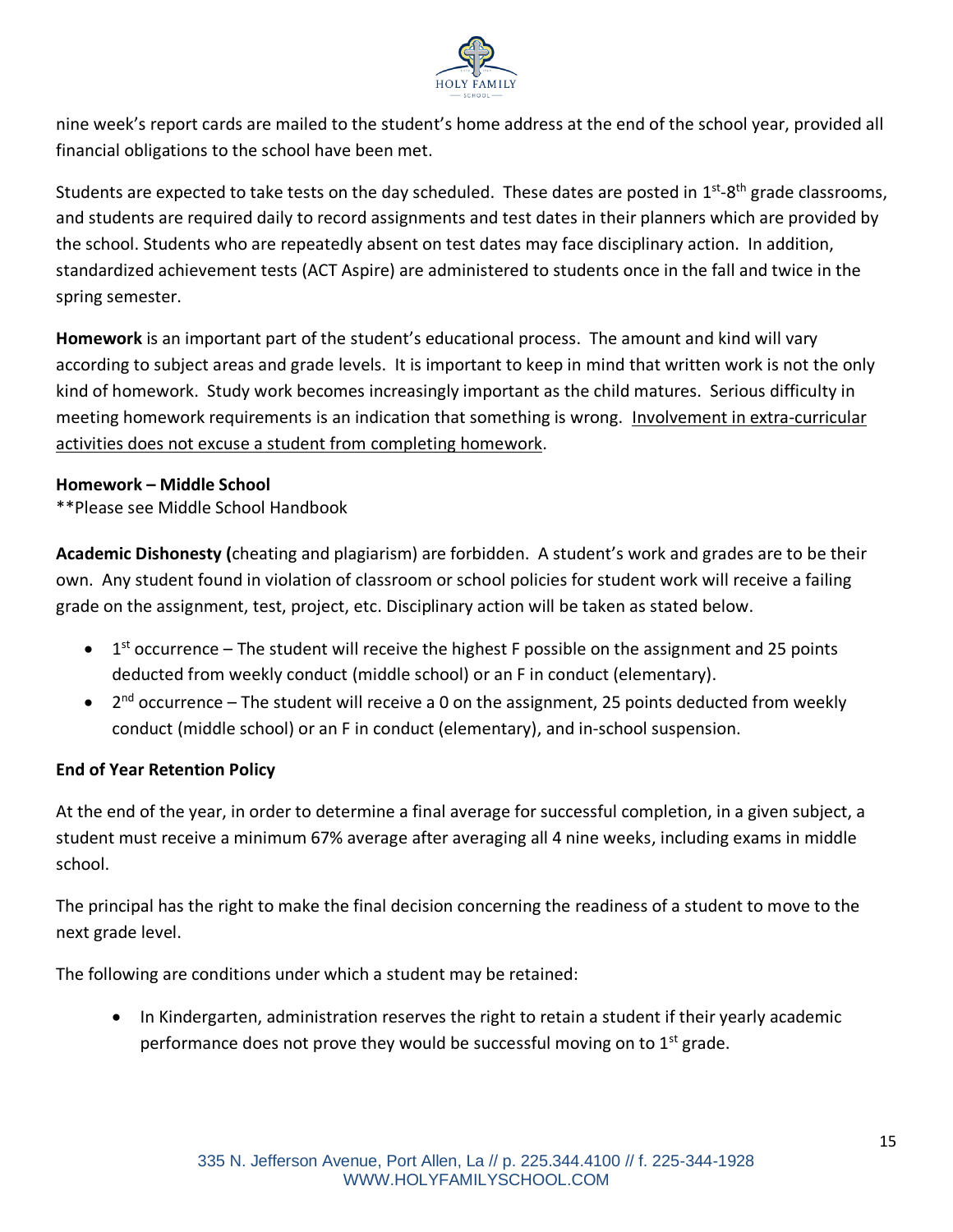nine week's report cards are mailed to the student's home address at the end of the school year, provided all financial obligations to the school have been met.

Students are expected to take tests on the day scheduled. These dates are posted in 1st-8th grade classrooms, and students are required daily to record assignments and test dates in their planners which are provided by the school. Students who are repeatedly absent on test dates may face disciplinary action. In addition, standardized achievement tests (ACT Aspire) are administered to students once in the fall and twice in the spring semester.

**Homework** is an important part of the student's educational process. The amount and kind will vary according to subject areas and grade levels. It is important to keep in mind that written work is not the only kind of homework. Study work becomes increasingly important as the child matures. Serious difficulty in meeting homework requirements is an indication that something is wrong. <u>Involvement in extra-curricular activities does not excuse a student from completing homework</u>.

**Homework – Middle School**
**Please see Middle School Handbook

**Academic Dishonesty (**cheating and plagiarism) are forbidden. A student's work and grades are to be their own. Any student found in violation of classroom or school policies for student work will receive a failing grade on the assignment, test, project, etc. Disciplinary action will be taken as stated below.

- 1st occurrence – The student will receive the highest F possible on the assignment and 25 points deducted from weekly conduct (middle school) or an F in conduct (elementary).
- 2nd occurrence – The student will receive a 0 on the assignment, 25 points deducted from weekly conduct (middle school) or an F in conduct (elementary), and in-school suspension.

**End of Year Retention Policy**

At the end of the year, in order to determine a final average for successful completion, in a given subject, a student must receive a minimum 67% average after averaging all 4 nine weeks, including exams in middle school.

The principal has the right to make the final decision concerning the readiness of a student to move to the next grade level.

The following are conditions under which a student may be retained:

- In Kindergarten, administration reserves the right to retain a student if their yearly academic performance does not prove they would be successful moving on to 1st grade.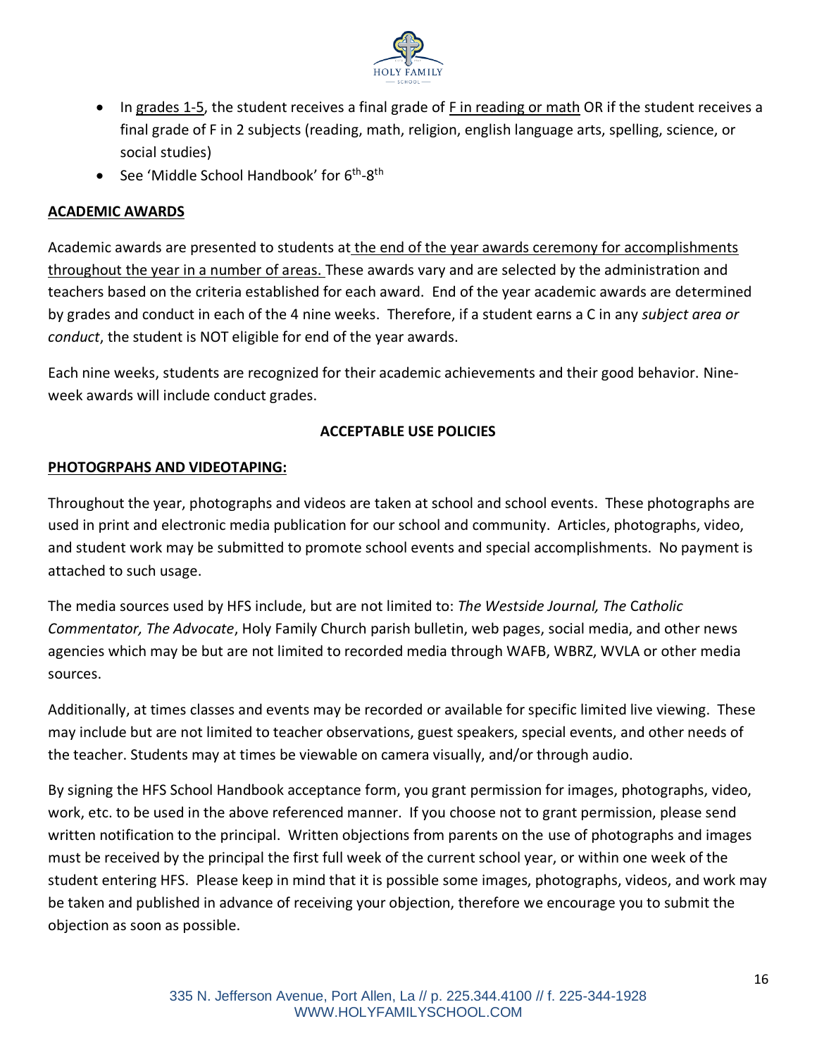- In grades 1-5, the student receives a final grade of F in reading or math OR if the student receives a final grade of F in 2 subjects (reading, math, religion, english language arts, spelling, science, or social studies)
- See 'Middle School Handbook' for 6th-8th

**ACADEMIC AWARDS**

Academic awards are presented to students at the end of the year awards ceremony for accomplishments throughout the year in a number of areas. These awards vary and are selected by the administration and teachers based on the criteria established for each award. End of the year academic awards are determined by grades and conduct in each of the 4 nine weeks. Therefore, if a student earns a C in any *subject area or conduct*, the student is NOT eligible for end of the year awards.

Each nine weeks, students are recognized for their academic achievements and their good behavior. Nine-week awards will include conduct grades.

## ACCEPTABLE USE POLICIES

**PHOTOGRPAHS AND VIDEOTAPING:**

Throughout the year, photographs and videos are taken at school and school events. These photographs are used in print and electronic media publication for our school and community. Articles, photographs, video, and student work may be submitted to promote school events and special accomplishments. No payment is attached to such usage.

The media sources used by HFS include, but are not limited to: *The Westside Journal, The Catholic Commentator, The Advocate*, Holy Family Church parish bulletin, web pages, social media, and other news agencies which may be but are not limited to recorded media through WAFB, WBRZ, WVLA or other media sources.

Additionally, at times classes and events may be recorded or available for specific limited live viewing. These may include but are not limited to teacher observations, guest speakers, special events, and other needs of the teacher. Students may at times be viewable on camera visually, and/or through audio.

By signing the HFS School Handbook acceptance form, you grant permission for images, photographs, video, work, etc. to be used in the above referenced manner. If you choose not to grant permission, please send written notification to the principal. Written objections from parents on the use of photographs and images must be received by the principal the first full week of the current school year, or within one week of the student entering HFS. Please keep in mind that it is possible some images, photographs, videos, and work may be taken and published in advance of receiving your objection, therefore we encourage you to submit the objection as soon as possible.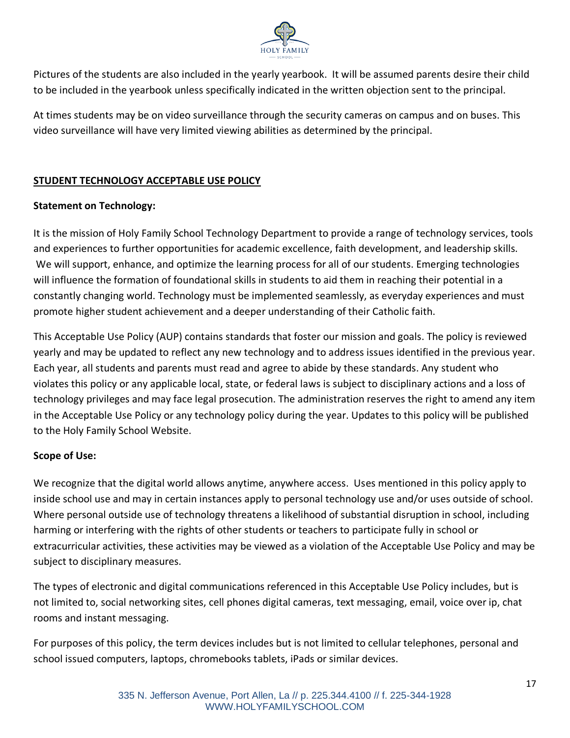Pictures of the students are also included in the yearly yearbook. It will be assumed parents desire their child to be included in the yearbook unless specifically indicated in the written objection sent to the principal.

At times students may be on video surveillance through the security cameras on campus and on buses. This video surveillance will have very limited viewing abilities as determined by the principal.

## STUDENT TECHNOLOGY ACCEPTABLE USE POLICY

**Statement on Technology:**

It is the mission of Holy Family School Technology Department to provide a range of technology services, tools and experiences to further opportunities for academic excellence, faith development, and leadership skills. We will support, enhance, and optimize the learning process for all of our students. Emerging technologies will influence the formation of foundational skills in students to aid them in reaching their potential in a constantly changing world. Technology must be implemented seamlessly, as everyday experiences and must promote higher student achievement and a deeper understanding of their Catholic faith.

This Acceptable Use Policy (AUP) contains standards that foster our mission and goals. The policy is reviewed yearly and may be updated to reflect any new technology and to address issues identified in the previous year. Each year, all students and parents must read and agree to abide by these standards. Any student who violates this policy or any applicable local, state, or federal laws is subject to disciplinary actions and a loss of technology privileges and may face legal prosecution. The administration reserves the right to amend any item in the Acceptable Use Policy or any technology policy during the year. Updates to this policy will be published to the Holy Family School Website.

**Scope of Use:**

We recognize that the digital world allows anytime, anywhere access. Uses mentioned in this policy apply to inside school use and may in certain instances apply to personal technology use and/or uses outside of school. Where personal outside use of technology threatens a likelihood of substantial disruption in school, including harming or interfering with the rights of other students or teachers to participate fully in school or extracurricular activities, these activities may be viewed as a violation of the Acceptable Use Policy and may be subject to disciplinary measures.

The types of electronic and digital communications referenced in this Acceptable Use Policy includes, but is not limited to, social networking sites, cell phones digital cameras, text messaging, email, voice over ip, chat rooms and instant messaging.

For purposes of this policy, the term devices includes but is not limited to cellular telephones, personal and school issued computers, laptops, chromebooks tablets, iPads or similar devices.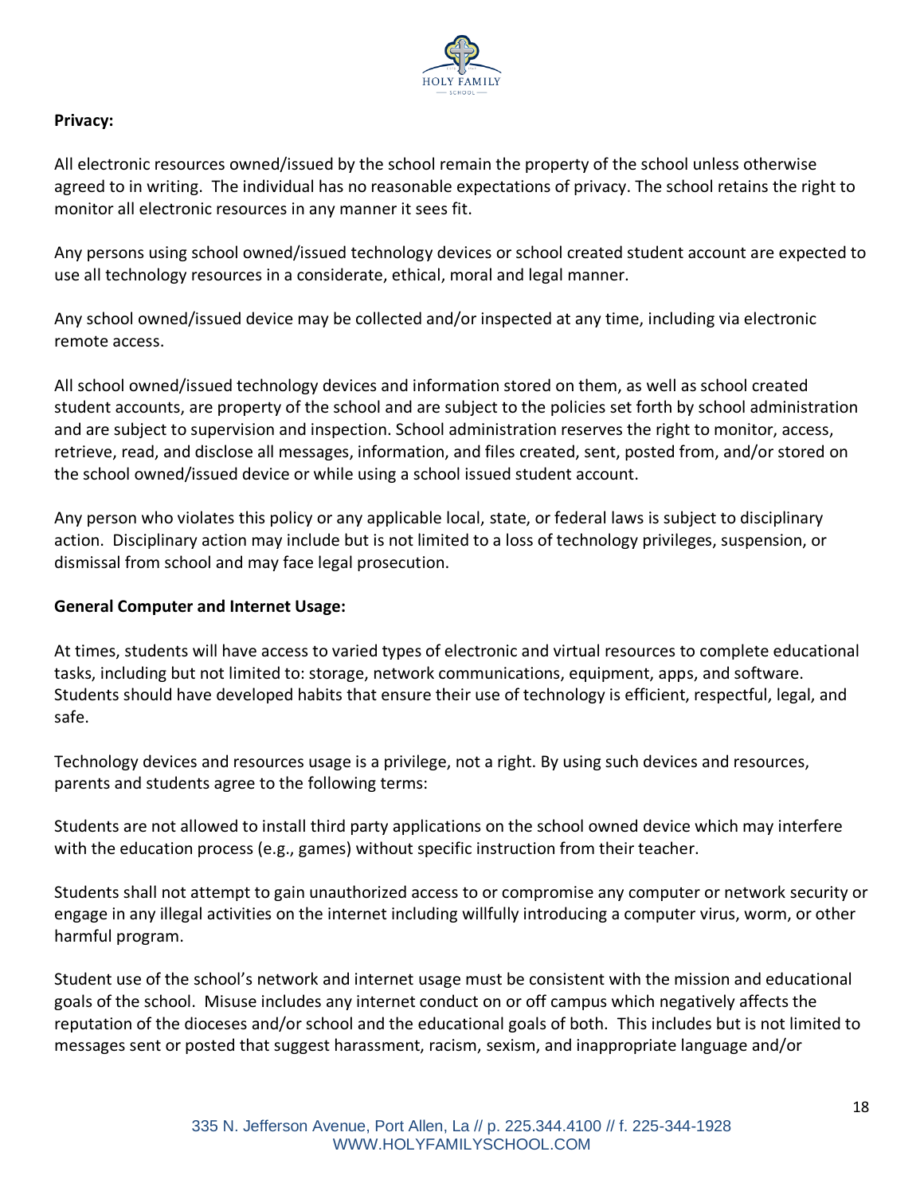**Privacy:**

All electronic resources owned/issued by the school remain the property of the school unless otherwise agreed to in writing. The individual has no reasonable expectations of privacy. The school retains the right to monitor all electronic resources in any manner it sees fit.

Any persons using school owned/issued technology devices or school created student account are expected to use all technology resources in a considerate, ethical, moral and legal manner.

Any school owned/issued device may be collected and/or inspected at any time, including via electronic remote access.

All school owned/issued technology devices and information stored on them, as well as school created student accounts, are property of the school and are subject to the policies set forth by school administration and are subject to supervision and inspection. School administration reserves the right to monitor, access, retrieve, read, and disclose all messages, information, and files created, sent, posted from, and/or stored on the school owned/issued device or while using a school issued student account.

Any person who violates this policy or any applicable local, state, or federal laws is subject to disciplinary action. Disciplinary action may include but is not limited to a loss of technology privileges, suspension, or dismissal from school and may face legal prosecution.

**General Computer and Internet Usage:**

At times, students will have access to varied types of electronic and virtual resources to complete educational tasks, including but not limited to: storage, network communications, equipment, apps, and software. Students should have developed habits that ensure their use of technology is efficient, respectful, legal, and safe.

Technology devices and resources usage is a privilege, not a right. By using such devices and resources, parents and students agree to the following terms:

Students are not allowed to install third party applications on the school owned device which may interfere with the education process (e.g., games) without specific instruction from their teacher.

Students shall not attempt to gain unauthorized access to or compromise any computer or network security or engage in any illegal activities on the internet including willfully introducing a computer virus, worm, or other harmful program.

Student use of the school's network and internet usage must be consistent with the mission and educational goals of the school. Misuse includes any internet conduct on or off campus which negatively affects the reputation of the dioceses and/or school and the educational goals of both. This includes but is not limited to messages sent or posted that suggest harassment, racism, sexism, and inappropriate language and/or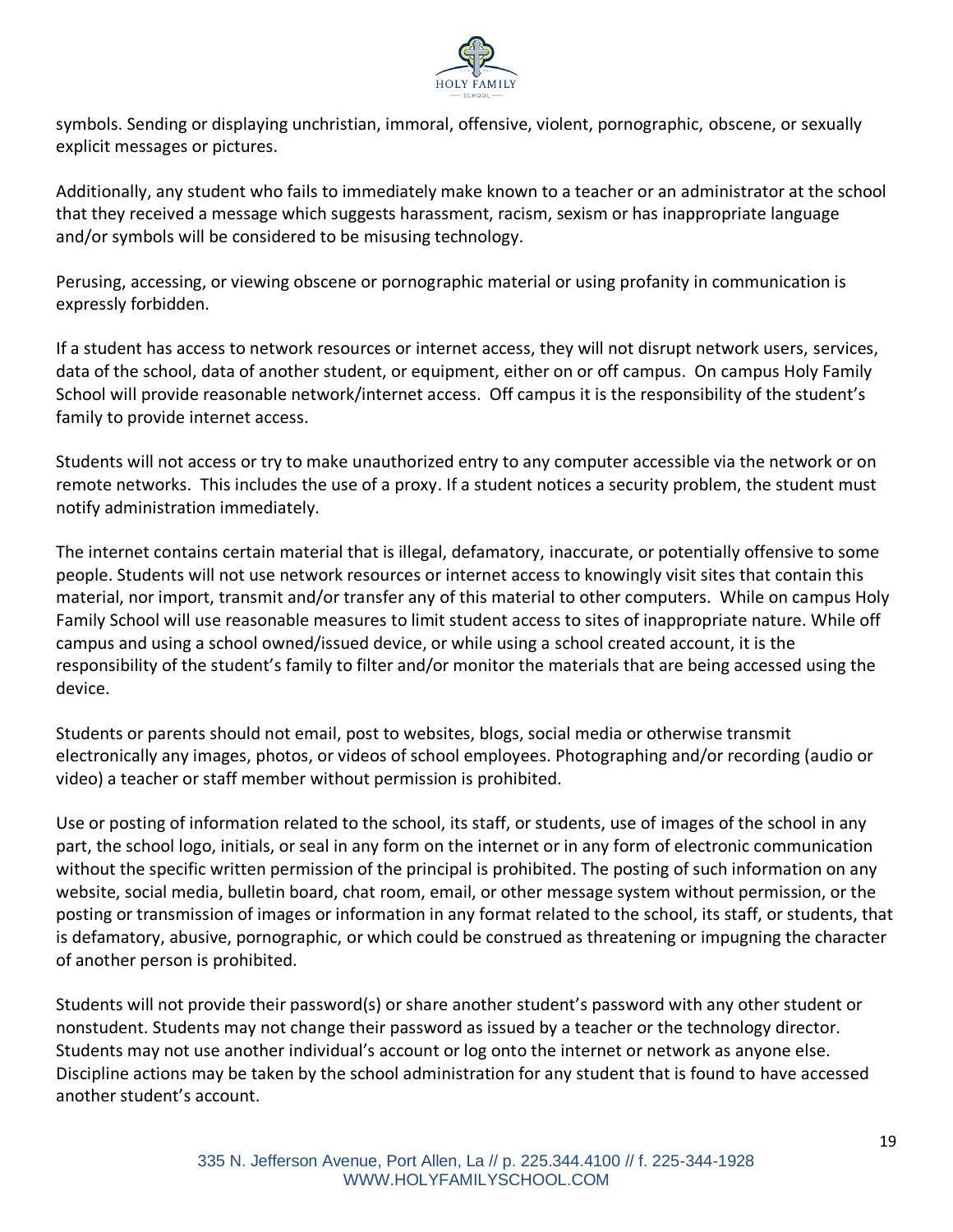symbols. Sending or displaying unchristian, immoral, offensive, violent, pornographic, obscene, or sexually explicit messages or pictures.

Additionally, any student who fails to immediately make known to a teacher or an administrator at the school that they received a message which suggests harassment, racism, sexism or has inappropriate language and/or symbols will be considered to be misusing technology.

Perusing, accessing, or viewing obscene or pornographic material or using profanity in communication is expressly forbidden.

If a student has access to network resources or internet access, they will not disrupt network users, services, data of the school, data of another student, or equipment, either on or off campus. On campus Holy Family School will provide reasonable network/internet access. Off campus it is the responsibility of the student's family to provide internet access.

Students will not access or try to make unauthorized entry to any computer accessible via the network or on remote networks. This includes the use of a proxy. If a student notices a security problem, the student must notify administration immediately.

The internet contains certain material that is illegal, defamatory, inaccurate, or potentially offensive to some people. Students will not use network resources or internet access to knowingly visit sites that contain this material, nor import, transmit and/or transfer any of this material to other computers. While on campus Holy Family School will use reasonable measures to limit student access to sites of inappropriate nature. While off campus and using a school owned/issued device, or while using a school created account, it is the responsibility of the student's family to filter and/or monitor the materials that are being accessed using the device.

Students or parents should not email, post to websites, blogs, social media or otherwise transmit electronically any images, photos, or videos of school employees. Photographing and/or recording (audio or video) a teacher or staff member without permission is prohibited.

Use or posting of information related to the school, its staff, or students, use of images of the school in any part, the school logo, initials, or seal in any form on the internet or in any form of electronic communication without the specific written permission of the principal is prohibited. The posting of such information on any website, social media, bulletin board, chat room, email, or other message system without permission, or the posting or transmission of images or information in any format related to the school, its staff, or students, that is defamatory, abusive, pornographic, or which could be construed as threatening or impugning the character of another person is prohibited.

Students will not provide their password(s) or share another student's password with any other student or nonstudent. Students may not change their password as issued by a teacher or the technology director. Students may not use another individual's account or log onto the internet or network as anyone else. Discipline actions may be taken by the school administration for any student that is found to have accessed another student's account.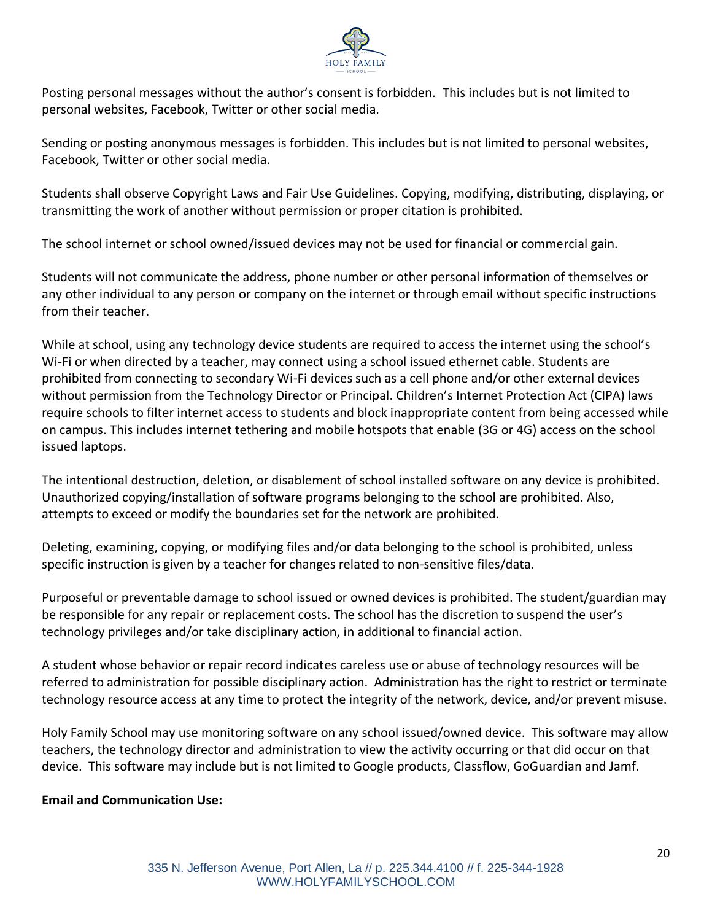Posting personal messages without the author's consent is forbidden. This includes but is not limited to personal websites, Facebook, Twitter or other social media.

Sending or posting anonymous messages is forbidden. This includes but is not limited to personal websites, Facebook, Twitter or other social media.

Students shall observe Copyright Laws and Fair Use Guidelines. Copying, modifying, distributing, displaying, or transmitting the work of another without permission or proper citation is prohibited.

The school internet or school owned/issued devices may not be used for financial or commercial gain.

Students will not communicate the address, phone number or other personal information of themselves or any other individual to any person or company on the internet or through email without specific instructions from their teacher.

While at school, using any technology device students are required to access the internet using the school's Wi-Fi or when directed by a teacher, may connect using a school issued ethernet cable. Students are prohibited from connecting to secondary Wi-Fi devices such as a cell phone and/or other external devices without permission from the Technology Director or Principal. Children's Internet Protection Act (CIPA) laws require schools to filter internet access to students and block inappropriate content from being accessed while on campus. This includes internet tethering and mobile hotspots that enable (3G or 4G) access on the school issued laptops.

The intentional destruction, deletion, or disablement of school installed software on any device is prohibited. Unauthorized copying/installation of software programs belonging to the school are prohibited. Also, attempts to exceed or modify the boundaries set for the network are prohibited.

Deleting, examining, copying, or modifying files and/or data belonging to the school is prohibited, unless specific instruction is given by a teacher for changes related to non-sensitive files/data.

Purposeful or preventable damage to school issued or owned devices is prohibited. The student/guardian may be responsible for any repair or replacement costs. The school has the discretion to suspend the user's technology privileges and/or take disciplinary action, in additional to financial action.

A student whose behavior or repair record indicates careless use or abuse of technology resources will be referred to administration for possible disciplinary action. Administration has the right to restrict or terminate technology resource access at any time to protect the integrity of the network, device, and/or prevent misuse.

Holy Family School may use monitoring software on any school issued/owned device. This software may allow teachers, the technology director and administration to view the activity occurring or that did occur on that device. This software may include but is not limited to Google products, Classflow, GoGuardian and Jamf.

**Email and Communication Use:**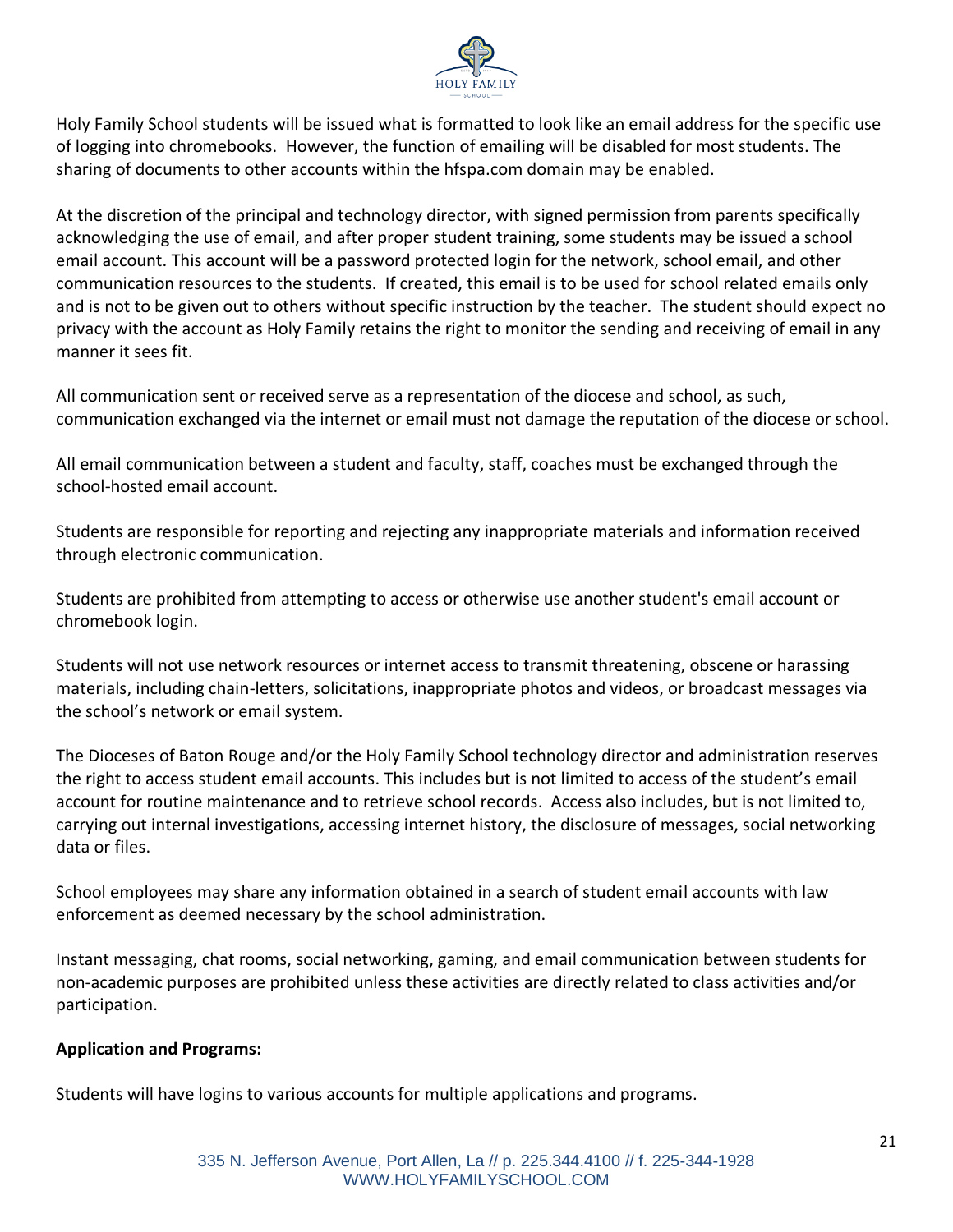Holy Family School students will be issued what is formatted to look like an email address for the specific use of logging into chromebooks. However, the function of emailing will be disabled for most students. The sharing of documents to other accounts within the hfspa.com domain may be enabled.

At the discretion of the principal and technology director, with signed permission from parents specifically acknowledging the use of email, and after proper student training, some students may be issued a school email account. This account will be a password protected login for the network, school email, and other communication resources to the students. If created, this email is to be used for school related emails only and is not to be given out to others without specific instruction by the teacher. The student should expect no privacy with the account as Holy Family retains the right to monitor the sending and receiving of email in any manner it sees fit.

All communication sent or received serve as a representation of the diocese and school, as such, communication exchanged via the internet or email must not damage the reputation of the diocese or school.

All email communication between a student and faculty, staff, coaches must be exchanged through the school-hosted email account.

Students are responsible for reporting and rejecting any inappropriate materials and information received through electronic communication.

Students are prohibited from attempting to access or otherwise use another student's email account or chromebook login.

Students will not use network resources or internet access to transmit threatening, obscene or harassing materials, including chain-letters, solicitations, inappropriate photos and videos, or broadcast messages via the school's network or email system.

The Dioceses of Baton Rouge and/or the Holy Family School technology director and administration reserves the right to access student email accounts. This includes but is not limited to access of the student's email account for routine maintenance and to retrieve school records. Access also includes, but is not limited to, carrying out internal investigations, accessing internet history, the disclosure of messages, social networking data or files.

School employees may share any information obtained in a search of student email accounts with law enforcement as deemed necessary by the school administration.

Instant messaging, chat rooms, social networking, gaming, and email communication between students for non-academic purposes are prohibited unless these activities are directly related to class activities and/or participation.

**Application and Programs:**

Students will have logins to various accounts for multiple applications and programs.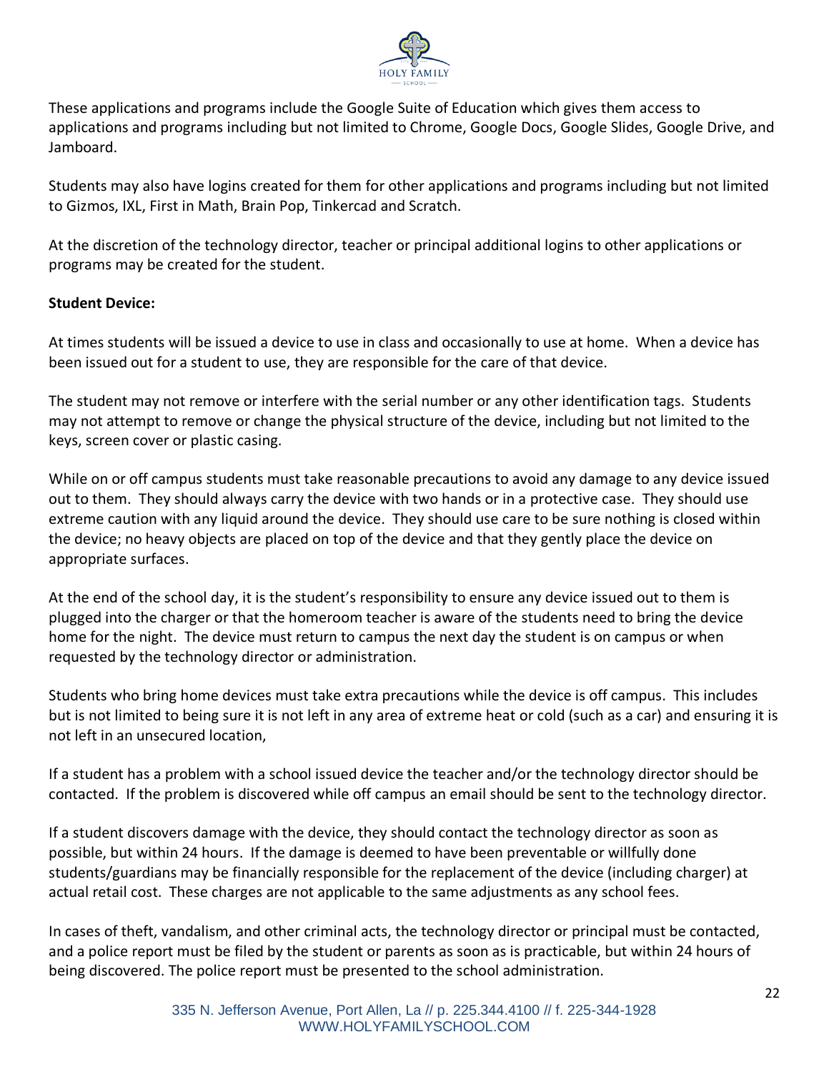These applications and programs include the Google Suite of Education which gives them access to applications and programs including but not limited to Chrome, Google Docs, Google Slides, Google Drive, and Jamboard.

Students may also have logins created for them for other applications and programs including but not limited to Gizmos, IXL, First in Math, Brain Pop, Tinkercad and Scratch.

At the discretion of the technology director, teacher or principal additional logins to other applications or programs may be created for the student.

**Student Device:**

At times students will be issued a device to use in class and occasionally to use at home. When a device has been issued out for a student to use, they are responsible for the care of that device.

The student may not remove or interfere with the serial number or any other identification tags. Students may not attempt to remove or change the physical structure of the device, including but not limited to the keys, screen cover or plastic casing.

While on or off campus students must take reasonable precautions to avoid any damage to any device issued out to them. They should always carry the device with two hands or in a protective case. They should use extreme caution with any liquid around the device. They should use care to be sure nothing is closed within the device; no heavy objects are placed on top of the device and that they gently place the device on appropriate surfaces.

At the end of the school day, it is the student's responsibility to ensure any device issued out to them is plugged into the charger or that the homeroom teacher is aware of the students need to bring the device home for the night. The device must return to campus the next day the student is on campus or when requested by the technology director or administration.

Students who bring home devices must take extra precautions while the device is off campus. This includes but is not limited to being sure it is not left in any area of extreme heat or cold (such as a car) and ensuring it is not left in an unsecured location,

If a student has a problem with a school issued device the teacher and/or the technology director should be contacted. If the problem is discovered while off campus an email should be sent to the technology director.

If a student discovers damage with the device, they should contact the technology director as soon as possible, but within 24 hours. If the damage is deemed to have been preventable or willfully done students/guardians may be financially responsible for the replacement of the device (including charger) at actual retail cost. These charges are not applicable to the same adjustments as any school fees.

In cases of theft, vandalism, and other criminal acts, the technology director or principal must be contacted, and a police report must be filed by the student or parents as soon as is practicable, but within 24 hours of being discovered. The police report must be presented to the school administration.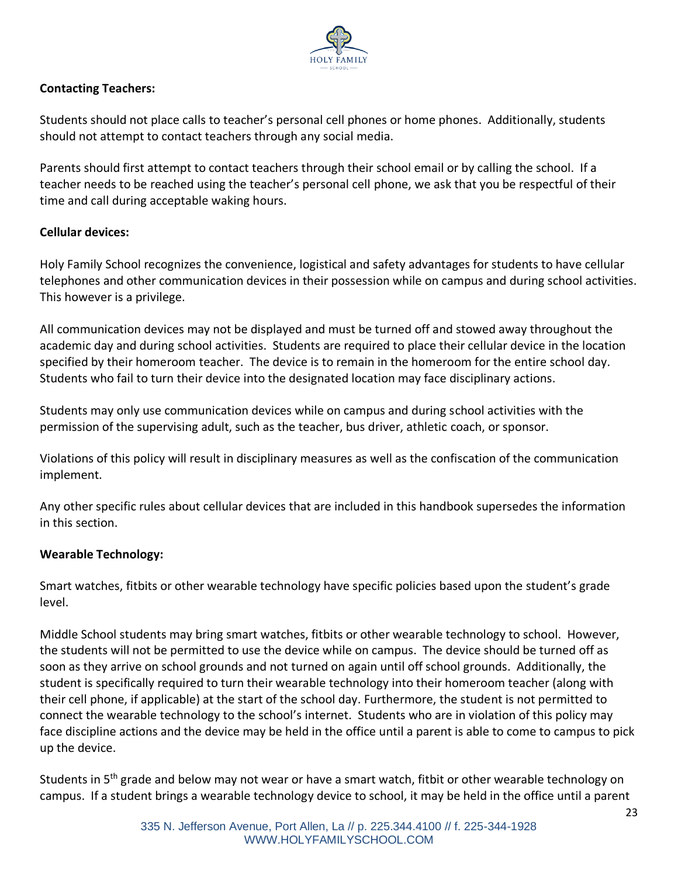**Contacting Teachers:**

Students should not place calls to teacher's personal cell phones or home phones. Additionally, students should not attempt to contact teachers through any social media.

Parents should first attempt to contact teachers through their school email or by calling the school. If a teacher needs to be reached using the teacher's personal cell phone, we ask that you be respectful of their time and call during acceptable waking hours.

**Cellular devices:**

Holy Family School recognizes the convenience, logistical and safety advantages for students to have cellular telephones and other communication devices in their possession while on campus and during school activities. This however is a privilege.

All communication devices may not be displayed and must be turned off and stowed away throughout the academic day and during school activities. Students are required to place their cellular device in the location specified by their homeroom teacher. The device is to remain in the homeroom for the entire school day. Students who fail to turn their device into the designated location may face disciplinary actions.

Students may only use communication devices while on campus and during school activities with the permission of the supervising adult, such as the teacher, bus driver, athletic coach, or sponsor.

Violations of this policy will result in disciplinary measures as well as the confiscation of the communication implement.

Any other specific rules about cellular devices that are included in this handbook supersedes the information in this section.

**Wearable Technology:**

Smart watches, fitbits or other wearable technology have specific policies based upon the student's grade level.

Middle School students may bring smart watches, fitbits or other wearable technology to school. However, the students will not be permitted to use the device while on campus. The device should be turned off as soon as they arrive on school grounds and not turned on again until off school grounds. Additionally, the student is specifically required to turn their wearable technology into their homeroom teacher (along with their cell phone, if applicable) at the start of the school day. Furthermore, the student is not permitted to connect the wearable technology to the school's internet. Students who are in violation of this policy may face discipline actions and the device may be held in the office until a parent is able to come to campus to pick up the device.

Students in 5th grade and below may not wear or have a smart watch, fitbit or other wearable technology on campus. If a student brings a wearable technology device to school, it may be held in the office until a parent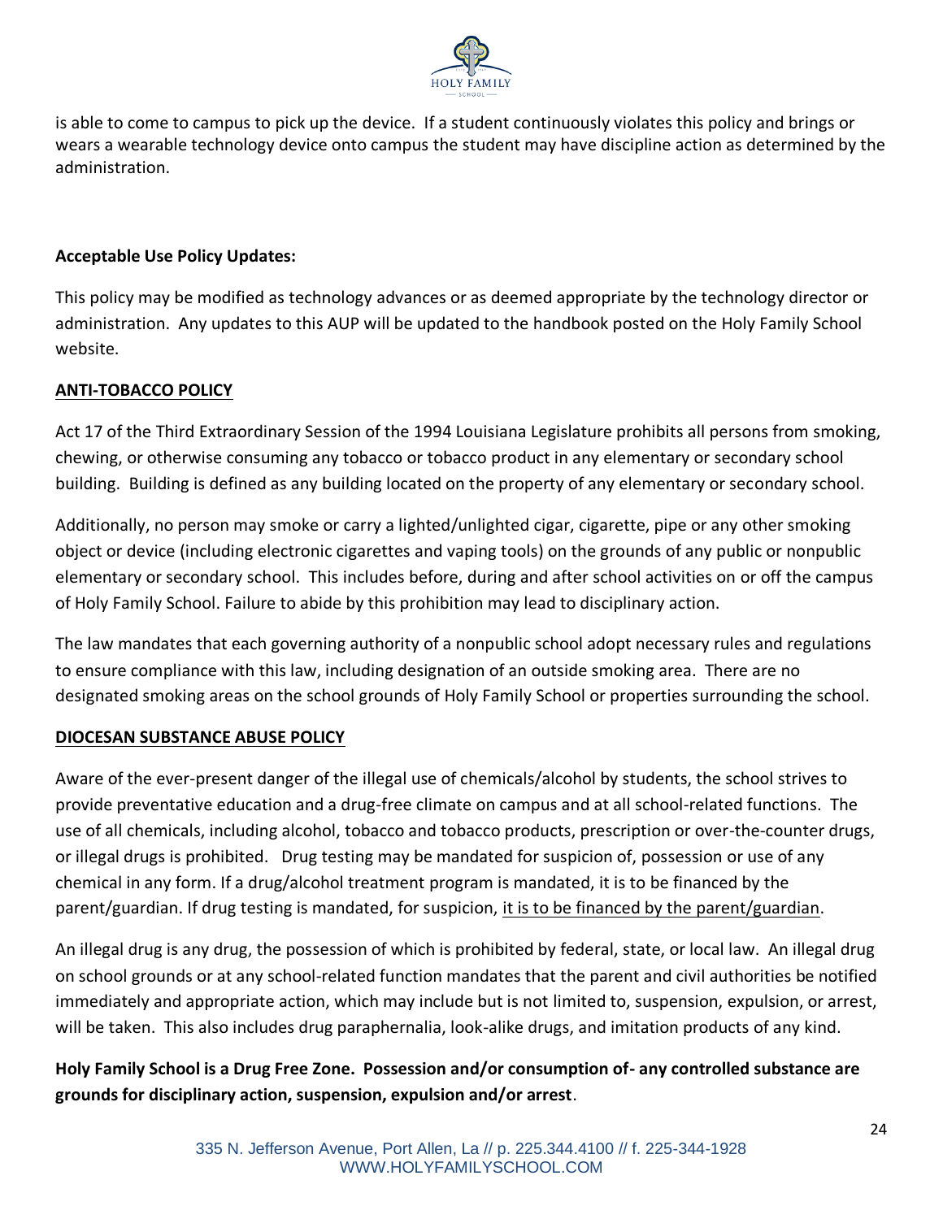is able to come to campus to pick up the device. If a student continuously violates this policy and brings or wears a wearable technology device onto campus the student may have discipline action as determined by the administration.

**Acceptable Use Policy Updates:**

This policy may be modified as technology advances or as deemed appropriate by the technology director or administration. Any updates to this AUP will be updated to the handbook posted on the Holy Family School website.

## ANTI-TOBACCO POLICY

Act 17 of the Third Extraordinary Session of the 1994 Louisiana Legislature prohibits all persons from smoking, chewing, or otherwise consuming any tobacco or tobacco product in any elementary or secondary school building. Building is defined as any building located on the property of any elementary or secondary school.

Additionally, no person may smoke or carry a lighted/unlighted cigar, cigarette, pipe or any other smoking object or device (including electronic cigarettes and vaping tools) on the grounds of any public or nonpublic elementary or secondary school. This includes before, during and after school activities on or off the campus of Holy Family School. Failure to abide by this prohibition may lead to disciplinary action.

The law mandates that each governing authority of a nonpublic school adopt necessary rules and regulations to ensure compliance with this law, including designation of an outside smoking area. There are no designated smoking areas on the school grounds of Holy Family School or properties surrounding the school.

## DIOCESAN SUBSTANCE ABUSE POLICY

Aware of the ever-present danger of the illegal use of chemicals/alcohol by students, the school strives to provide preventative education and a drug-free climate on campus and at all school-related functions. The use of all chemicals, including alcohol, tobacco and tobacco products, prescription or over-the-counter drugs, or illegal drugs is prohibited. Drug testing may be mandated for suspicion of, possession or use of any chemical in any form. If a drug/alcohol treatment program is mandated, it is to be financed by the parent/guardian. If drug testing is mandated, for suspicion, it is to be financed by the parent/guardian.

An illegal drug is any drug, the possession of which is prohibited by federal, state, or local law. An illegal drug on school grounds or at any school-related function mandates that the parent and civil authorities be notified immediately and appropriate action, which may include but is not limited to, suspension, expulsion, or arrest, will be taken. This also includes drug paraphernalia, look-alike drugs, and imitation products of any kind.

**Holy Family School is a Drug Free Zone. Possession and/or consumption of- any controlled substance are grounds for disciplinary action, suspension, expulsion and/or arrest**.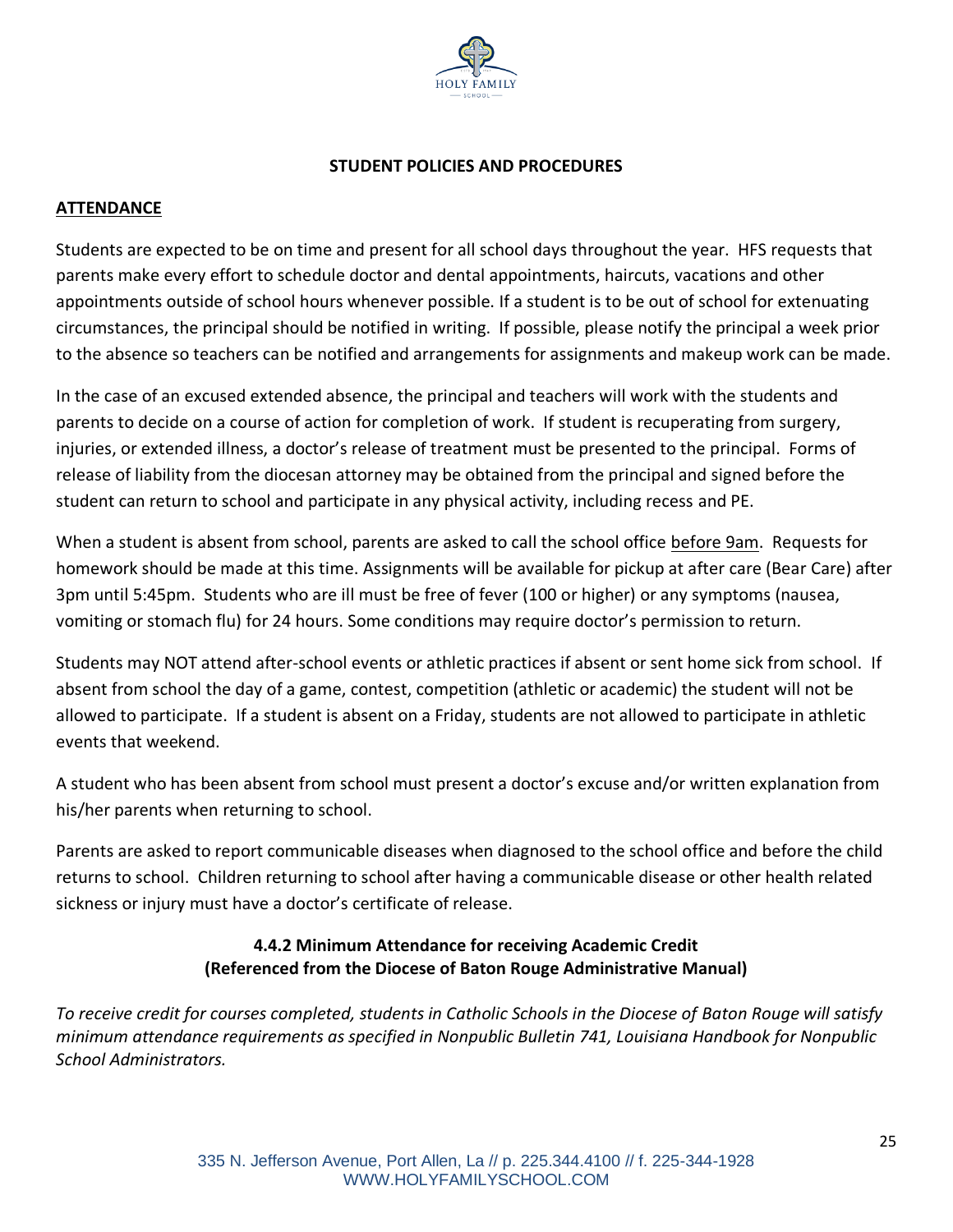## STUDENT POLICIES AND PROCEDURES

### ATTENDANCE

Students are expected to be on time and present for all school days throughout the year. HFS requests that parents make every effort to schedule doctor and dental appointments, haircuts, vacations and other appointments outside of school hours whenever possible. If a student is to be out of school for extenuating circumstances, the principal should be notified in writing. If possible, please notify the principal a week prior to the absence so teachers can be notified and arrangements for assignments and makeup work can be made.

In the case of an excused extended absence, the principal and teachers will work with the students and parents to decide on a course of action for completion of work. If student is recuperating from surgery, injuries, or extended illness, a doctor's release of treatment must be presented to the principal. Forms of release of liability from the diocesan attorney may be obtained from the principal and signed before the student can return to school and participate in any physical activity, including recess and PE.

When a student is absent from school, parents are asked to call the school office before 9am. Requests for homework should be made at this time. Assignments will be available for pickup at after care (Bear Care) after 3pm until 5:45pm. Students who are ill must be free of fever (100 or higher) or any symptoms (nausea, vomiting or stomach flu) for 24 hours. Some conditions may require doctor's permission to return.

Students may NOT attend after-school events or athletic practices if absent or sent home sick from school. If absent from school the day of a game, contest, competition (athletic or academic) the student will not be allowed to participate. If a student is absent on a Friday, students are not allowed to participate in athletic events that weekend.

A student who has been absent from school must present a doctor's excuse and/or written explanation from his/her parents when returning to school.

Parents are asked to report communicable diseases when diagnosed to the school office and before the child returns to school. Children returning to school after having a communicable disease or other health related sickness or injury must have a doctor's certificate of release.

#### 4.4.2 Minimum Attendance for receiving Academic Credit (Referenced from the Diocese of Baton Rouge Administrative Manual)

*To receive credit for courses completed, students in Catholic Schools in the Diocese of Baton Rouge will satisfy minimum attendance requirements as specified in Nonpublic Bulletin 741, Louisiana Handbook for Nonpublic School Administrators.*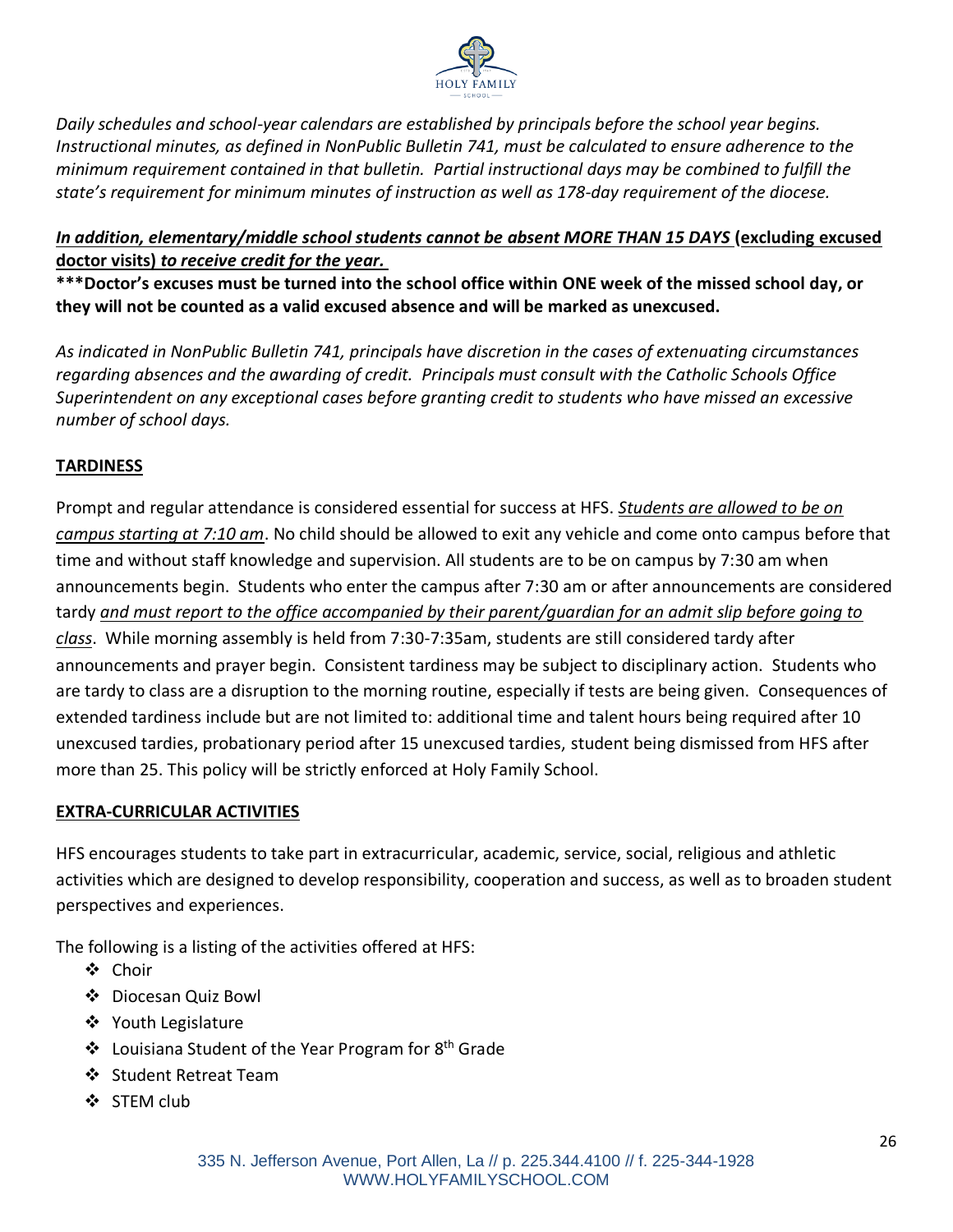*Daily schedules and school-year calendars are established by principals before the school year begins. Instructional minutes, as defined in NonPublic Bulletin 741, must be calculated to ensure adherence to the minimum requirement contained in that bulletin. Partial instructional days may be combined to fulfill the state's requirement for minimum minutes of instruction as well as 178-day requirement of the diocese.*

***In addition, elementary/middle school students cannot be absent MORE THAN 15 DAYS* (excluding excused doctor visits) *to receive credit for the year.***

**\*\*\*Doctor's excuses must be turned into the school office within ONE week of the missed school day, or they will not be counted as a valid excused absence and will be marked as unexcused.**

*As indicated in NonPublic Bulletin 741, principals have discretion in the cases of extenuating circumstances regarding absences and the awarding of credit. Principals must consult with the Catholic Schools Office Superintendent on any exceptional cases before granting credit to students who have missed an excessive number of school days.*

## TARDINESS

Prompt and regular attendance is considered essential for success at HFS. *Students are allowed to be on campus starting at 7:10 am*. No child should be allowed to exit any vehicle and come onto campus before that time and without staff knowledge and supervision. All students are to be on campus by 7:30 am when announcements begin. Students who enter the campus after 7:30 am or after announcements are considered tardy *and must report to the office accompanied by their parent/guardian for an admit slip before going to class*. While morning assembly is held from 7:30-7:35am, students are still considered tardy after announcements and prayer begin. Consistent tardiness may be subject to disciplinary action. Students who are tardy to class are a disruption to the morning routine, especially if tests are being given. Consequences of extended tardiness include but are not limited to: additional time and talent hours being required after 10 unexcused tardies, probationary period after 15 unexcused tardies, student being dismissed from HFS after more than 25. This policy will be strictly enforced at Holy Family School.

## EXTRA-CURRICULAR ACTIVITIES

HFS encourages students to take part in extracurricular, academic, service, social, religious and athletic activities which are designed to develop responsibility, cooperation and success, as well as to broaden student perspectives and experiences.

The following is a listing of the activities offered at HFS:

- Choir
- Diocesan Quiz Bowl
- Youth Legislature
- Louisiana Student of the Year Program for 8th Grade
- Student Retreat Team
- STEM club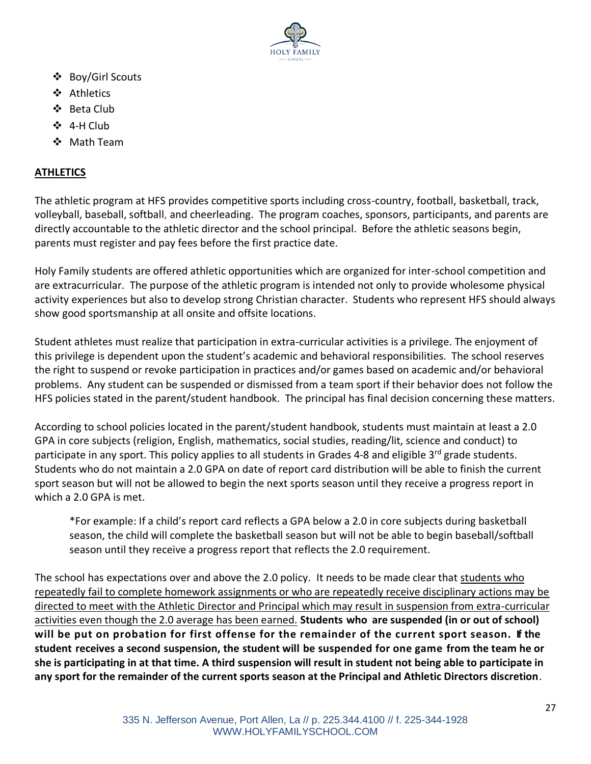- Boy/Girl Scouts
- Athletics
- Beta Club
- 4-H Club
- Math Team

## ATHLETICS

The athletic program at HFS provides competitive sports including cross-country, football, basketball, track, volleyball, baseball, softball, and cheerleading. The program coaches, sponsors, participants, and parents are directly accountable to the athletic director and the school principal. Before the athletic seasons begin, parents must register and pay fees before the first practice date.

Holy Family students are offered athletic opportunities which are organized for inter-school competition and are extracurricular. The purpose of the athletic program is intended not only to provide wholesome physical activity experiences but also to develop strong Christian character. Students who represent HFS should always show good sportsmanship at all onsite and offsite locations.

Student athletes must realize that participation in extra-curricular activities is a privilege. The enjoyment of this privilege is dependent upon the student's academic and behavioral responsibilities. The school reserves the right to suspend or revoke participation in practices and/or games based on academic and/or behavioral problems. Any student can be suspended or dismissed from a team sport if their behavior does not follow the HFS policies stated in the parent/student handbook. The principal has final decision concerning these matters.

According to school policies located in the parent/student handbook, students must maintain at least a 2.0 GPA in core subjects (religion, English, mathematics, social studies, reading/lit, science and conduct) to participate in any sport. This policy applies to all students in Grades 4-8 and eligible 3rd grade students. Students who do not maintain a 2.0 GPA on date of report card distribution will be able to finish the current sport season but will not be allowed to begin the next sports season until they receive a progress report in which a 2.0 GPA is met.

> *For example: If a child's report card reflects a GPA below a 2.0 in core subjects during basketball season, the child will complete the basketball season but will not be able to begin baseball/softball season until they receive a progress report that reflects the 2.0 requirement.

The school has expectations over and above the 2.0 policy. It needs to be made clear that students who repeatedly fail to complete homework assignments or who are repeatedly receive disciplinary actions may be directed to meet with the Athletic Director and Principal which may result in suspension from extra-curricular activities even though the 2.0 average has been earned. **Students who are suspended (in or out of school) will be put on probation for first offense for the remainder of the current sport season. If the student receives a second suspension, the student will be suspended for one game from the team he or she is participating in at that time. A third suspension will result in student not being able to participate in any sport for the remainder of the current sports season at the Principal and Athletic Directors discretion**.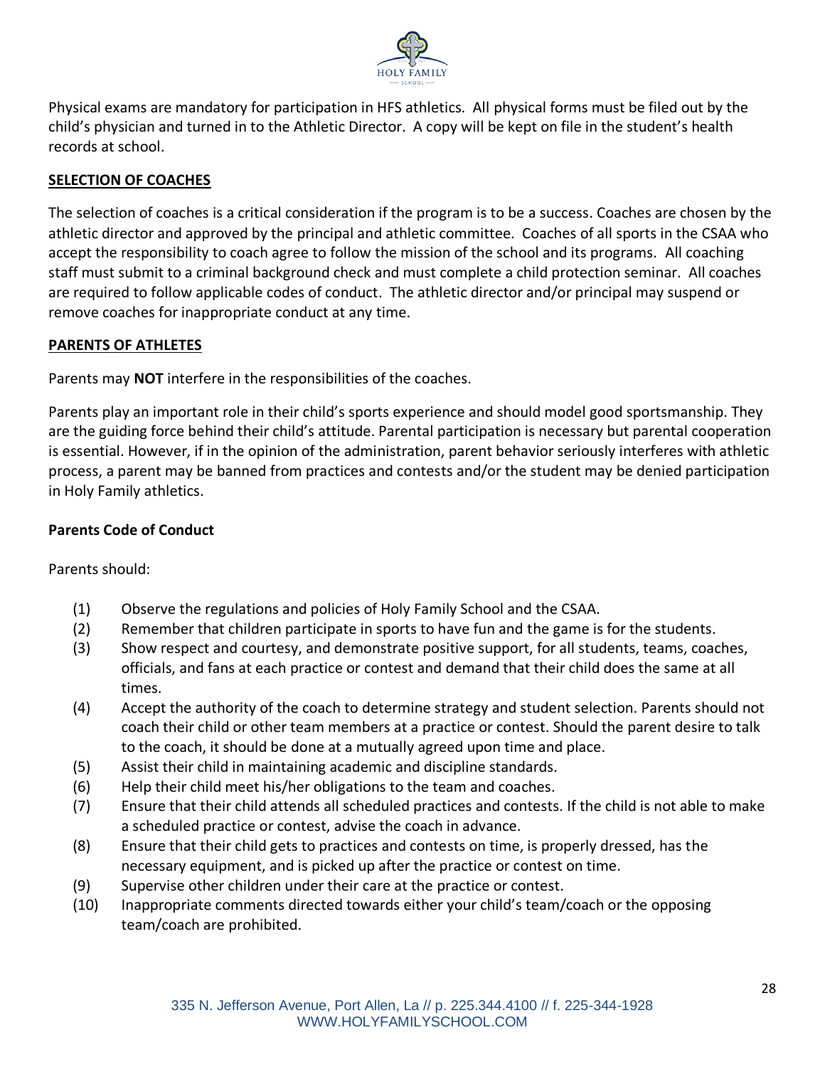Physical exams are mandatory for participation in HFS athletics. All physical forms must be filed out by the child's physician and turned in to the Athletic Director. A copy will be kept on file in the student's health records at school.

## SELECTION OF COACHES

The selection of coaches is a critical consideration if the program is to be a success. Coaches are chosen by the athletic director and approved by the principal and athletic committee. Coaches of all sports in the CSAA who accept the responsibility to coach agree to follow the mission of the school and its programs. All coaching staff must submit to a criminal background check and must complete a child protection seminar. All coaches are required to follow applicable codes of conduct. The athletic director and/or principal may suspend or remove coaches for inappropriate conduct at any time.

## PARENTS OF ATHLETES

Parents may **NOT** interfere in the responsibilities of the coaches.

Parents play an important role in their child's sports experience and should model good sportsmanship. They are the guiding force behind their child's attitude. Parental participation is necessary but parental cooperation is essential. However, if in the opinion of the administration, parent behavior seriously interferes with athletic process, a parent may be banned from practices and contests and/or the student may be denied participation in Holy Family athletics.

### Parents Code of Conduct

Parents should:

(1) Observe the regulations and policies of Holy Family School and the CSAA.

(2) Remember that children participate in sports to have fun and the game is for the students.

(3) Show respect and courtesy, and demonstrate positive support, for all students, teams, coaches, officials, and fans at each practice or contest and demand that their child does the same at all times.

(4) Accept the authority of the coach to determine strategy and student selection. Parents should not coach their child or other team members at a practice or contest. Should the parent desire to talk to the coach, it should be done at a mutually agreed upon time and place.

(5) Assist their child in maintaining academic and discipline standards.

(6) Help their child meet his/her obligations to the team and coaches.

(7) Ensure that their child attends all scheduled practices and contests. If the child is not able to make a scheduled practice or contest, advise the coach in advance.

(8) Ensure that their child gets to practices and contests on time, is properly dressed, has the necessary equipment, and is picked up after the practice or contest on time.

(9) Supervise other children under their care at the practice or contest.

(10) Inappropriate comments directed towards either your child's team/coach or the opposing team/coach are prohibited.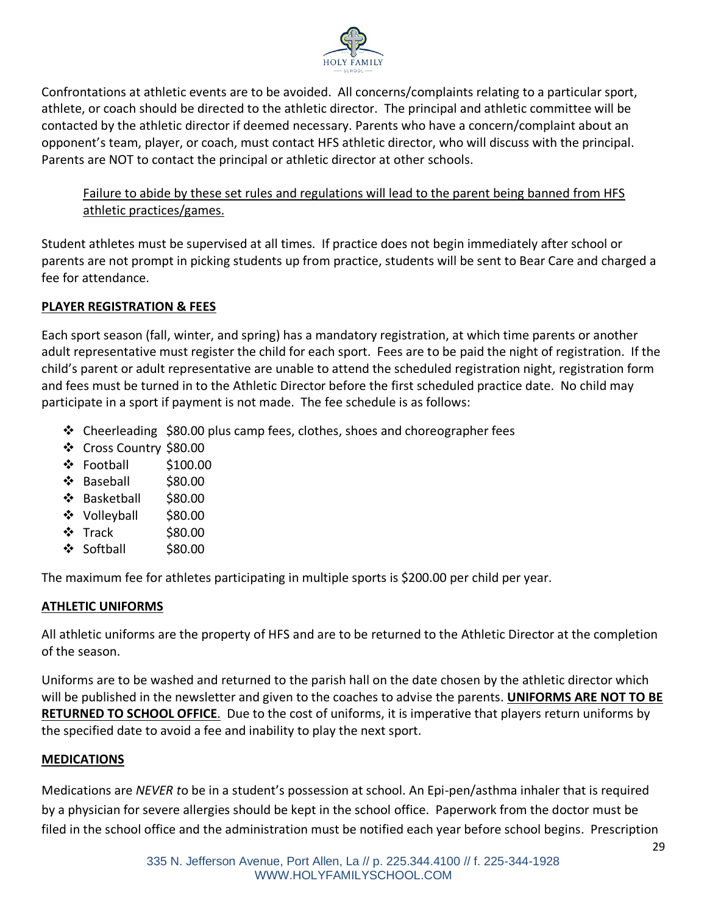Confrontations at athletic events are to be avoided. All concerns/complaints relating to a particular sport, athlete, or coach should be directed to the athletic director. The principal and athletic committee will be contacted by the athletic director if deemed necessary. Parents who have a concern/complaint about an opponent's team, player, or coach, must contact HFS athletic director, who will discuss with the principal. Parents are NOT to contact the principal or athletic director at other schools.

> <u>Failure to abide by these set rules and regulations will lead to the parent being banned from HFS athletic practices/games.</u>

Student athletes must be supervised at all times. If practice does not begin immediately after school or parents are not prompt in picking students up from practice, students will be sent to Bear Care and charged a fee for attendance.

## PLAYER REGISTRATION & FEES

Each sport season (fall, winter, and spring) has a mandatory registration, at which time parents or another adult representative must register the child for each sport. Fees are to be paid the night of registration. If the child's parent or adult representative are unable to attend the scheduled registration night, registration form and fees must be turned in to the Athletic Director before the first scheduled practice date. No child may participate in a sport if payment is not made. The fee schedule is as follows:

- Cheerleading $80.00 plus camp fees, clothes, shoes and choreographer fees
- Cross Country $80.00
- Football $100.00
- Baseball $80.00
- Basketball $80.00
- Volleyball $80.00
- Track $80.00
- Softball $80.00

The maximum fee for athletes participating in multiple sports is $200.00 per child per year.

## ATHLETIC UNIFORMS

All athletic uniforms are the property of HFS and are to be returned to the Athletic Director at the completion of the season.

Uniforms are to be washed and returned to the parish hall on the date chosen by the athletic director which will be published in the newsletter and given to the coaches to advise the parents. **UNIFORMS ARE NOT TO BE RETURNED TO SCHOOL OFFICE**. Due to the cost of uniforms, it is imperative that players return uniforms by the specified date to avoid a fee and inability to play the next sport.

## MEDICATIONS

Medications are *NEVER t*o be in a student's possession at school. An Epi-pen/asthma inhaler that is required by a physician for severe allergies should be kept in the school office. Paperwork from the doctor must be filed in the school office and the administration must be notified each year before school begins. Prescription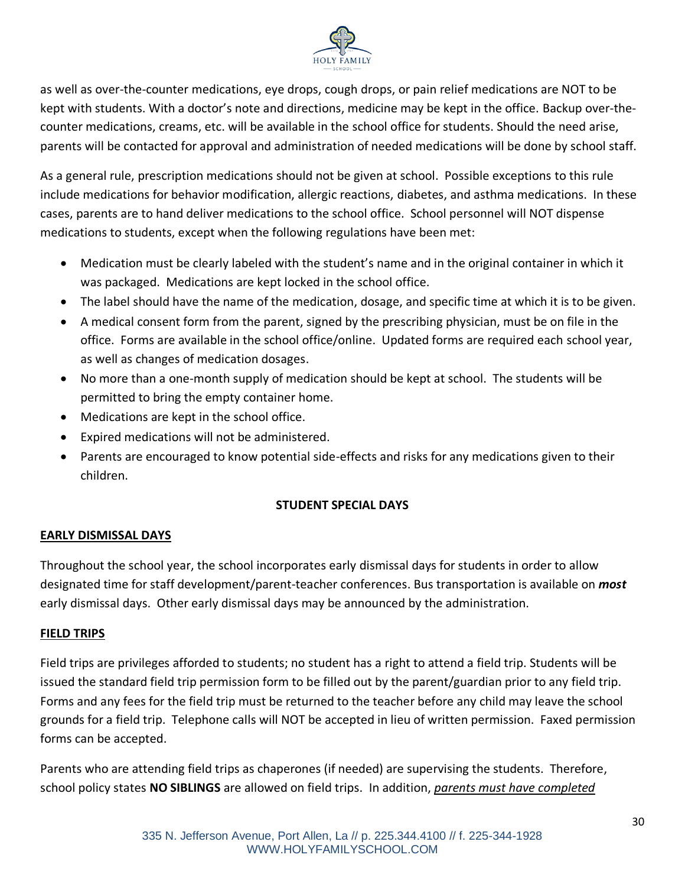as well as over-the-counter medications, eye drops, cough drops, or pain relief medications are NOT to be kept with students. With a doctor's note and directions, medicine may be kept in the office. Backup over-the-counter medications, creams, etc. will be available in the school office for students. Should the need arise, parents will be contacted for approval and administration of needed medications will be done by school staff.

As a general rule, prescription medications should not be given at school. Possible exceptions to this rule include medications for behavior modification, allergic reactions, diabetes, and asthma medications. In these cases, parents are to hand deliver medications to the school office. School personnel will NOT dispense medications to students, except when the following regulations have been met:

- Medication must be clearly labeled with the student's name and in the original container in which it was packaged. Medications are kept locked in the school office.
- The label should have the name of the medication, dosage, and specific time at which it is to be given.
- A medical consent form from the parent, signed by the prescribing physician, must be on file in the office. Forms are available in the school office/online. Updated forms are required each school year, as well as changes of medication dosages.
- No more than a one-month supply of medication should be kept at school. The students will be permitted to bring the empty container home.
- Medications are kept in the school office.
- Expired medications will not be administered.
- Parents are encouraged to know potential side-effects and risks for any medications given to their children.

## STUDENT SPECIAL DAYS

### EARLY DISMISSAL DAYS

Throughout the school year, the school incorporates early dismissal days for students in order to allow designated time for staff development/parent-teacher conferences. Bus transportation is available on ***most*** early dismissal days. Other early dismissal days may be announced by the administration.

### FIELD TRIPS

Field trips are privileges afforded to students; no student has a right to attend a field trip. Students will be issued the standard field trip permission form to be filled out by the parent/guardian prior to any field trip. Forms and any fees for the field trip must be returned to the teacher before any child may leave the school grounds for a field trip. Telephone calls will NOT be accepted in lieu of written permission. Faxed permission forms can be accepted.

Parents who are attending field trips as chaperones (if needed) are supervising the students. Therefore, school policy states **NO SIBLINGS** are allowed on field trips. In addition, *parents must have completed*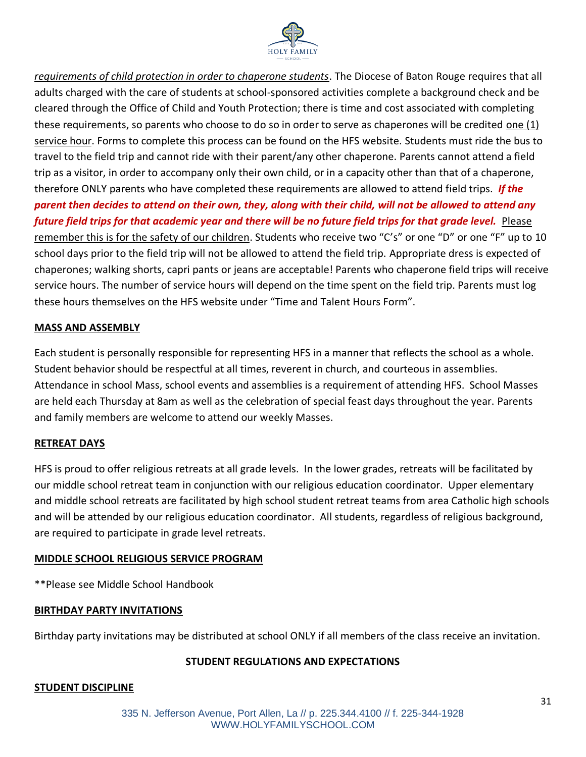*requirements of child protection in order to chaperone students*. The Diocese of Baton Rouge requires that all adults charged with the care of students at school-sponsored activities complete a background check and be cleared through the Office of Child and Youth Protection; there is time and cost associated with completing these requirements, so parents who choose to do so in order to serve as chaperones will be credited one (1) service hour. Forms to complete this process can be found on the HFS website. Students must ride the bus to travel to the field trip and cannot ride with their parent/any other chaperone. Parents cannot attend a field trip as a visitor, in order to accompany only their own child, or in a capacity other than that of a chaperone, therefore ONLY parents who have completed these requirements are allowed to attend field trips. ***If the parent then decides to attend on their own, they, along with their child, will not be allowed to attend any future field trips for that academic year and there will be no future field trips for that grade level.*** Please remember this is for the safety of our children. Students who receive two "C's" or one "D" or one "F" up to 10 school days prior to the field trip will not be allowed to attend the field trip. Appropriate dress is expected of chaperones; walking shorts, capri pants or jeans are acceptable! Parents who chaperone field trips will receive service hours. The number of service hours will depend on the time spent on the field trip. Parents must log these hours themselves on the HFS website under "Time and Talent Hours Form".

**MASS AND ASSEMBLY**

Each student is personally responsible for representing HFS in a manner that reflects the school as a whole. Student behavior should be respectful at all times, reverent in church, and courteous in assemblies. Attendance in school Mass, school events and assemblies is a requirement of attending HFS. School Masses are held each Thursday at 8am as well as the celebration of special feast days throughout the year. Parents and family members are welcome to attend our weekly Masses.

**RETREAT DAYS**

HFS is proud to offer religious retreats at all grade levels. In the lower grades, retreats will be facilitated by our middle school retreat team in conjunction with our religious education coordinator. Upper elementary and middle school retreats are facilitated by high school student retreat teams from area Catholic high schools and will be attended by our religious education coordinator. All students, regardless of religious background, are required to participate in grade level retreats.

**MIDDLE SCHOOL RELIGIOUS SERVICE PROGRAM**

**Please see Middle School Handbook

**BIRTHDAY PARTY INVITATIONS**

Birthday party invitations may be distributed at school ONLY if all members of the class receive an invitation.

## STUDENT REGULATIONS AND EXPECTATIONS

**STUDENT DISCIPLINE**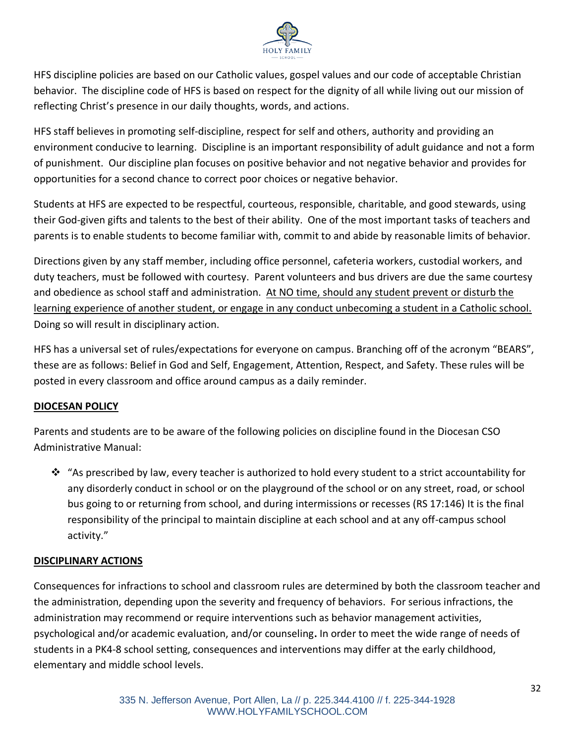HFS discipline policies are based on our Catholic values, gospel values and our code of acceptable Christian behavior. The discipline code of HFS is based on respect for the dignity of all while living out our mission of reflecting Christ's presence in our daily thoughts, words, and actions.

HFS staff believes in promoting self-discipline, respect for self and others, authority and providing an environment conducive to learning. Discipline is an important responsibility of adult guidance and not a form of punishment. Our discipline plan focuses on positive behavior and not negative behavior and provides for opportunities for a second chance to correct poor choices or negative behavior.

Students at HFS are expected to be respectful, courteous, responsible, charitable, and good stewards, using their God-given gifts and talents to the best of their ability. One of the most important tasks of teachers and parents is to enable students to become familiar with, commit to and abide by reasonable limits of behavior.

Directions given by any staff member, including office personnel, cafeteria workers, custodial workers, and duty teachers, must be followed with courtesy. Parent volunteers and bus drivers are due the same courtesy and obedience as school staff and administration. <u>At NO time, should any student prevent or disturb the learning experience of another student, or engage in any conduct unbecoming a student in a Catholic school.</u> Doing so will result in disciplinary action.

HFS has a universal set of rules/expectations for everyone on campus. Branching off of the acronym "BEARS", these are as follows: Belief in God and Self, Engagement, Attention, Respect, and Safety. These rules will be posted in every classroom and office around campus as a daily reminder.

## DIOCESAN POLICY

Parents and students are to be aware of the following policies on discipline found in the Diocesan CSO Administrative Manual:

- "As prescribed by law, every teacher is authorized to hold every student to a strict accountability for any disorderly conduct in school or on the playground of the school or on any street, road, or school bus going to or returning from school, and during intermissions or recesses (RS 17:146) It is the final responsibility of the principal to maintain discipline at each school and at any off-campus school activity."

## DISCIPLINARY ACTIONS

Consequences for infractions to school and classroom rules are determined by both the classroom teacher and the administration, depending upon the severity and frequency of behaviors. For serious infractions, the administration may recommend or require interventions such as behavior management activities, psychological and/or academic evaluation, and/or counseling**.** In order to meet the wide range of needs of students in a PK4-8 school setting, consequences and interventions may differ at the early childhood, elementary and middle school levels.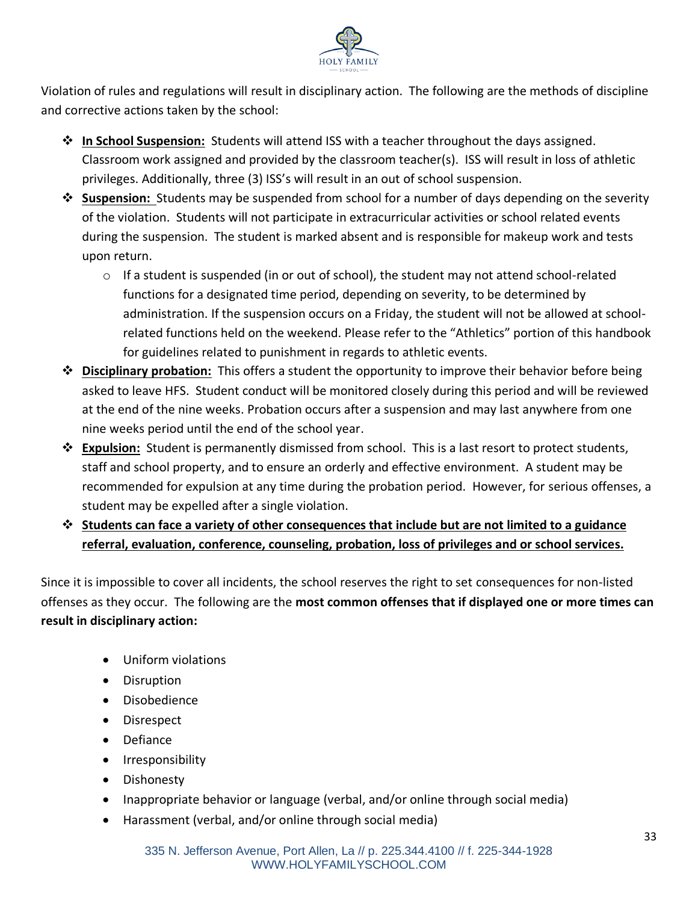Violation of rules and regulations will result in disciplinary action. The following are the methods of discipline and corrective actions taken by the school:

- **In School Suspension:** Students will attend ISS with a teacher throughout the days assigned. Classroom work assigned and provided by the classroom teacher(s). ISS will result in loss of athletic privileges. Additionally, three (3) ISS's will result in an out of school suspension.
- **Suspension:** Students may be suspended from school for a number of days depending on the severity of the violation. Students will not participate in extracurricular activities or school related events during the suspension. The student is marked absent and is responsible for makeup work and tests upon return.
  - If a student is suspended (in or out of school), the student may not attend school-related functions for a designated time period, depending on severity, to be determined by administration. If the suspension occurs on a Friday, the student will not be allowed at school-related functions held on the weekend. Please refer to the "Athletics" portion of this handbook for guidelines related to punishment in regards to athletic events.
- **Disciplinary probation:** This offers a student the opportunity to improve their behavior before being asked to leave HFS. Student conduct will be monitored closely during this period and will be reviewed at the end of the nine weeks. Probation occurs after a suspension and may last anywhere from one nine weeks period until the end of the school year.
- **Expulsion:** Student is permanently dismissed from school. This is a last resort to protect students, staff and school property, and to ensure an orderly and effective environment. A student may be recommended for expulsion at any time during the probation period. However, for serious offenses, a student may be expelled after a single violation.
- **Students can face a variety of other consequences that include but are not limited to a guidance referral, evaluation, conference, counseling, probation, loss of privileges and or school services.**

Since it is impossible to cover all incidents, the school reserves the right to set consequences for non-listed offenses as they occur. The following are the **most common offenses that if displayed one or more times can result in disciplinary action:**

- Uniform violations
- Disruption
- Disobedience
- Disrespect
- Defiance
- Irresponsibility
- Dishonesty
- Inappropriate behavior or language (verbal, and/or online through social media)
- Harassment (verbal, and/or online through social media)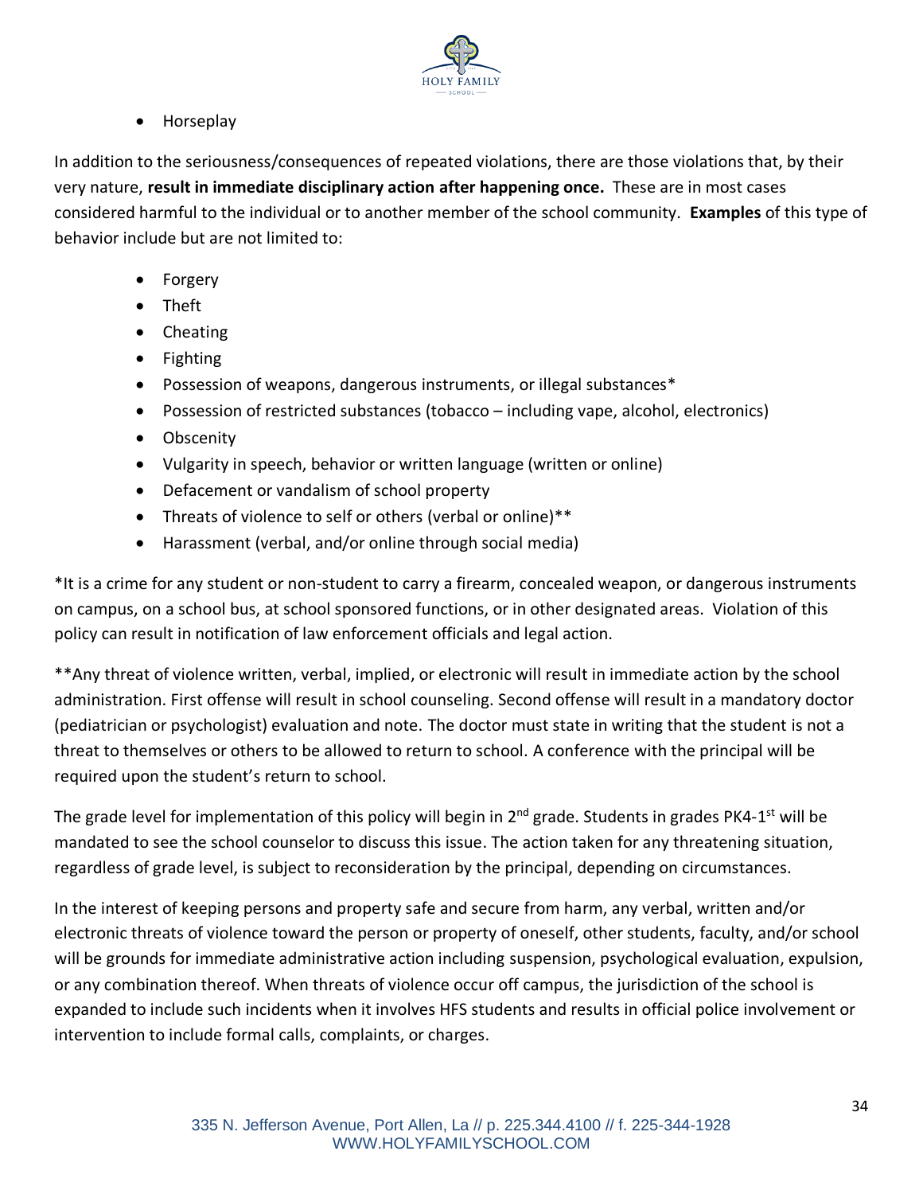- Horseplay

In addition to the seriousness/consequences of repeated violations, there are those violations that, by their very nature, **result in immediate disciplinary action after happening once.** These are in most cases considered harmful to the individual or to another member of the school community. **Examples** of this type of behavior include but are not limited to:

- Forgery
- Theft
- Cheating
- Fighting
- Possession of weapons, dangerous instruments, or illegal substances*
- Possession of restricted substances (tobacco – including vape, alcohol, electronics)
- Obscenity
- Vulgarity in speech, behavior or written language (written or online)
- Defacement or vandalism of school property
- Threats of violence to self or others (verbal or online)**
- Harassment (verbal, and/or online through social media)

*It is a crime for any student or non-student to carry a firearm, concealed weapon, or dangerous instruments on campus, on a school bus, at school sponsored functions, or in other designated areas. Violation of this policy can result in notification of law enforcement officials and legal action.

**Any threat of violence written, verbal, implied, or electronic will result in immediate action by the school administration. First offense will result in school counseling. Second offense will result in a mandatory doctor (pediatrician or psychologist) evaluation and note. The doctor must state in writing that the student is not a threat to themselves or others to be allowed to return to school. A conference with the principal will be required upon the student's return to school.

The grade level for implementation of this policy will begin in 2nd grade. Students in grades PK4-1st will be mandated to see the school counselor to discuss this issue. The action taken for any threatening situation, regardless of grade level, is subject to reconsideration by the principal, depending on circumstances.

In the interest of keeping persons and property safe and secure from harm, any verbal, written and/or electronic threats of violence toward the person or property of oneself, other students, faculty, and/or school will be grounds for immediate administrative action including suspension, psychological evaluation, expulsion, or any combination thereof. When threats of violence occur off campus, the jurisdiction of the school is expanded to include such incidents when it involves HFS students and results in official police involvement or intervention to include formal calls, complaints, or charges.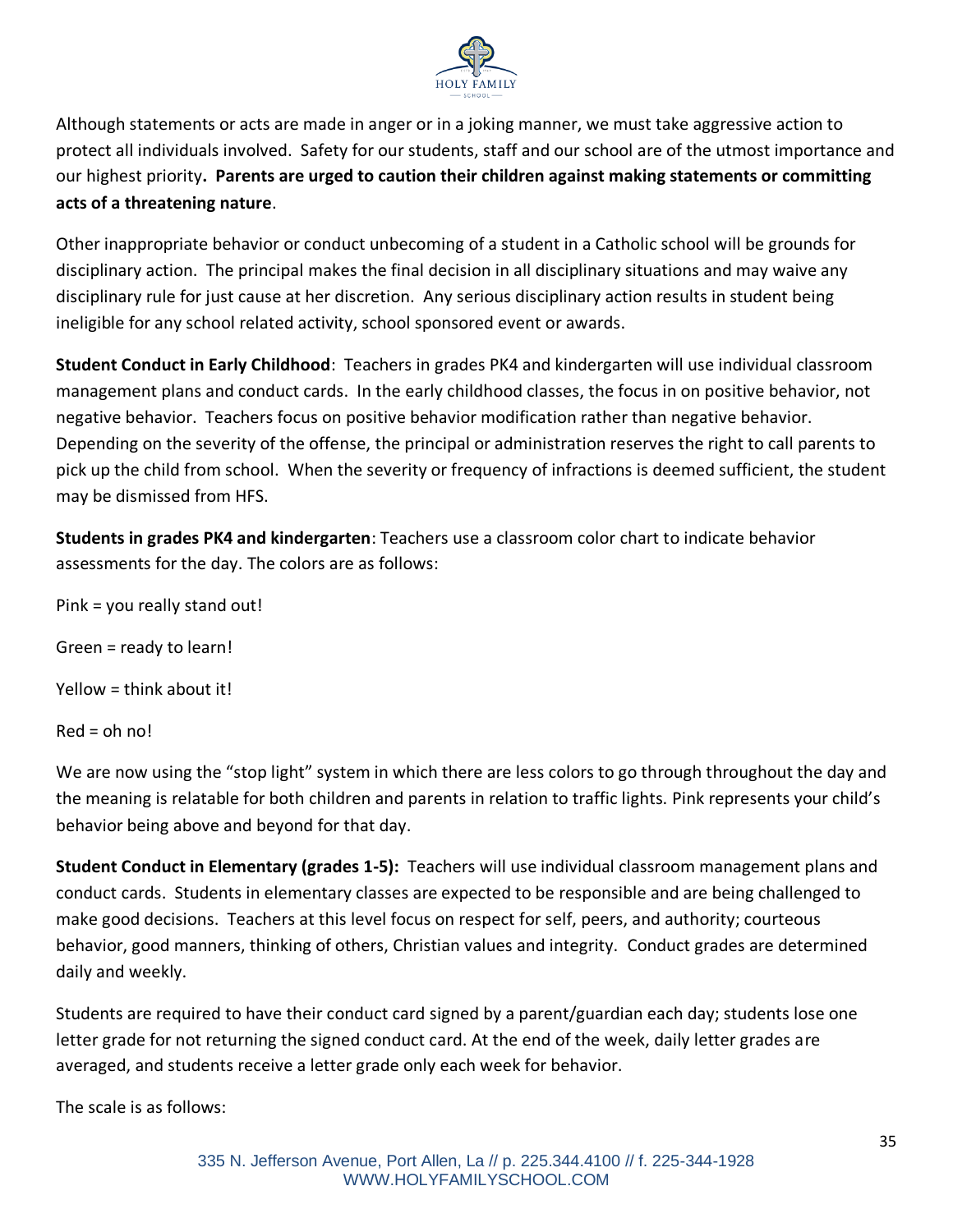Although statements or acts are made in anger or in a joking manner, we must take aggressive action to protect all individuals involved. Safety for our students, staff and our school are of the utmost importance and our highest priority**. Parents are urged to caution their children against making statements or committing acts of a threatening nature**.

Other inappropriate behavior or conduct unbecoming of a student in a Catholic school will be grounds for disciplinary action. The principal makes the final decision in all disciplinary situations and may waive any disciplinary rule for just cause at her discretion. Any serious disciplinary action results in student being ineligible for any school related activity, school sponsored event or awards.

**Student Conduct in Early Childhood**: Teachers in grades PK4 and kindergarten will use individual classroom management plans and conduct cards. In the early childhood classes, the focus in on positive behavior, not negative behavior. Teachers focus on positive behavior modification rather than negative behavior. Depending on the severity of the offense, the principal or administration reserves the right to call parents to pick up the child from school. When the severity or frequency of infractions is deemed sufficient, the student may be dismissed from HFS.

**Students in grades PK4 and kindergarten**: Teachers use a classroom color chart to indicate behavior assessments for the day. The colors are as follows:

Pink = you really stand out!

Green = ready to learn!

Yellow = think about it!

Red = oh no!

We are now using the "stop light" system in which there are less colors to go through throughout the day and the meaning is relatable for both children and parents in relation to traffic lights. Pink represents your child's behavior being above and beyond for that day.

**Student Conduct in Elementary (grades 1-5):** Teachers will use individual classroom management plans and conduct cards. Students in elementary classes are expected to be responsible and are being challenged to make good decisions. Teachers at this level focus on respect for self, peers, and authority; courteous behavior, good manners, thinking of others, Christian values and integrity. Conduct grades are determined daily and weekly.

Students are required to have their conduct card signed by a parent/guardian each day; students lose one letter grade for not returning the signed conduct card. At the end of the week, daily letter grades are averaged, and students receive a letter grade only each week for behavior.

The scale is as follows: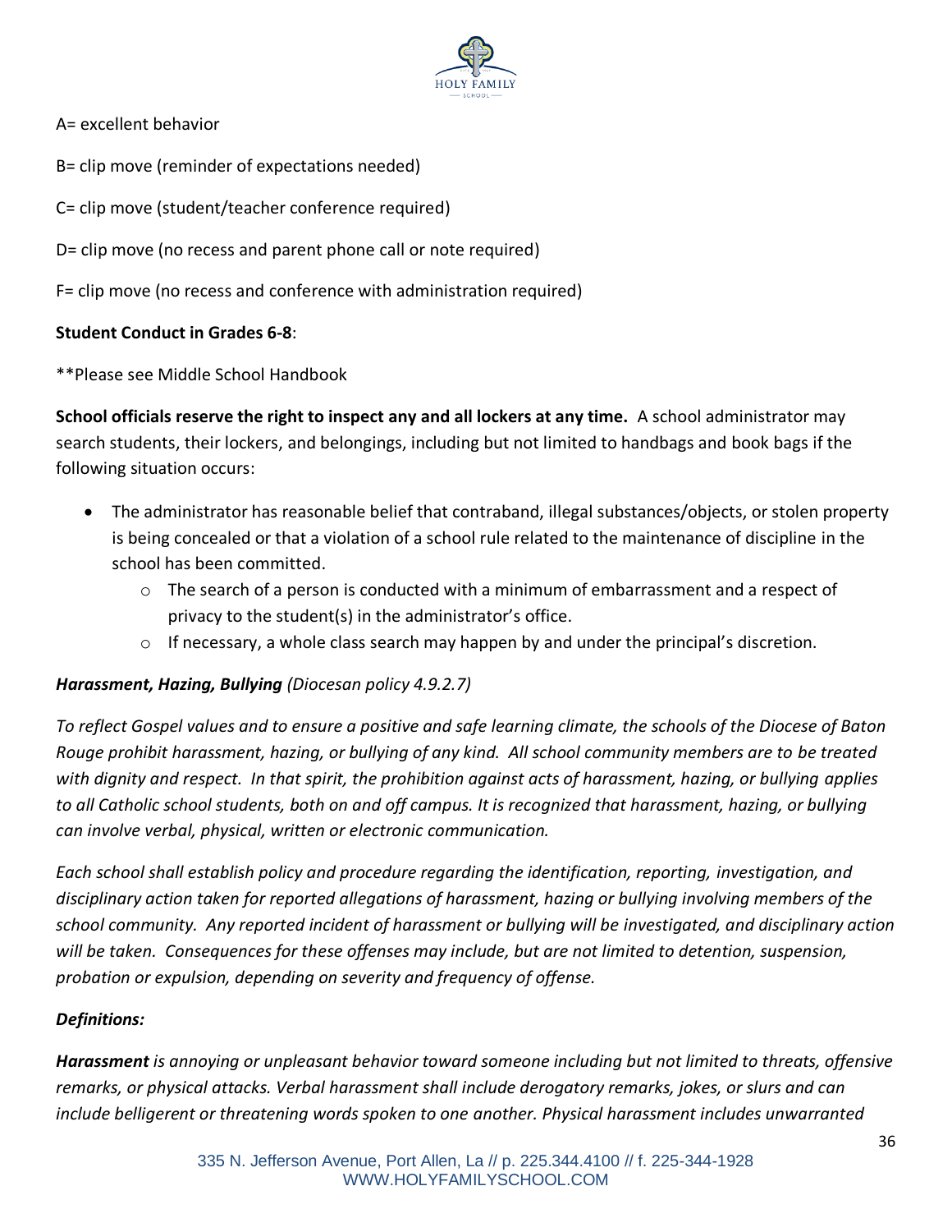A= excellent behavior

B= clip move (reminder of expectations needed)

C= clip move (student/teacher conference required)

D= clip move (no recess and parent phone call or note required)

F= clip move (no recess and conference with administration required)

**Student Conduct in Grades 6-8**:

**Please see Middle School Handbook

**School officials reserve the right to inspect any and all lockers at any time.** A school administrator may search students, their lockers, and belongings, including but not limited to handbags and book bags if the following situation occurs:

- The administrator has reasonable belief that contraband, illegal substances/objects, or stolen property is being concealed or that a violation of a school rule related to the maintenance of discipline in the school has been committed.
  - The search of a person is conducted with a minimum of embarrassment and a respect of privacy to the student(s) in the administrator's office.
  - If necessary, a whole class search may happen by and under the principal's discretion.

***Harassment, Hazing, Bullying*** *(Diocesan policy 4.9.2.7)*

*To reflect Gospel values and to ensure a positive and safe learning climate, the schools of the Diocese of Baton Rouge prohibit harassment, hazing, or bullying of any kind. All school community members are to be treated with dignity and respect. In that spirit, the prohibition against acts of harassment, hazing, or bullying applies to all Catholic school students, both on and off campus. It is recognized that harassment, hazing, or bullying can involve verbal, physical, written or electronic communication.*

*Each school shall establish policy and procedure regarding the identification, reporting, investigation, and disciplinary action taken for reported allegations of harassment, hazing or bullying involving members of the school community. Any reported incident of harassment or bullying will be investigated, and disciplinary action will be taken. Consequences for these offenses may include, but are not limited to detention, suspension, probation or expulsion, depending on severity and frequency of offense.*

***Definitions:***

***Harassment*** *is annoying or unpleasant behavior toward someone including but not limited to threats, offensive remarks, or physical attacks. Verbal harassment shall include derogatory remarks, jokes, or slurs and can include belligerent or threatening words spoken to one another. Physical harassment includes unwarranted*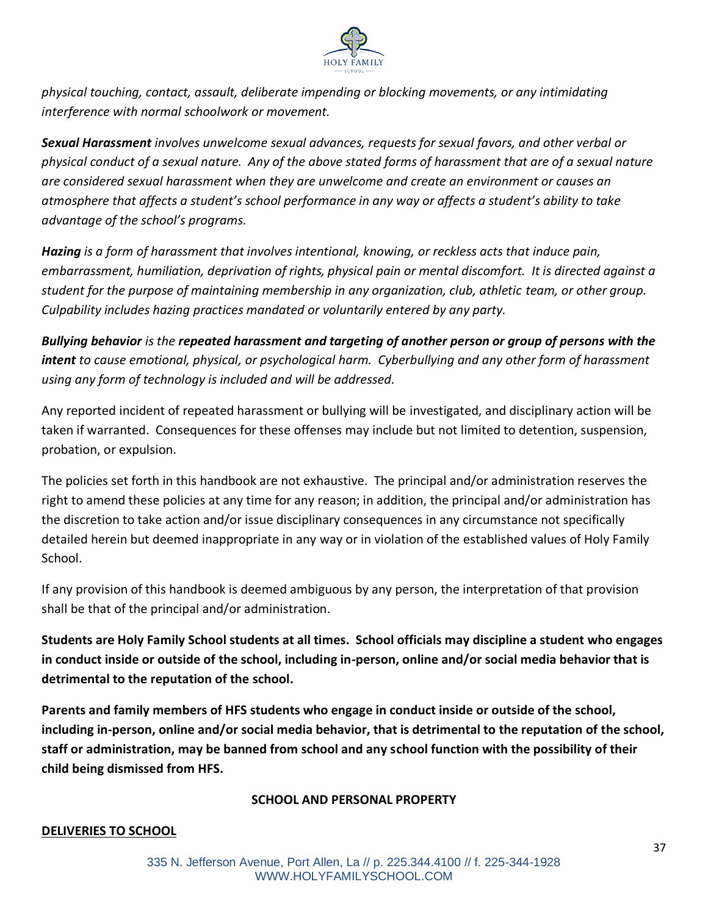*physical touching, contact, assault, deliberate impending or blocking movements, or any intimidating interference with normal schoolwork or movement.*

***Sexual Harassment** involves unwelcome sexual advances, requests for sexual favors, and other verbal or physical conduct of a sexual nature. Any of the above stated forms of harassment that are of a sexual nature are considered sexual harassment when they are unwelcome and create an environment or causes an atmosphere that affects a student's school performance in any way or affects a student's ability to take advantage of the school's programs.*

***Hazing** is a form of harassment that involves intentional, knowing, or reckless acts that induce pain, embarrassment, humiliation, deprivation of rights, physical pain or mental discomfort. It is directed against a student for the purpose of maintaining membership in any organization, club, athletic team, or other group. Culpability includes hazing practices mandated or voluntarily entered by any party.*

***Bullying behavior** is the **repeated harassment and targeting of another person or group of persons with the intent** to cause emotional, physical, or psychological harm. Cyberbullying and any other form of harassment using any form of technology is included and will be addressed.*

Any reported incident of repeated harassment or bullying will be investigated, and disciplinary action will be taken if warranted. Consequences for these offenses may include but not limited to detention, suspension, probation, or expulsion.

The policies set forth in this handbook are not exhaustive. The principal and/or administration reserves the right to amend these policies at any time for any reason; in addition, the principal and/or administration has the discretion to take action and/or issue disciplinary consequences in any circumstance not specifically detailed herein but deemed inappropriate in any way or in violation of the established values of Holy Family School.

If any provision of this handbook is deemed ambiguous by any person, the interpretation of that provision shall be that of the principal and/or administration.

**Students are Holy Family School students at all times. School officials may discipline a student who engages in conduct inside or outside of the school, including in-person, online and/or social media behavior that is detrimental to the reputation of the school.**

**Parents and family members of HFS students who engage in conduct inside or outside of the school, including in-person, online and/or social media behavior, that is detrimental to the reputation of the school, staff or administration, may be banned from school and any school function with the possibility of their child being dismissed from HFS.**

## SCHOOL AND PERSONAL PROPERTY

### DELIVERIES TO SCHOOL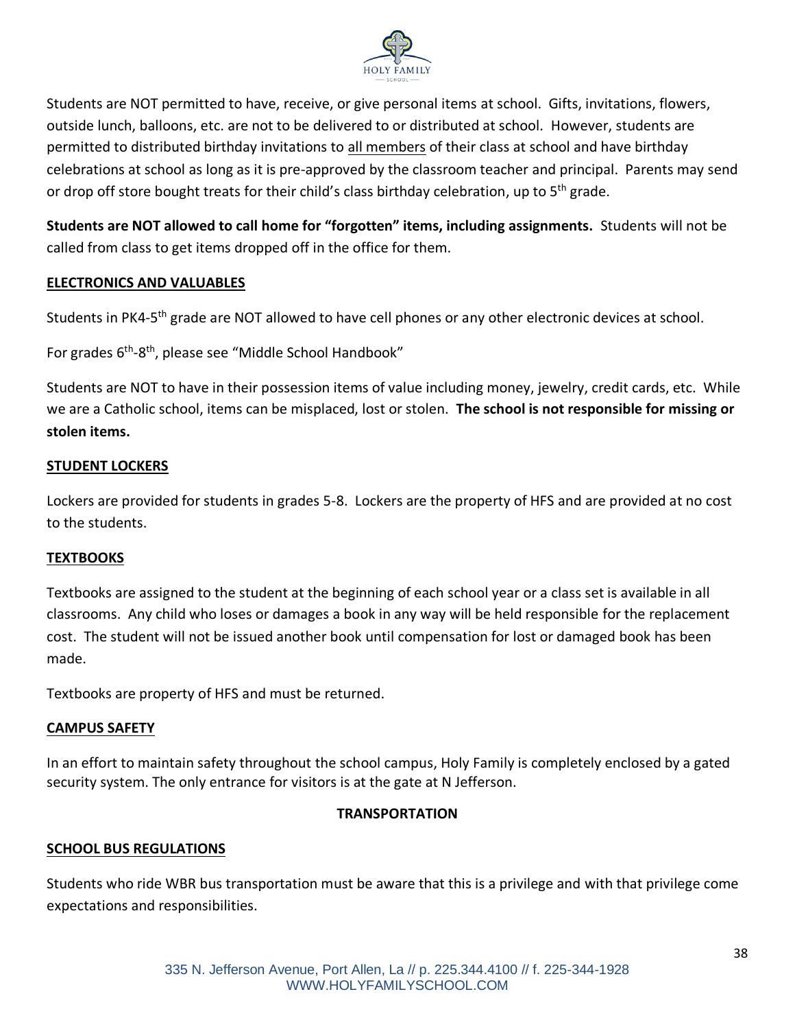Students are NOT permitted to have, receive, or give personal items at school. Gifts, invitations, flowers, outside lunch, balloons, etc. are not to be delivered to or distributed at school. However, students are permitted to distributed birthday invitations to all members of their class at school and have birthday celebrations at school as long as it is pre-approved by the classroom teacher and principal. Parents may send or drop off store bought treats for their child's class birthday celebration, up to 5th grade.

**Students are NOT allowed to call home for "forgotten" items, including assignments.** Students will not be called from class to get items dropped off in the office for them.

## ELECTRONICS AND VALUABLES

Students in PK4-5th grade are NOT allowed to have cell phones or any other electronic devices at school.

For grades 6th-8th, please see "Middle School Handbook"

Students are NOT to have in their possession items of value including money, jewelry, credit cards, etc. While we are a Catholic school, items can be misplaced, lost or stolen. **The school is not responsible for missing or stolen items.**

## STUDENT LOCKERS

Lockers are provided for students in grades 5-8. Lockers are the property of HFS and are provided at no cost to the students.

## TEXTBOOKS

Textbooks are assigned to the student at the beginning of each school year or a class set is available in all classrooms. Any child who loses or damages a book in any way will be held responsible for the replacement cost. The student will not be issued another book until compensation for lost or damaged book has been made.

Textbooks are property of HFS and must be returned.

## CAMPUS SAFETY

In an effort to maintain safety throughout the school campus, Holy Family is completely enclosed by a gated security system. The only entrance for visitors is at the gate at N Jefferson.

# TRANSPORTATION

## SCHOOL BUS REGULATIONS

Students who ride WBR bus transportation must be aware that this is a privilege and with that privilege come expectations and responsibilities.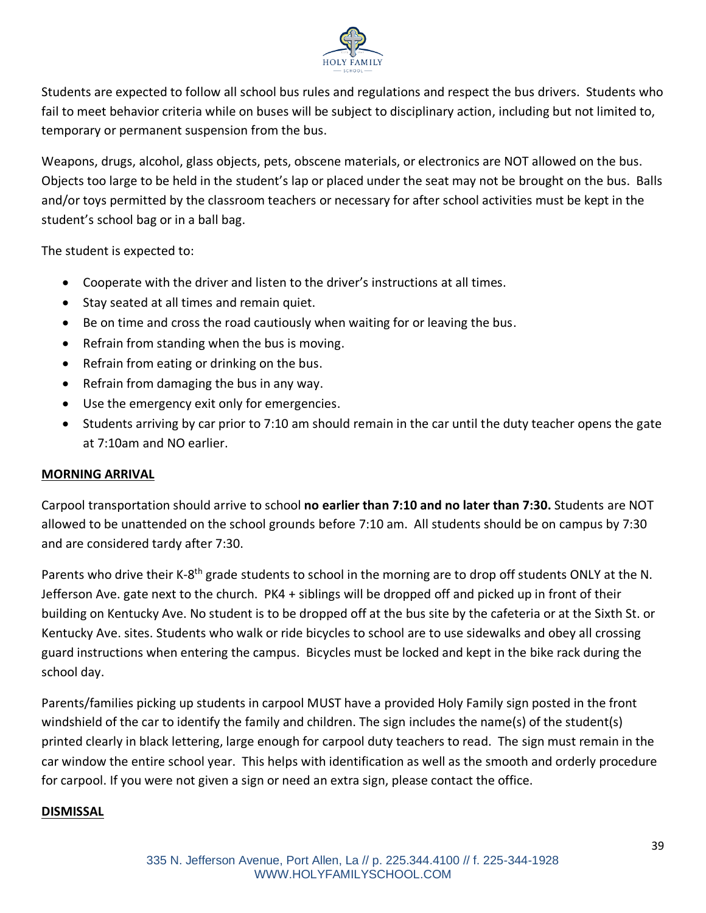Students are expected to follow all school bus rules and regulations and respect the bus drivers. Students who fail to meet behavior criteria while on buses will be subject to disciplinary action, including but not limited to, temporary or permanent suspension from the bus.

Weapons, drugs, alcohol, glass objects, pets, obscene materials, or electronics are NOT allowed on the bus. Objects too large to be held in the student's lap or placed under the seat may not be brought on the bus. Balls and/or toys permitted by the classroom teachers or necessary for after school activities must be kept in the student's school bag or in a ball bag.

The student is expected to:

- Cooperate with the driver and listen to the driver's instructions at all times.
- Stay seated at all times and remain quiet.
- Be on time and cross the road cautiously when waiting for or leaving the bus.
- Refrain from standing when the bus is moving.
- Refrain from eating or drinking on the bus.
- Refrain from damaging the bus in any way.
- Use the emergency exit only for emergencies.
- Students arriving by car prior to 7:10 am should remain in the car until the duty teacher opens the gate at 7:10am and NO earlier.

## MORNING ARRIVAL

Carpool transportation should arrive to school **no earlier than 7:10 and no later than 7:30.** Students are NOT allowed to be unattended on the school grounds before 7:10 am. All students should be on campus by 7:30 and are considered tardy after 7:30.

Parents who drive their K-8th grade students to school in the morning are to drop off students ONLY at the N. Jefferson Ave. gate next to the church. PK4 + siblings will be dropped off and picked up in front of their building on Kentucky Ave. No student is to be dropped off at the bus site by the cafeteria or at the Sixth St. or Kentucky Ave. sites. Students who walk or ride bicycles to school are to use sidewalks and obey all crossing guard instructions when entering the campus. Bicycles must be locked and kept in the bike rack during the school day.

Parents/families picking up students in carpool MUST have a provided Holy Family sign posted in the front windshield of the car to identify the family and children. The sign includes the name(s) of the student(s) printed clearly in black lettering, large enough for carpool duty teachers to read. The sign must remain in the car window the entire school year. This helps with identification as well as the smooth and orderly procedure for carpool. If you were not given a sign or need an extra sign, please contact the office.

## DISMISSAL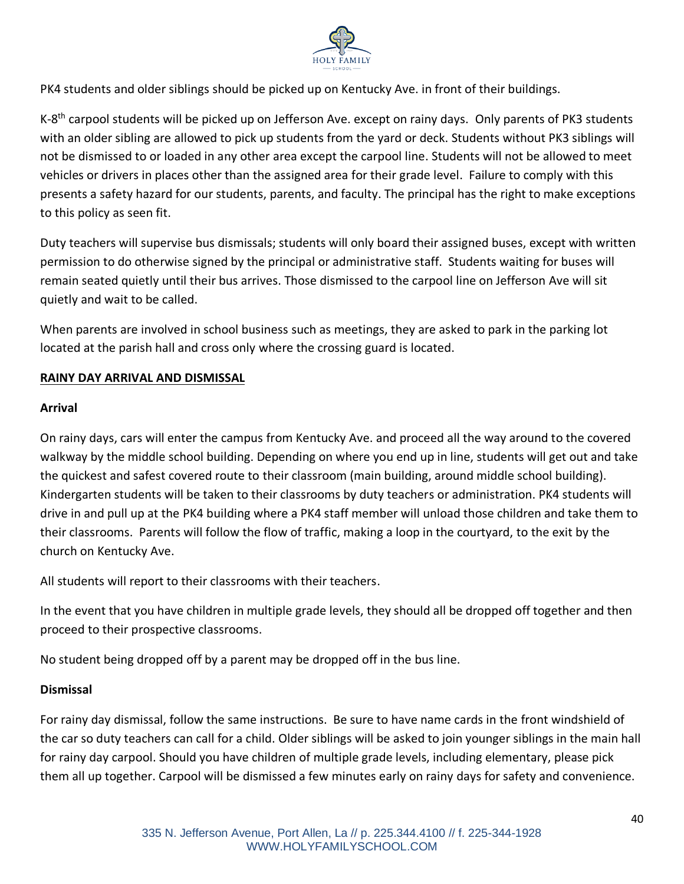PK4 students and older siblings should be picked up on Kentucky Ave. in front of their buildings.

K-8th carpool students will be picked up on Jefferson Ave. except on rainy days. Only parents of PK3 students with an older sibling are allowed to pick up students from the yard or deck. Students without PK3 siblings will not be dismissed to or loaded in any other area except the carpool line. Students will not be allowed to meet vehicles or drivers in places other than the assigned area for their grade level. Failure to comply with this presents a safety hazard for our students, parents, and faculty. The principal has the right to make exceptions to this policy as seen fit.

Duty teachers will supervise bus dismissals; students will only board their assigned buses, except with written permission to do otherwise signed by the principal or administrative staff. Students waiting for buses will remain seated quietly until their bus arrives. Those dismissed to the carpool line on Jefferson Ave will sit quietly and wait to be called.

When parents are involved in school business such as meetings, they are asked to park in the parking lot located at the parish hall and cross only where the crossing guard is located.

## RAINY DAY ARRIVAL AND DISMISSAL

### Arrival

On rainy days, cars will enter the campus from Kentucky Ave. and proceed all the way around to the covered walkway by the middle school building. Depending on where you end up in line, students will get out and take the quickest and safest covered route to their classroom (main building, around middle school building). Kindergarten students will be taken to their classrooms by duty teachers or administration. PK4 students will drive in and pull up at the PK4 building where a PK4 staff member will unload those children and take them to their classrooms. Parents will follow the flow of traffic, making a loop in the courtyard, to the exit by the church on Kentucky Ave.

All students will report to their classrooms with their teachers.

In the event that you have children in multiple grade levels, they should all be dropped off together and then proceed to their prospective classrooms.

No student being dropped off by a parent may be dropped off in the bus line.

### Dismissal

For rainy day dismissal, follow the same instructions. Be sure to have name cards in the front windshield of the car so duty teachers can call for a child. Older siblings will be asked to join younger siblings in the main hall for rainy day carpool. Should you have children of multiple grade levels, including elementary, please pick them all up together. Carpool will be dismissed a few minutes early on rainy days for safety and convenience.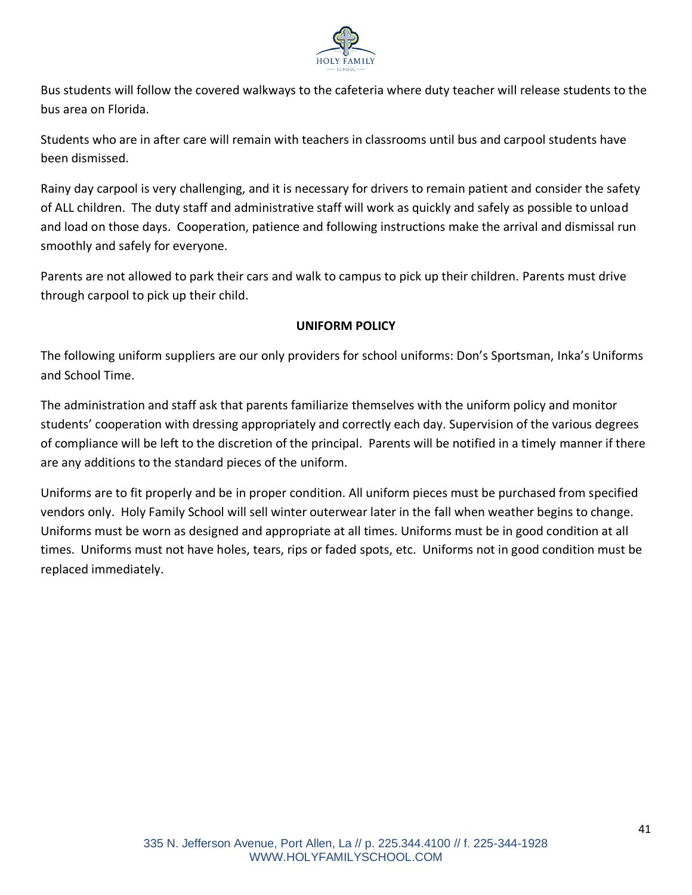Bus students will follow the covered walkways to the cafeteria where duty teacher will release students to the bus area on Florida.

Students who are in after care will remain with teachers in classrooms until bus and carpool students have been dismissed.

Rainy day carpool is very challenging, and it is necessary for drivers to remain patient and consider the safety of ALL children. The duty staff and administrative staff will work as quickly and safely as possible to unload and load on those days. Cooperation, patience and following instructions make the arrival and dismissal run smoothly and safely for everyone.

Parents are not allowed to park their cars and walk to campus to pick up their children. Parents must drive through carpool to pick up their child.

## UNIFORM POLICY

The following uniform suppliers are our only providers for school uniforms: Don's Sportsman, Inka's Uniforms and School Time.

The administration and staff ask that parents familiarize themselves with the uniform policy and monitor students' cooperation with dressing appropriately and correctly each day. Supervision of the various degrees of compliance will be left to the discretion of the principal. Parents will be notified in a timely manner if there are any additions to the standard pieces of the uniform.

Uniforms are to fit properly and be in proper condition. All uniform pieces must be purchased from specified vendors only. Holy Family School will sell winter outerwear later in the fall when weather begins to change. Uniforms must be worn as designed and appropriate at all times. Uniforms must be in good condition at all times. Uniforms must not have holes, tears, rips or faded spots, etc. Uniforms not in good condition must be replaced immediately.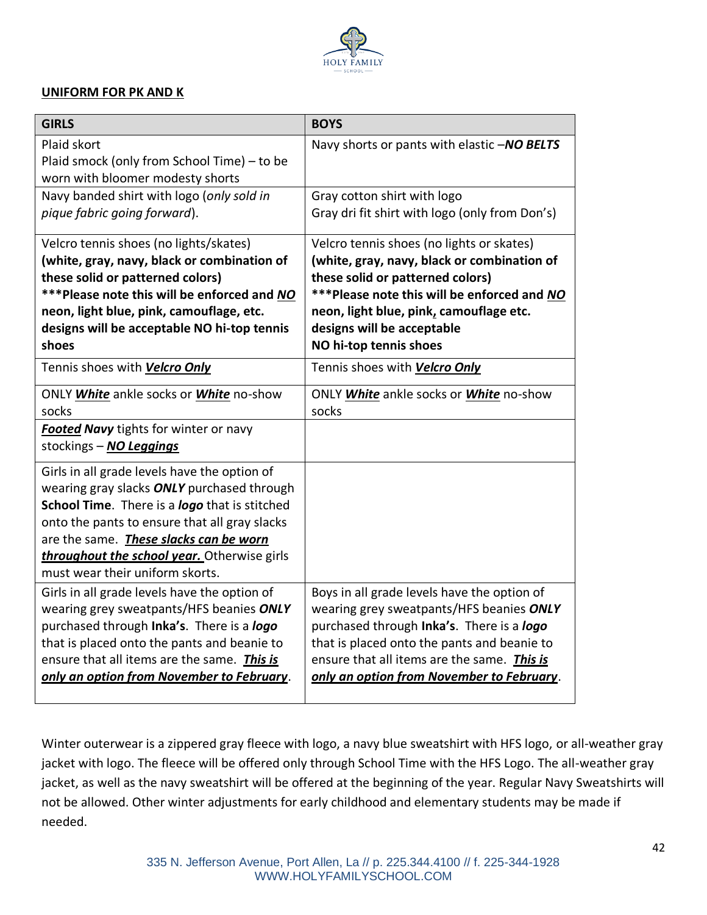## UNIFORM FOR PK AND K

| GIRLS | BOYS |
|---|---|
| Plaid skort<br>Plaid smock (only from School Time) – to be worn with bloomer modesty shorts | Navy shorts or pants with elastic –***NO BELTS*** |
| Navy banded shirt with logo (*only sold in pique fabric going forward*). | Gray cotton shirt with logo<br>Gray dri fit shirt with logo (only from Don's) |
| Velcro tennis shoes (no lights/skates) **(white, gray, navy, black or combination of these solid or patterned colors) \*\*\*Please note this will be enforced and <u>NO</u> neon, light blue, pink, camouflage, etc. designs will be acceptable NO hi-top tennis shoes** | Velcro tennis shoes (no lights or skates) **(white, gray, navy, black or combination of these solid or patterned colors) \*\*\*Please note this will be enforced and <u>NO</u> neon, light blue, pink, camouflage etc. designs will be acceptable NO hi-top tennis shoes** |
| Tennis shoes with ***<u>Velcro Only</u>*** | Tennis shoes with ***<u>Velcro Only</u>*** |
| ONLY ***<u>White</u>*** ankle socks or ***<u>White</u>*** no-show socks | ONLY ***<u>White</u>*** ankle socks or ***<u>White</u>*** no-show socks |
| ***<u>Footed</u> Navy*** tights for winter or navy stockings – ***<u>NO Leggings</u>*** | |
| Girls in all grade levels have the option of wearing gray slacks ***ONLY*** purchased through **School Time**. There is a ***logo*** that is stitched onto the pants to ensure that all gray slacks are the same. ***<u>These slacks can be worn throughout the school year.</u>*** Otherwise girls must wear their uniform skorts. | |
| Girls in all grade levels have the option of wearing grey sweatpants/HFS beanies ***ONLY*** purchased through **Inka's**. There is a ***logo*** that is placed onto the pants and beanie to ensure that all items are the same. ***<u>This is only an option from November to February</u>***. | Boys in all grade levels have the option of wearing grey sweatpants/HFS beanies ***ONLY*** purchased through **Inka's**. There is a ***logo*** that is placed onto the pants and beanie to ensure that all items are the same. ***<u>This is only an option from November to February</u>***. |

Winter outerwear is a zippered gray fleece with logo, a navy blue sweatshirt with HFS logo, or all-weather gray jacket with logo. The fleece will be offered only through School Time with the HFS Logo. The all-weather gray jacket, as well as the navy sweatshirt will be offered at the beginning of the year. Regular Navy Sweatshirts will not be allowed. Other winter adjustments for early childhood and elementary students may be made if needed.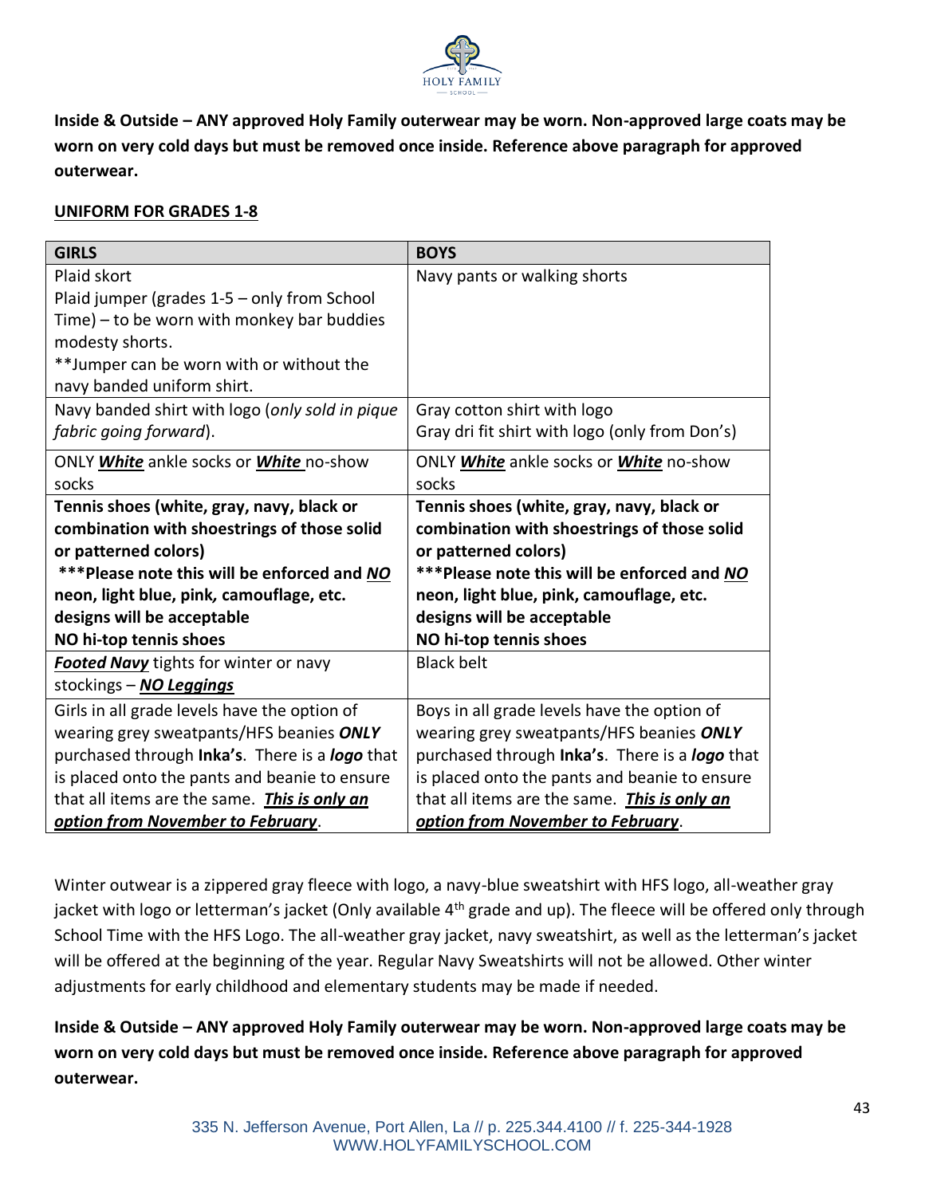**Inside & Outside – ANY approved Holy Family outerwear may be worn. Non-approved large coats may be worn on very cold days but must be removed once inside. Reference above paragraph for approved outerwear.**

**UNIFORM FOR GRADES 1-8**

| **GIRLS** | **BOYS** |
|---|---|
| Plaid skort<br>Plaid jumper (grades 1-5 – only from School Time) – to be worn with monkey bar buddies modesty shorts.<br>**Jumper can be worn with or without the navy banded uniform shirt. | Navy pants or walking shorts |
| Navy banded shirt with logo (*only sold in pique fabric going forward*). | Gray cotton shirt with logo<br>Gray dri fit shirt with logo (only from Don's) |
| ONLY ***White*** ankle socks or ***White*** no-show socks | ONLY ***White*** ankle socks or ***White*** no-show socks |
| **Tennis shoes (white, gray, navy, black or combination with shoestrings of those solid or patterned colors)**<br>**\*\*\*Please note this will be enforced and *NO* neon, light blue, pink, camouflage, etc. designs will be acceptable**<br>**NO hi-top tennis shoes** | **Tennis shoes (white, gray, navy, black or combination with shoestrings of those solid or patterned colors)**<br>**\*\*\*Please note this will be enforced and *NO* neon, light blue, pink, camouflage, etc. designs will be acceptable**<br>**NO hi-top tennis shoes** |
| ***Footed Navy*** tights for winter or navy stockings – ***NO Leggings*** | Black belt |
| Girls in all grade levels have the option of wearing grey sweatpants/HFS beanies ***ONLY*** purchased through **Inka's**. There is a ***logo*** that is placed onto the pants and beanie to ensure that all items are the same. ***This is only an option from November to February***. | Boys in all grade levels have the option of wearing grey sweatpants/HFS beanies ***ONLY*** purchased through **Inka's**. There is a ***logo*** that is placed onto the pants and beanie to ensure that all items are the same. ***This is only an option from November to February***. |

Winter outwear is a zippered gray fleece with logo, a navy-blue sweatshirt with HFS logo, all-weather gray jacket with logo or letterman's jacket (Only available 4th grade and up). The fleece will be offered only through School Time with the HFS Logo. The all-weather gray jacket, navy sweatshirt, as well as the letterman's jacket will be offered at the beginning of the year. Regular Navy Sweatshirts will not be allowed. Other winter adjustments for early childhood and elementary students may be made if needed.

**Inside & Outside – ANY approved Holy Family outerwear may be worn. Non-approved large coats may be worn on very cold days but must be removed once inside. Reference above paragraph for approved outerwear.**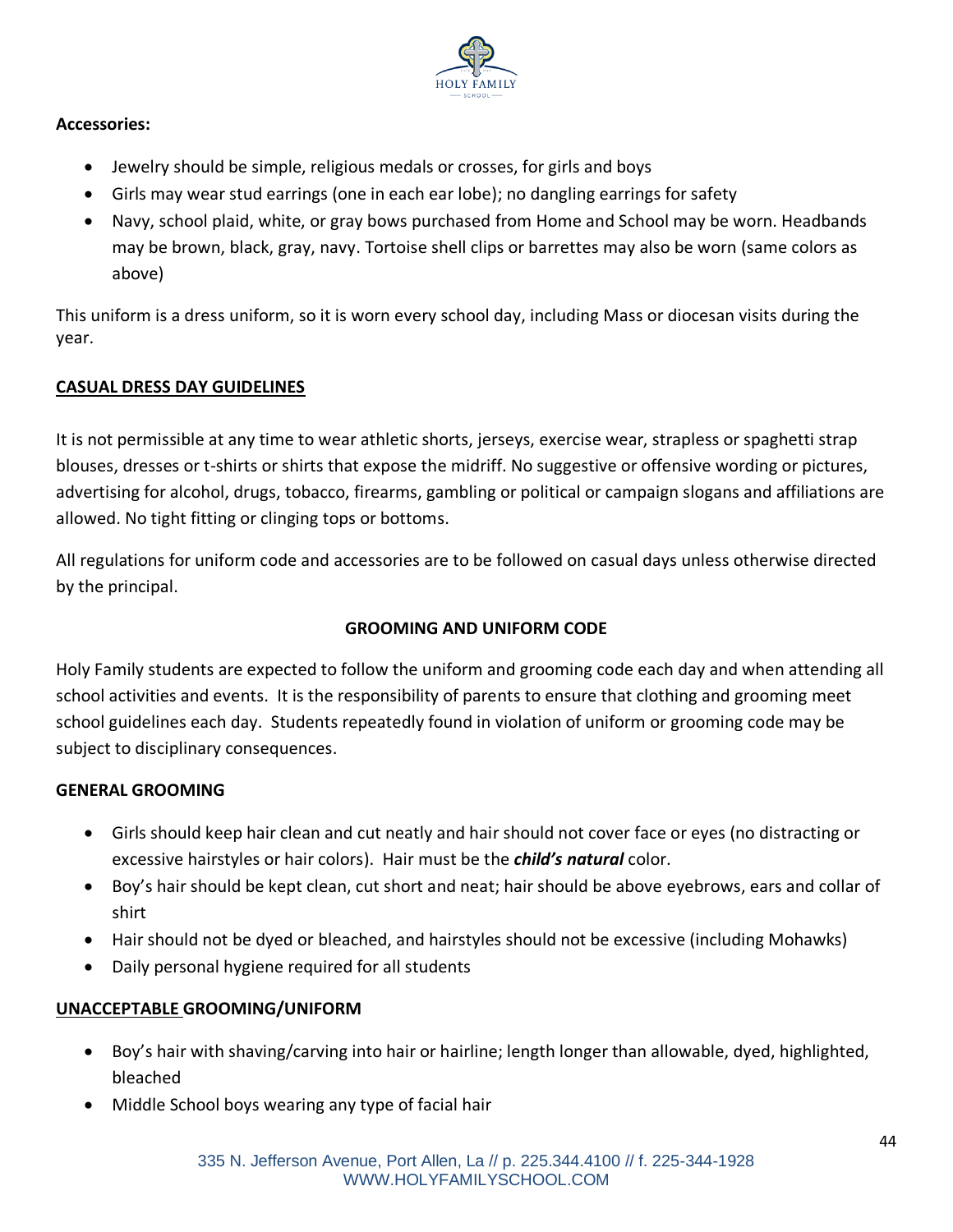**Accessories:**

- Jewelry should be simple, religious medals or crosses, for girls and boys
- Girls may wear stud earrings (one in each ear lobe); no dangling earrings for safety
- Navy, school plaid, white, or gray bows purchased from Home and School may be worn. Headbands may be brown, black, gray, navy. Tortoise shell clips or barrettes may also be worn (same colors as above)

This uniform is a dress uniform, so it is worn every school day, including Mass or diocesan visits during the year.

## CASUAL DRESS DAY GUIDELINES

It is not permissible at any time to wear athletic shorts, jerseys, exercise wear, strapless or spaghetti strap blouses, dresses or t-shirts or shirts that expose the midriff. No suggestive or offensive wording or pictures, advertising for alcohol, drugs, tobacco, firearms, gambling or political or campaign slogans and affiliations are allowed. No tight fitting or clinging tops or bottoms.

All regulations for uniform code and accessories are to be followed on casual days unless otherwise directed by the principal.

## GROOMING AND UNIFORM CODE

Holy Family students are expected to follow the uniform and grooming code each day and when attending all school activities and events. It is the responsibility of parents to ensure that clothing and grooming meet school guidelines each day. Students repeatedly found in violation of uniform or grooming code may be subject to disciplinary consequences.

### GENERAL GROOMING

- Girls should keep hair clean and cut neatly and hair should not cover face or eyes (no distracting or excessive hairstyles or hair colors). Hair must be the ***child's natural*** color.
- Boy's hair should be kept clean, cut short and neat; hair should be above eyebrows, ears and collar of shirt
- Hair should not be dyed or bleached, and hairstyles should not be excessive (including Mohawks)
- Daily personal hygiene required for all students

### UNACCEPTABLE GROOMING/UNIFORM

- Boy's hair with shaving/carving into hair or hairline; length longer than allowable, dyed, highlighted, bleached
- Middle School boys wearing any type of facial hair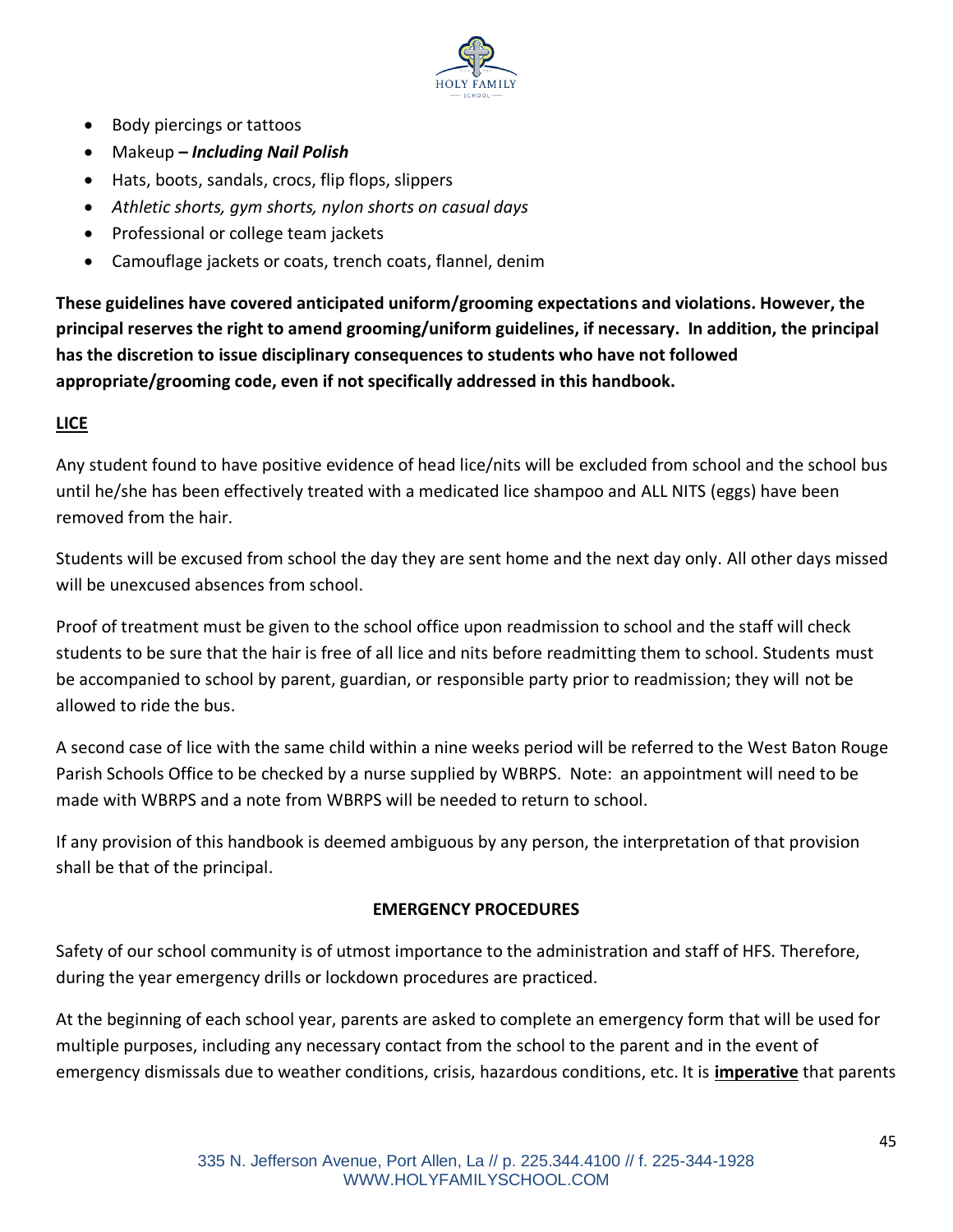- Body piercings or tattoos
- Makeup ***– Including Nail Polish***
- Hats, boots, sandals, crocs, flip flops, slippers
- *Athletic shorts, gym shorts, nylon shorts on casual days*
- Professional or college team jackets
- Camouflage jackets or coats, trench coats, flannel, denim

**These guidelines have covered anticipated uniform/grooming expectations and violations. However, the principal reserves the right to amend grooming/uniform guidelines, if necessary. In addition, the principal has the discretion to issue disciplinary consequences to students who have not followed appropriate/grooming code, even if not specifically addressed in this handbook.**

## LICE

Any student found to have positive evidence of head lice/nits will be excluded from school and the school bus until he/she has been effectively treated with a medicated lice shampoo and ALL NITS (eggs) have been removed from the hair.

Students will be excused from school the day they are sent home and the next day only. All other days missed will be unexcused absences from school.

Proof of treatment must be given to the school office upon readmission to school and the staff will check students to be sure that the hair is free of all lice and nits before readmitting them to school. Students must be accompanied to school by parent, guardian, or responsible party prior to readmission; they will not be allowed to ride the bus.

A second case of lice with the same child within a nine weeks period will be referred to the West Baton Rouge Parish Schools Office to be checked by a nurse supplied by WBRPS. Note: an appointment will need to be made with WBRPS and a note from WBRPS will be needed to return to school.

If any provision of this handbook is deemed ambiguous by any person, the interpretation of that provision shall be that of the principal.

## EMERGENCY PROCEDURES

Safety of our school community is of utmost importance to the administration and staff of HFS. Therefore, during the year emergency drills or lockdown procedures are practiced.

At the beginning of each school year, parents are asked to complete an emergency form that will be used for multiple purposes, including any necessary contact from the school to the parent and in the event of emergency dismissals due to weather conditions, crisis, hazardous conditions, etc. It is **imperative** that parents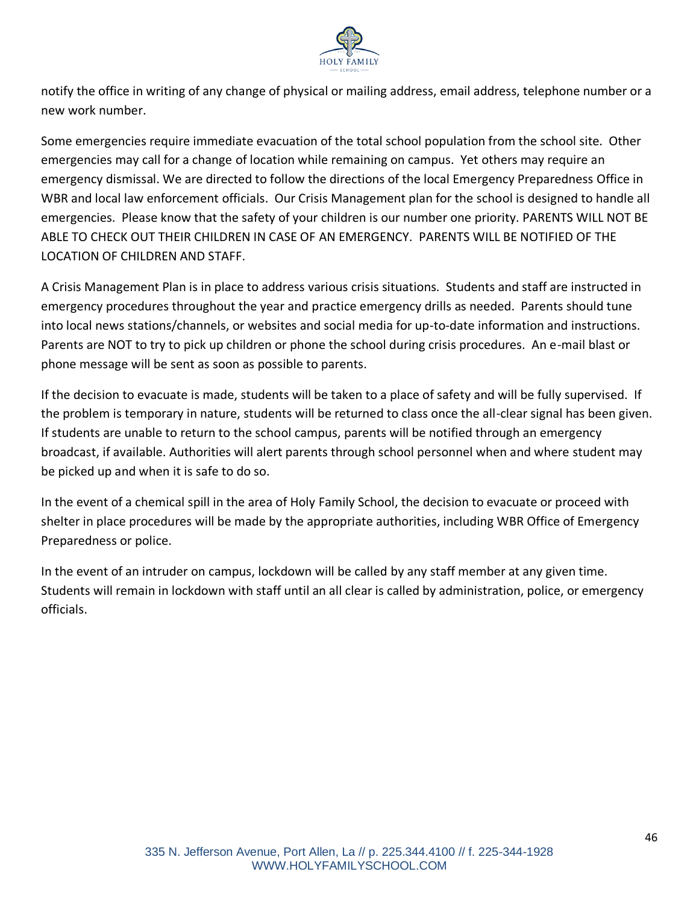notify the office in writing of any change of physical or mailing address, email address, telephone number or a new work number.

Some emergencies require immediate evacuation of the total school population from the school site. Other emergencies may call for a change of location while remaining on campus. Yet others may require an emergency dismissal. We are directed to follow the directions of the local Emergency Preparedness Office in WBR and local law enforcement officials. Our Crisis Management plan for the school is designed to handle all emergencies. Please know that the safety of your children is our number one priority. PARENTS WILL NOT BE ABLE TO CHECK OUT THEIR CHILDREN IN CASE OF AN EMERGENCY. PARENTS WILL BE NOTIFIED OF THE LOCATION OF CHILDREN AND STAFF.

A Crisis Management Plan is in place to address various crisis situations. Students and staff are instructed in emergency procedures throughout the year and practice emergency drills as needed. Parents should tune into local news stations/channels, or websites and social media for up-to-date information and instructions. Parents are NOT to try to pick up children or phone the school during crisis procedures. An e-mail blast or phone message will be sent as soon as possible to parents.

If the decision to evacuate is made, students will be taken to a place of safety and will be fully supervised. If the problem is temporary in nature, students will be returned to class once the all-clear signal has been given. If students are unable to return to the school campus, parents will be notified through an emergency broadcast, if available. Authorities will alert parents through school personnel when and where student may be picked up and when it is safe to do so.

In the event of a chemical spill in the area of Holy Family School, the decision to evacuate or proceed with shelter in place procedures will be made by the appropriate authorities, including WBR Office of Emergency Preparedness or police.

In the event of an intruder on campus, lockdown will be called by any staff member at any given time. Students will remain in lockdown with staff until an all clear is called by administration, police, or emergency officials.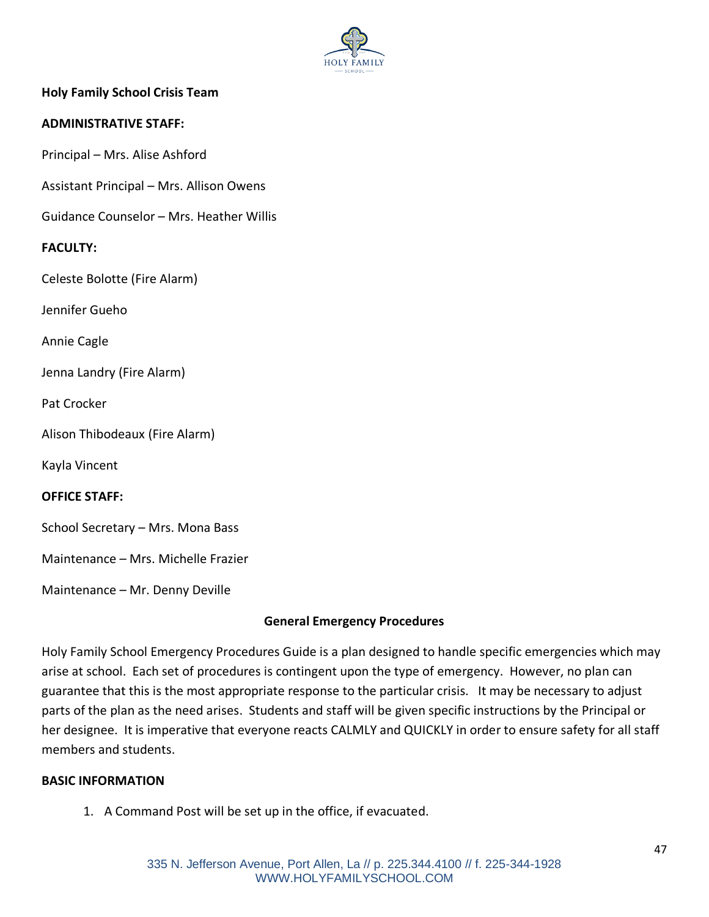**Holy Family School Crisis Team**

**ADMINISTRATIVE STAFF:**

Principal – Mrs. Alise Ashford

Assistant Principal – Mrs. Allison Owens

Guidance Counselor – Mrs. Heather Willis

**FACULTY:**

Celeste Bolotte (Fire Alarm)

Jennifer Gueho

Annie Cagle

Jenna Landry (Fire Alarm)

Pat Crocker

Alison Thibodeaux (Fire Alarm)

Kayla Vincent

**OFFICE STAFF:**

School Secretary – Mrs. Mona Bass

Maintenance – Mrs. Michelle Frazier

Maintenance – Mr. Denny Deville

## General Emergency Procedures

Holy Family School Emergency Procedures Guide is a plan designed to handle specific emergencies which may arise at school. Each set of procedures is contingent upon the type of emergency. However, no plan can guarantee that this is the most appropriate response to the particular crisis. It may be necessary to adjust parts of the plan as the need arises. Students and staff will be given specific instructions by the Principal or her designee. It is imperative that everyone reacts CALMLY and QUICKLY in order to ensure safety for all staff members and students.

**BASIC INFORMATION**

1. A Command Post will be set up in the office, if evacuated.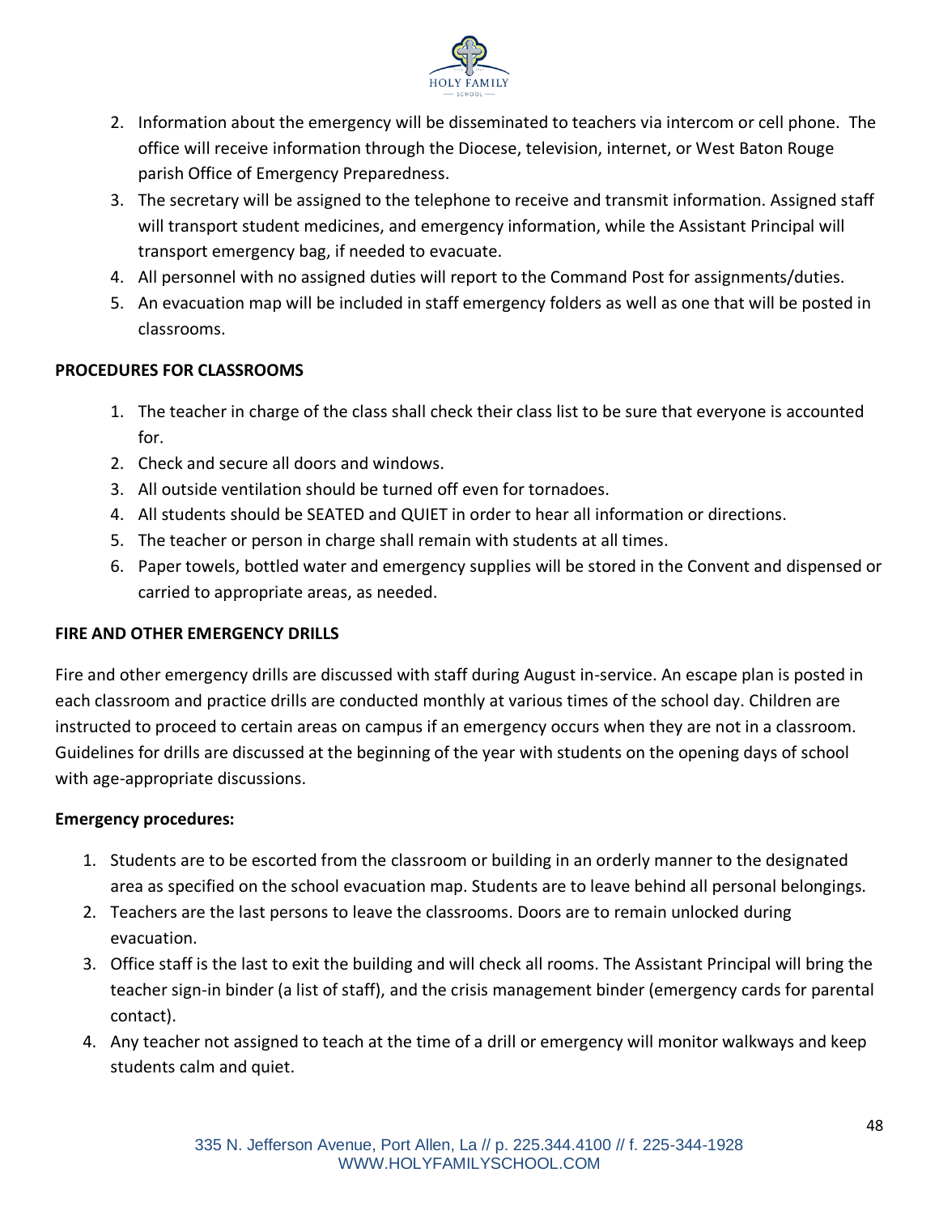2. Information about the emergency will be disseminated to teachers via intercom or cell phone. The office will receive information through the Diocese, television, internet, or West Baton Rouge parish Office of Emergency Preparedness.
3. The secretary will be assigned to the telephone to receive and transmit information. Assigned staff will transport student medicines, and emergency information, while the Assistant Principal will transport emergency bag, if needed to evacuate.
4. All personnel with no assigned duties will report to the Command Post for assignments/duties.
5. An evacuation map will be included in staff emergency folders as well as one that will be posted in classrooms.

**PROCEDURES FOR CLASSROOMS**

1. The teacher in charge of the class shall check their class list to be sure that everyone is accounted for.
2. Check and secure all doors and windows.
3. All outside ventilation should be turned off even for tornadoes.
4. All students should be SEATED and QUIET in order to hear all information or directions.
5. The teacher or person in charge shall remain with students at all times.
6. Paper towels, bottled water and emergency supplies will be stored in the Convent and dispensed or carried to appropriate areas, as needed.

**FIRE AND OTHER EMERGENCY DRILLS**

Fire and other emergency drills are discussed with staff during August in-service. An escape plan is posted in each classroom and practice drills are conducted monthly at various times of the school day. Children are instructed to proceed to certain areas on campus if an emergency occurs when they are not in a classroom. Guidelines for drills are discussed at the beginning of the year with students on the opening days of school with age-appropriate discussions.

**Emergency procedures:**

1. Students are to be escorted from the classroom or building in an orderly manner to the designated area as specified on the school evacuation map. Students are to leave behind all personal belongings.
2. Teachers are the last persons to leave the classrooms. Doors are to remain unlocked during evacuation.
3. Office staff is the last to exit the building and will check all rooms. The Assistant Principal will bring the teacher sign-in binder (a list of staff), and the crisis management binder (emergency cards for parental contact).
4. Any teacher not assigned to teach at the time of a drill or emergency will monitor walkways and keep students calm and quiet.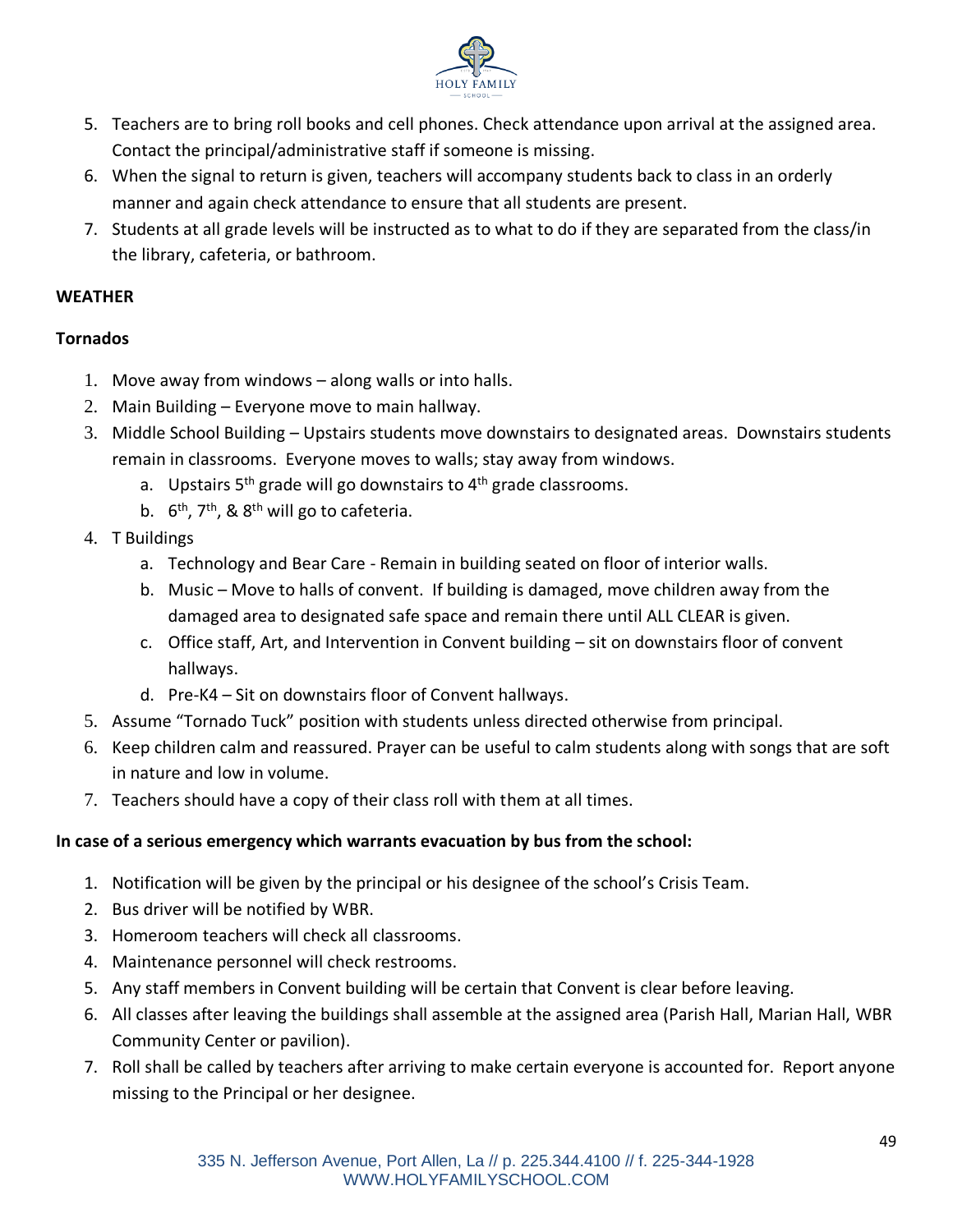5. Teachers are to bring roll books and cell phones. Check attendance upon arrival at the assigned area. Contact the principal/administrative staff if someone is missing.
6. When the signal to return is given, teachers will accompany students back to class in an orderly manner and again check attendance to ensure that all students are present.
7. Students at all grade levels will be instructed as to what to do if they are separated from the class/in the library, cafeteria, or bathroom.

**WEATHER**

**Tornados**

1. Move away from windows – along walls or into halls.
2. Main Building – Everyone move to main hallway.
3. Middle School Building – Upstairs students move downstairs to designated areas. Downstairs students remain in classrooms. Everyone moves to walls; stay away from windows.
   a. Upstairs 5th grade will go downstairs to 4th grade classrooms.
   b. 6th, 7th, & 8th will go to cafeteria.
4. T Buildings
   a. Technology and Bear Care - Remain in building seated on floor of interior walls.
   b. Music – Move to halls of convent. If building is damaged, move children away from the damaged area to designated safe space and remain there until ALL CLEAR is given.
   c. Office staff, Art, and Intervention in Convent building – sit on downstairs floor of convent hallways.
   d. Pre-K4 – Sit on downstairs floor of Convent hallways.
5. Assume "Tornado Tuck" position with students unless directed otherwise from principal.
6. Keep children calm and reassured. Prayer can be useful to calm students along with songs that are soft in nature and low in volume.
7. Teachers should have a copy of their class roll with them at all times.

**In case of a serious emergency which warrants evacuation by bus from the school:**

1. Notification will be given by the principal or his designee of the school's Crisis Team.
2. Bus driver will be notified by WBR.
3. Homeroom teachers will check all classrooms.
4. Maintenance personnel will check restrooms.
5. Any staff members in Convent building will be certain that Convent is clear before leaving.
6. All classes after leaving the buildings shall assemble at the assigned area (Parish Hall, Marian Hall, WBR Community Center or pavilion).
7. Roll shall be called by teachers after arriving to make certain everyone is accounted for. Report anyone missing to the Principal or her designee.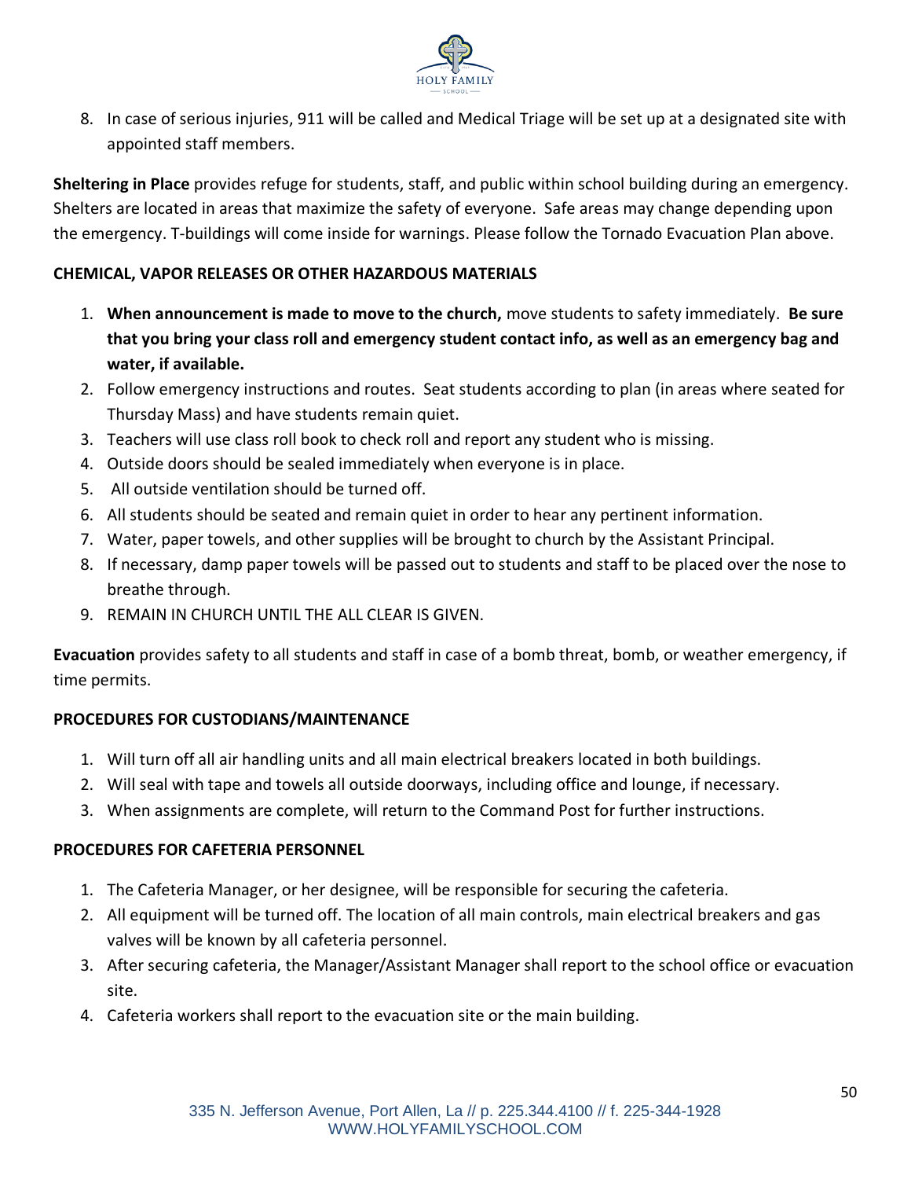8. In case of serious injuries, 911 will be called and Medical Triage will be set up at a designated site with appointed staff members.

**Sheltering in Place** provides refuge for students, staff, and public within school building during an emergency. Shelters are located in areas that maximize the safety of everyone. Safe areas may change depending upon the emergency. T-buildings will come inside for warnings. Please follow the Tornado Evacuation Plan above.

**CHEMICAL, VAPOR RELEASES OR OTHER HAZARDOUS MATERIALS**

1. **When announcement is made to move to the church,** move students to safety immediately. **Be sure that you bring your class roll and emergency student contact info, as well as an emergency bag and water, if available.**
2. Follow emergency instructions and routes. Seat students according to plan (in areas where seated for Thursday Mass) and have students remain quiet.
3. Teachers will use class roll book to check roll and report any student who is missing.
4. Outside doors should be sealed immediately when everyone is in place.
5. All outside ventilation should be turned off.
6. All students should be seated and remain quiet in order to hear any pertinent information.
7. Water, paper towels, and other supplies will be brought to church by the Assistant Principal.
8. If necessary, damp paper towels will be passed out to students and staff to be placed over the nose to breathe through.
9. REMAIN IN CHURCH UNTIL THE ALL CLEAR IS GIVEN.

**Evacuation** provides safety to all students and staff in case of a bomb threat, bomb, or weather emergency, if time permits.

**PROCEDURES FOR CUSTODIANS/MAINTENANCE**

1. Will turn off all air handling units and all main electrical breakers located in both buildings.
2. Will seal with tape and towels all outside doorways, including office and lounge, if necessary.
3. When assignments are complete, will return to the Command Post for further instructions.

**PROCEDURES FOR CAFETERIA PERSONNEL**

1. The Cafeteria Manager, or her designee, will be responsible for securing the cafeteria.
2. All equipment will be turned off. The location of all main controls, main electrical breakers and gas valves will be known by all cafeteria personnel.
3. After securing cafeteria, the Manager/Assistant Manager shall report to the school office or evacuation site.
4. Cafeteria workers shall report to the evacuation site or the main building.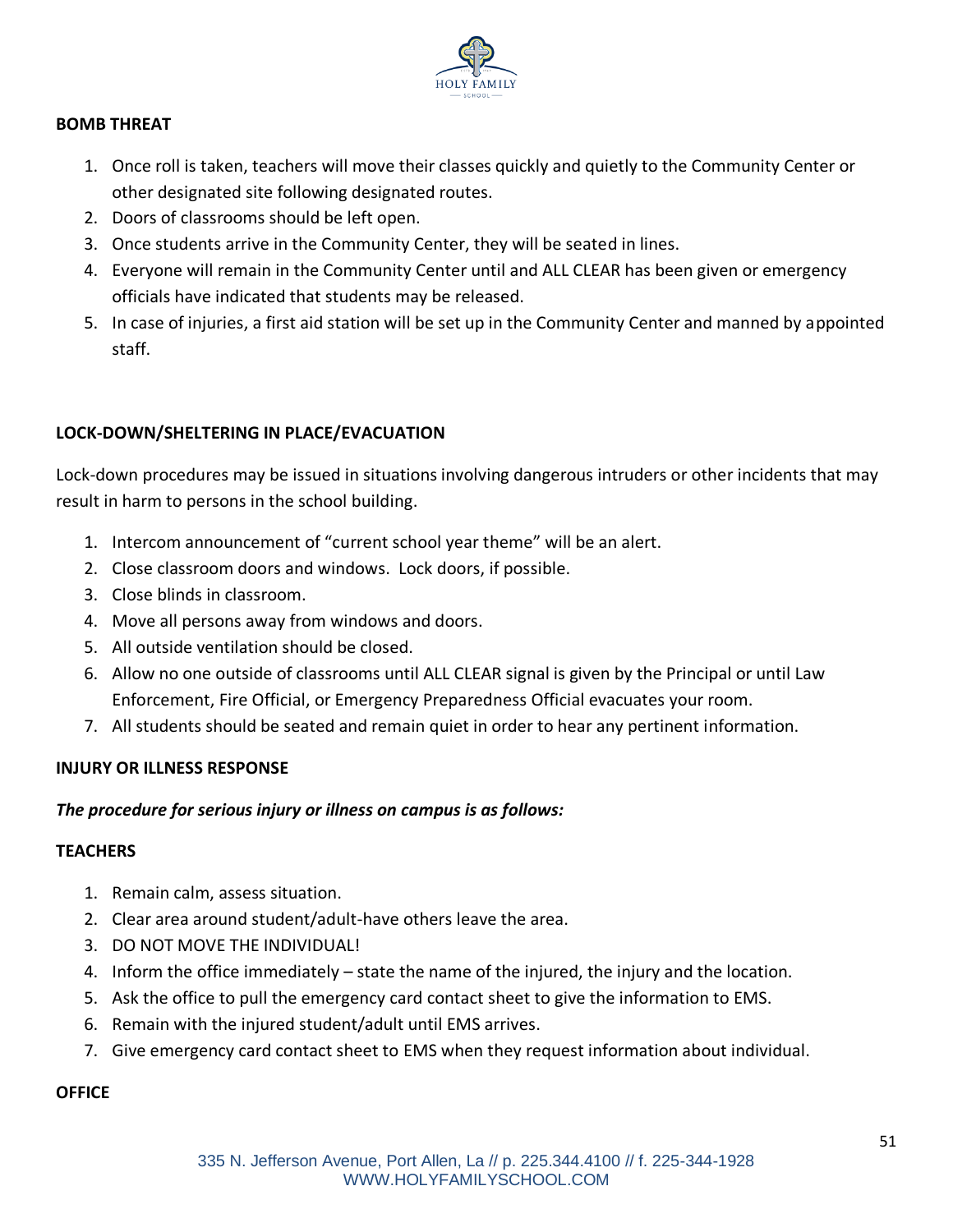**BOMB THREAT**

1. Once roll is taken, teachers will move their classes quickly and quietly to the Community Center or other designated site following designated routes.
2. Doors of classrooms should be left open.
3. Once students arrive in the Community Center, they will be seated in lines.
4. Everyone will remain in the Community Center until and ALL CLEAR has been given or emergency officials have indicated that students may be released.
5. In case of injuries, a first aid station will be set up in the Community Center and manned by appointed staff.

**LOCK-DOWN/SHELTERING IN PLACE/EVACUATION**

Lock-down procedures may be issued in situations involving dangerous intruders or other incidents that may result in harm to persons in the school building.

1. Intercom announcement of "current school year theme" will be an alert.
2. Close classroom doors and windows. Lock doors, if possible.
3. Close blinds in classroom.
4. Move all persons away from windows and doors.
5. All outside ventilation should be closed.
6. Allow no one outside of classrooms until ALL CLEAR signal is given by the Principal or until Law Enforcement, Fire Official, or Emergency Preparedness Official evacuates your room.
7. All students should be seated and remain quiet in order to hear any pertinent information.

**INJURY OR ILLNESS RESPONSE**

***The procedure for serious injury or illness on campus is as follows:***

**TEACHERS**

1. Remain calm, assess situation.
2. Clear area around student/adult-have others leave the area.
3. DO NOT MOVE THE INDIVIDUAL!
4. Inform the office immediately – state the name of the injured, the injury and the location.
5. Ask the office to pull the emergency card contact sheet to give the information to EMS.
6. Remain with the injured student/adult until EMS arrives.
7. Give emergency card contact sheet to EMS when they request information about individual.

**OFFICE**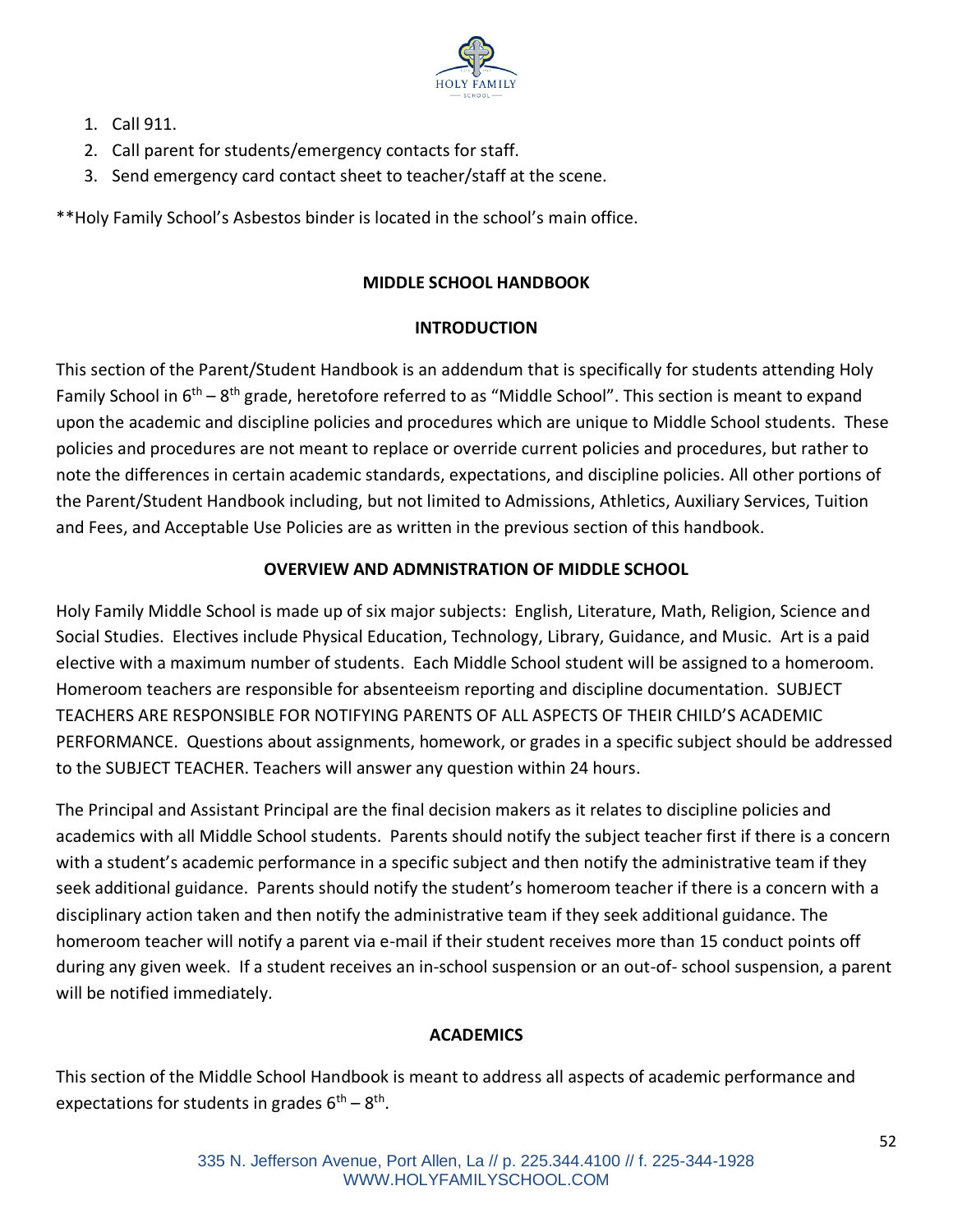1. Call 911.
2. Call parent for students/emergency contacts for staff.
3. Send emergency card contact sheet to teacher/staff at the scene.

**Holy Family School's Asbestos binder is located in the school's main office.

## MIDDLE SCHOOL HANDBOOK

### INTRODUCTION

This section of the Parent/Student Handbook is an addendum that is specifically for students attending Holy Family School in 6th – 8th grade, heretofore referred to as "Middle School". This section is meant to expand upon the academic and discipline policies and procedures which are unique to Middle School students. These policies and procedures are not meant to replace or override current policies and procedures, but rather to note the differences in certain academic standards, expectations, and discipline policies. All other portions of the Parent/Student Handbook including, but not limited to Admissions, Athletics, Auxiliary Services, Tuition and Fees, and Acceptable Use Policies are as written in the previous section of this handbook.

### OVERVIEW AND ADMNISTRATION OF MIDDLE SCHOOL

Holy Family Middle School is made up of six major subjects: English, Literature, Math, Religion, Science and Social Studies. Electives include Physical Education, Technology, Library, Guidance, and Music. Art is a paid elective with a maximum number of students. Each Middle School student will be assigned to a homeroom. Homeroom teachers are responsible for absenteeism reporting and discipline documentation. SUBJECT TEACHERS ARE RESPONSIBLE FOR NOTIFYING PARENTS OF ALL ASPECTS OF THEIR CHILD'S ACADEMIC PERFORMANCE. Questions about assignments, homework, or grades in a specific subject should be addressed to the SUBJECT TEACHER. Teachers will answer any question within 24 hours.

The Principal and Assistant Principal are the final decision makers as it relates to discipline policies and academics with all Middle School students. Parents should notify the subject teacher first if there is a concern with a student's academic performance in a specific subject and then notify the administrative team if they seek additional guidance. Parents should notify the student's homeroom teacher if there is a concern with a disciplinary action taken and then notify the administrative team if they seek additional guidance. The homeroom teacher will notify a parent via e-mail if their student receives more than 15 conduct points off during any given week. If a student receives an in-school suspension or an out-of- school suspension, a parent will be notified immediately.

### ACADEMICS

This section of the Middle School Handbook is meant to address all aspects of academic performance and expectations for students in grades 6th – 8th.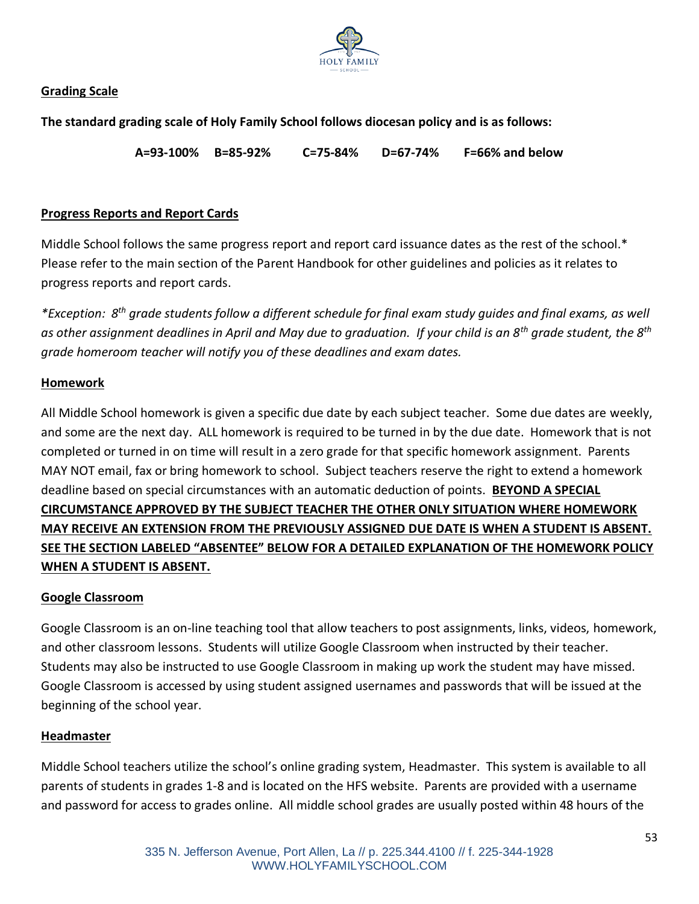## Grading Scale

**The standard grading scale of Holy Family School follows diocesan policy and is as follows:**

**A=93-100% B=85-92% C=75-84% D=67-74% F=66% and below**

## Progress Reports and Report Cards

Middle School follows the same progress report and report card issuance dates as the rest of the school.* Please refer to the main section of the Parent Handbook for other guidelines and policies as it relates to progress reports and report cards.

*\*Exception: 8th grade students follow a different schedule for final exam study guides and final exams, as well as other assignment deadlines in April and May due to graduation. If your child is an 8th grade student, the 8th grade homeroom teacher will notify you of these deadlines and exam dates.*

## Homework

All Middle School homework is given a specific due date by each subject teacher. Some due dates are weekly, and some are the next day. ALL homework is required to be turned in by the due date. Homework that is not completed or turned in on time will result in a zero grade for that specific homework assignment. Parents MAY NOT email, fax or bring homework to school. Subject teachers reserve the right to extend a homework deadline based on special circumstances with an automatic deduction of points. **BEYOND A SPECIAL CIRCUMSTANCE APPROVED BY THE SUBJECT TEACHER THE OTHER ONLY SITUATION WHERE HOMEWORK MAY RECEIVE AN EXTENSION FROM THE PREVIOUSLY ASSIGNED DUE DATE IS WHEN A STUDENT IS ABSENT. SEE THE SECTION LABELED "ABSENTEE" BELOW FOR A DETAILED EXPLANATION OF THE HOMEWORK POLICY WHEN A STUDENT IS ABSENT.**

## Google Classroom

Google Classroom is an on-line teaching tool that allow teachers to post assignments, links, videos, homework, and other classroom lessons. Students will utilize Google Classroom when instructed by their teacher. Students may also be instructed to use Google Classroom in making up work the student may have missed. Google Classroom is accessed by using student assigned usernames and passwords that will be issued at the beginning of the school year.

## Headmaster

Middle School teachers utilize the school's online grading system, Headmaster. This system is available to all parents of students in grades 1-8 and is located on the HFS website. Parents are provided with a username and password for access to grades online. All middle school grades are usually posted within 48 hours of the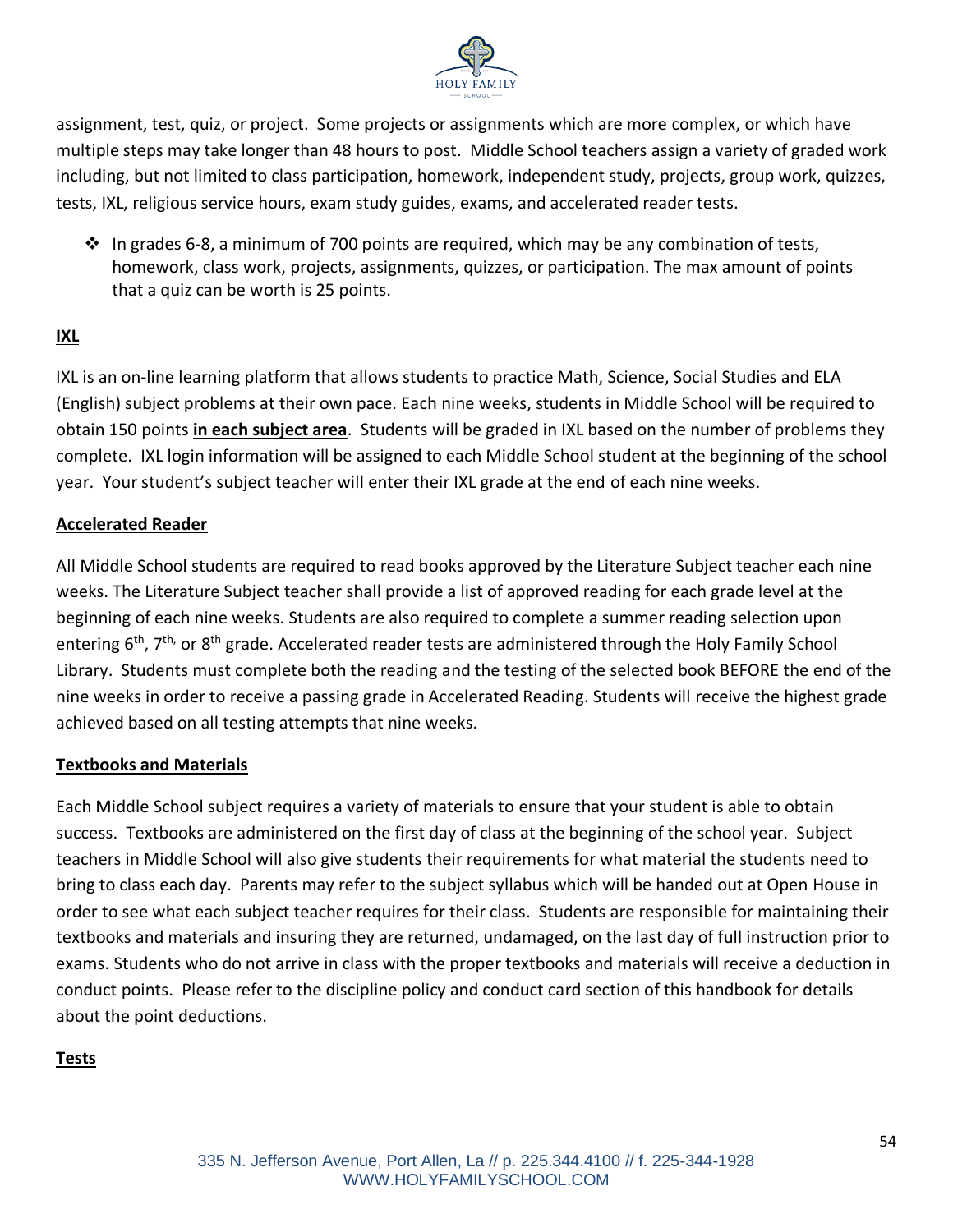assignment, test, quiz, or project. Some projects or assignments which are more complex, or which have multiple steps may take longer than 48 hours to post. Middle School teachers assign a variety of graded work including, but not limited to class participation, homework, independent study, projects, group work, quizzes, tests, IXL, religious service hours, exam study guides, exams, and accelerated reader tests.

- In grades 6-8, a minimum of 700 points are required, which may be any combination of tests, homework, class work, projects, assignments, quizzes, or participation. The max amount of points that a quiz can be worth is 25 points.

## IXL

IXL is an on-line learning platform that allows students to practice Math, Science, Social Studies and ELA (English) subject problems at their own pace. Each nine weeks, students in Middle School will be required to obtain 150 points **in each subject area**. Students will be graded in IXL based on the number of problems they complete. IXL login information will be assigned to each Middle School student at the beginning of the school year. Your student's subject teacher will enter their IXL grade at the end of each nine weeks.

## Accelerated Reader

All Middle School students are required to read books approved by the Literature Subject teacher each nine weeks. The Literature Subject teacher shall provide a list of approved reading for each grade level at the beginning of each nine weeks. Students are also required to complete a summer reading selection upon entering 6th, 7th, or 8th grade. Accelerated reader tests are administered through the Holy Family School Library. Students must complete both the reading and the testing of the selected book BEFORE the end of the nine weeks in order to receive a passing grade in Accelerated Reading. Students will receive the highest grade achieved based on all testing attempts that nine weeks.

## Textbooks and Materials

Each Middle School subject requires a variety of materials to ensure that your student is able to obtain success. Textbooks are administered on the first day of class at the beginning of the school year. Subject teachers in Middle School will also give students their requirements for what material the students need to bring to class each day. Parents may refer to the subject syllabus which will be handed out at Open House in order to see what each subject teacher requires for their class. Students are responsible for maintaining their textbooks and materials and insuring they are returned, undamaged, on the last day of full instruction prior to exams. Students who do not arrive in class with the proper textbooks and materials will receive a deduction in conduct points. Please refer to the discipline policy and conduct card section of this handbook for details about the point deductions.

## Tests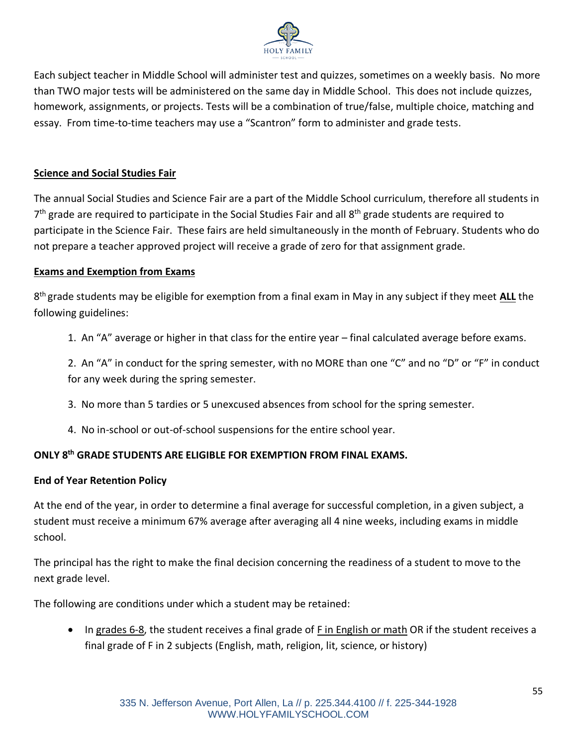Each subject teacher in Middle School will administer test and quizzes, sometimes on a weekly basis. No more than TWO major tests will be administered on the same day in Middle School. This does not include quizzes, homework, assignments, or projects. Tests will be a combination of true/false, multiple choice, matching and essay. From time-to-time teachers may use a "Scantron" form to administer and grade tests.

**Science and Social Studies Fair**

The annual Social Studies and Science Fair are a part of the Middle School curriculum, therefore all students in 7th grade are required to participate in the Social Studies Fair and all 8th grade students are required to participate in the Science Fair. These fairs are held simultaneously in the month of February. Students who do not prepare a teacher approved project will receive a grade of zero for that assignment grade.

**Exams and Exemption from Exams**

8th grade students may be eligible for exemption from a final exam in May in any subject if they meet **ALL** the following guidelines:

1. An "A" average or higher in that class for the entire year – final calculated average before exams.
2. An "A" in conduct for the spring semester, with no MORE than one "C" and no "D" or "F" in conduct for any week during the spring semester.
3. No more than 5 tardies or 5 unexcused absences from school for the spring semester.
4. No in-school or out-of-school suspensions for the entire school year.

**ONLY 8th GRADE STUDENTS ARE ELIGIBLE FOR EXEMPTION FROM FINAL EXAMS.**

**End of Year Retention Policy**

At the end of the year, in order to determine a final average for successful completion, in a given subject, a student must receive a minimum 67% average after averaging all 4 nine weeks, including exams in middle school.

The principal has the right to make the final decision concerning the readiness of a student to move to the next grade level.

The following are conditions under which a student may be retained:

- In grades 6-8, the student receives a final grade of F in English or math OR if the student receives a final grade of F in 2 subjects (English, math, religion, lit, science, or history)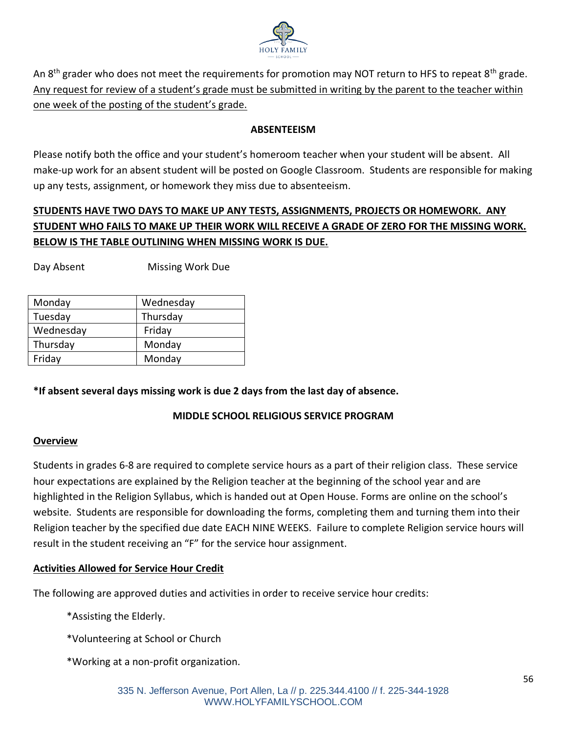An 8th grader who does not meet the requirements for promotion may NOT return to HFS to repeat 8th grade. Any request for review of a student's grade must be submitted in writing by the parent to the teacher within one week of the posting of the student's grade.

## ABSENTEEISM

Please notify both the office and your student's homeroom teacher when your student will be absent. All make-up work for an absent student will be posted on Google Classroom. Students are responsible for making up any tests, assignment, or homework they miss due to absenteeism.

**STUDENTS HAVE TWO DAYS TO MAKE UP ANY TESTS, ASSIGNMENTS, PROJECTS OR HOMEWORK. ANY STUDENT WHO FAILS TO MAKE UP THEIR WORK WILL RECEIVE A GRADE OF ZERO FOR THE MISSING WORK. BELOW IS THE TABLE OUTLINING WHEN MISSING WORK IS DUE.**

| Day Absent | Missing Work Due |
|---|---|
| Monday | Wednesday |
| Tuesday | Thursday |
| Wednesday | Friday |
| Thursday | Monday |
| Friday | Monday |

**\*If absent several days missing work is due 2 days from the last day of absence.**

## MIDDLE SCHOOL RELIGIOUS SERVICE PROGRAM

### Overview

Students in grades 6-8 are required to complete service hours as a part of their religion class. These service hour expectations are explained by the Religion teacher at the beginning of the school year and are highlighted in the Religion Syllabus, which is handed out at Open House. Forms are online on the school's website. Students are responsible for downloading the forms, completing them and turning them into their Religion teacher by the specified due date EACH NINE WEEKS. Failure to complete Religion service hours will result in the student receiving an "F" for the service hour assignment.

### Activities Allowed for Service Hour Credit

The following are approved duties and activities in order to receive service hour credits:

*Assisting the Elderly.

*Volunteering at School or Church

*Working at a non-profit organization.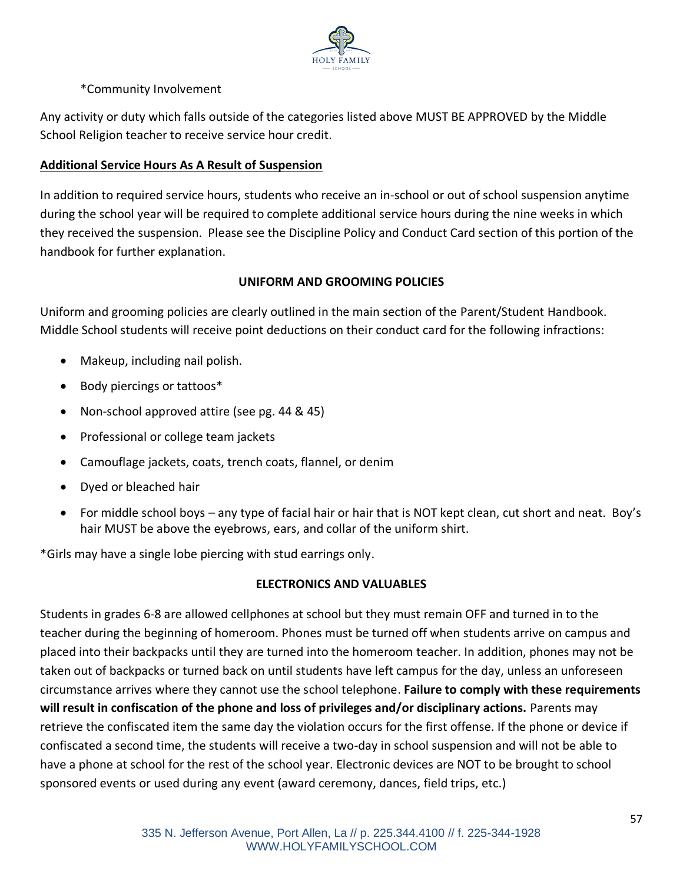*Community Involvement

Any activity or duty which falls outside of the categories listed above MUST BE APPROVED by the Middle School Religion teacher to receive service hour credit.

**Additional Service Hours As A Result of Suspension**

In addition to required service hours, students who receive an in-school or out of school suspension anytime during the school year will be required to complete additional service hours during the nine weeks in which they received the suspension. Please see the Discipline Policy and Conduct Card section of this portion of the handbook for further explanation.

## UNIFORM AND GROOMING POLICIES

Uniform and grooming policies are clearly outlined in the main section of the Parent/Student Handbook. Middle School students will receive point deductions on their conduct card for the following infractions:

- Makeup, including nail polish.
- Body piercings or tattoos*
- Non-school approved attire (see pg. 44 & 45)
- Professional or college team jackets
- Camouflage jackets, coats, trench coats, flannel, or denim
- Dyed or bleached hair
- For middle school boys – any type of facial hair or hair that is NOT kept clean, cut short and neat. Boy's hair MUST be above the eyebrows, ears, and collar of the uniform shirt.

*Girls may have a single lobe piercing with stud earrings only.

## ELECTRONICS AND VALUABLES

Students in grades 6-8 are allowed cellphones at school but they must remain OFF and turned in to the teacher during the beginning of homeroom. Phones must be turned off when students arrive on campus and placed into their backpacks until they are turned into the homeroom teacher. In addition, phones may not be taken out of backpacks or turned back on until students have left campus for the day, unless an unforeseen circumstance arrives where they cannot use the school telephone. **Failure to comply with these requirements will result in confiscation of the phone and loss of privileges and/or disciplinary actions.** Parents may retrieve the confiscated item the same day the violation occurs for the first offense. If the phone or device if confiscated a second time, the students will receive a two-day in school suspension and will not be able to have a phone at school for the rest of the school year. Electronic devices are NOT to be brought to school sponsored events or used during any event (award ceremony, dances, field trips, etc.)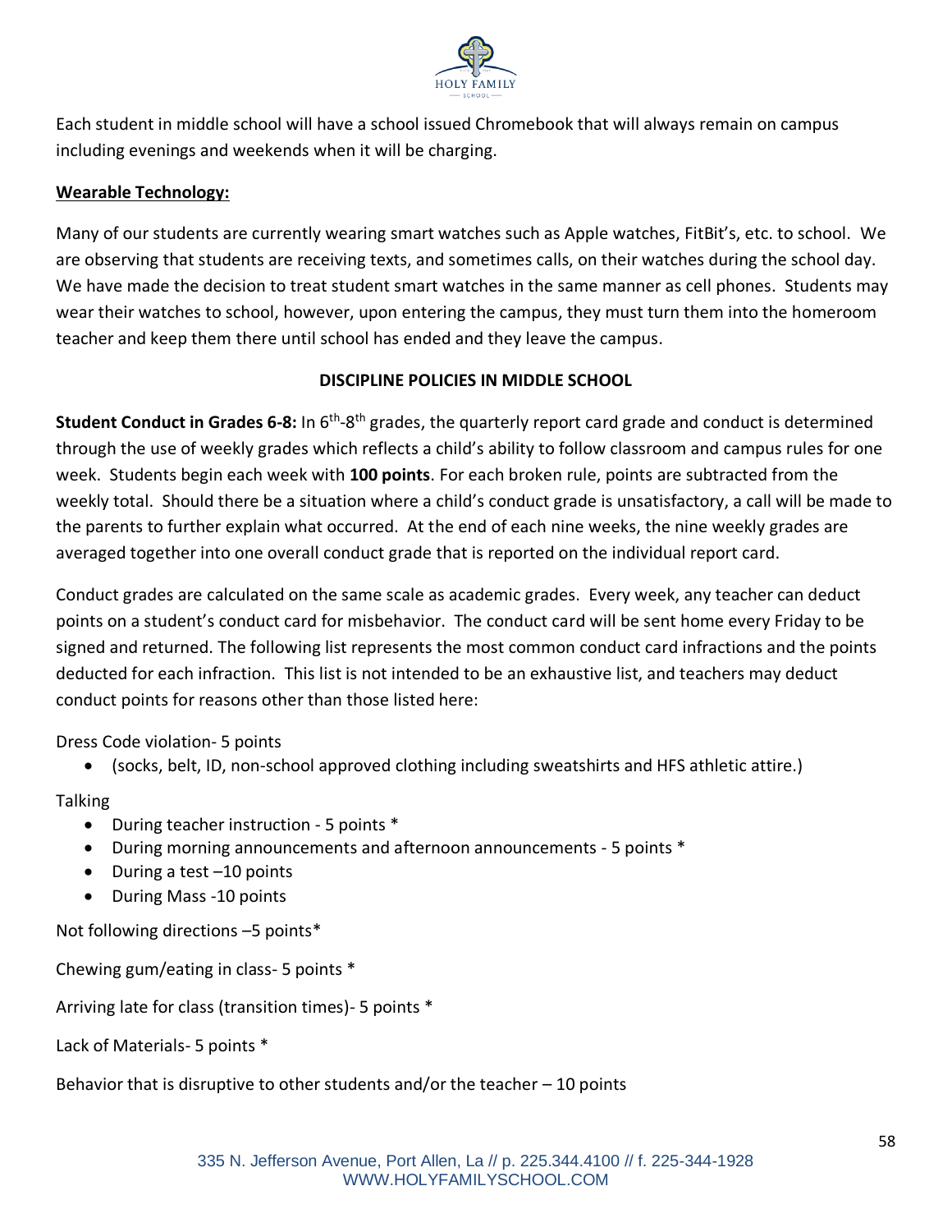Each student in middle school will have a school issued Chromebook that will always remain on campus including evenings and weekends when it will be charging.

**Wearable Technology:**

Many of our students are currently wearing smart watches such as Apple watches, FitBit's, etc. to school. We are observing that students are receiving texts, and sometimes calls, on their watches during the school day. We have made the decision to treat student smart watches in the same manner as cell phones. Students may wear their watches to school, however, upon entering the campus, they must turn them into the homeroom teacher and keep them there until school has ended and they leave the campus.

**DISCIPLINE POLICIES IN MIDDLE SCHOOL**

**Student Conduct in Grades 6-8:** In 6th-8th grades, the quarterly report card grade and conduct is determined through the use of weekly grades which reflects a child's ability to follow classroom and campus rules for one week. Students begin each week with **100 points**. For each broken rule, points are subtracted from the weekly total. Should there be a situation where a child's conduct grade is unsatisfactory, a call will be made to the parents to further explain what occurred. At the end of each nine weeks, the nine weekly grades are averaged together into one overall conduct grade that is reported on the individual report card.

Conduct grades are calculated on the same scale as academic grades. Every week, any teacher can deduct points on a student's conduct card for misbehavior. The conduct card will be sent home every Friday to be signed and returned. The following list represents the most common conduct card infractions and the points deducted for each infraction. This list is not intended to be an exhaustive list, and teachers may deduct conduct points for reasons other than those listed here:

Dress Code violation- 5 points

- (socks, belt, ID, non-school approved clothing including sweatshirts and HFS athletic attire.)

Talking

- During teacher instruction - 5 points *
- During morning announcements and afternoon announcements - 5 points *
- During a test –10 points
- During Mass -10 points

Not following directions –5 points*

Chewing gum/eating in class- 5 points *

Arriving late for class (transition times)- 5 points *

Lack of Materials- 5 points *

Behavior that is disruptive to other students and/or the teacher – 10 points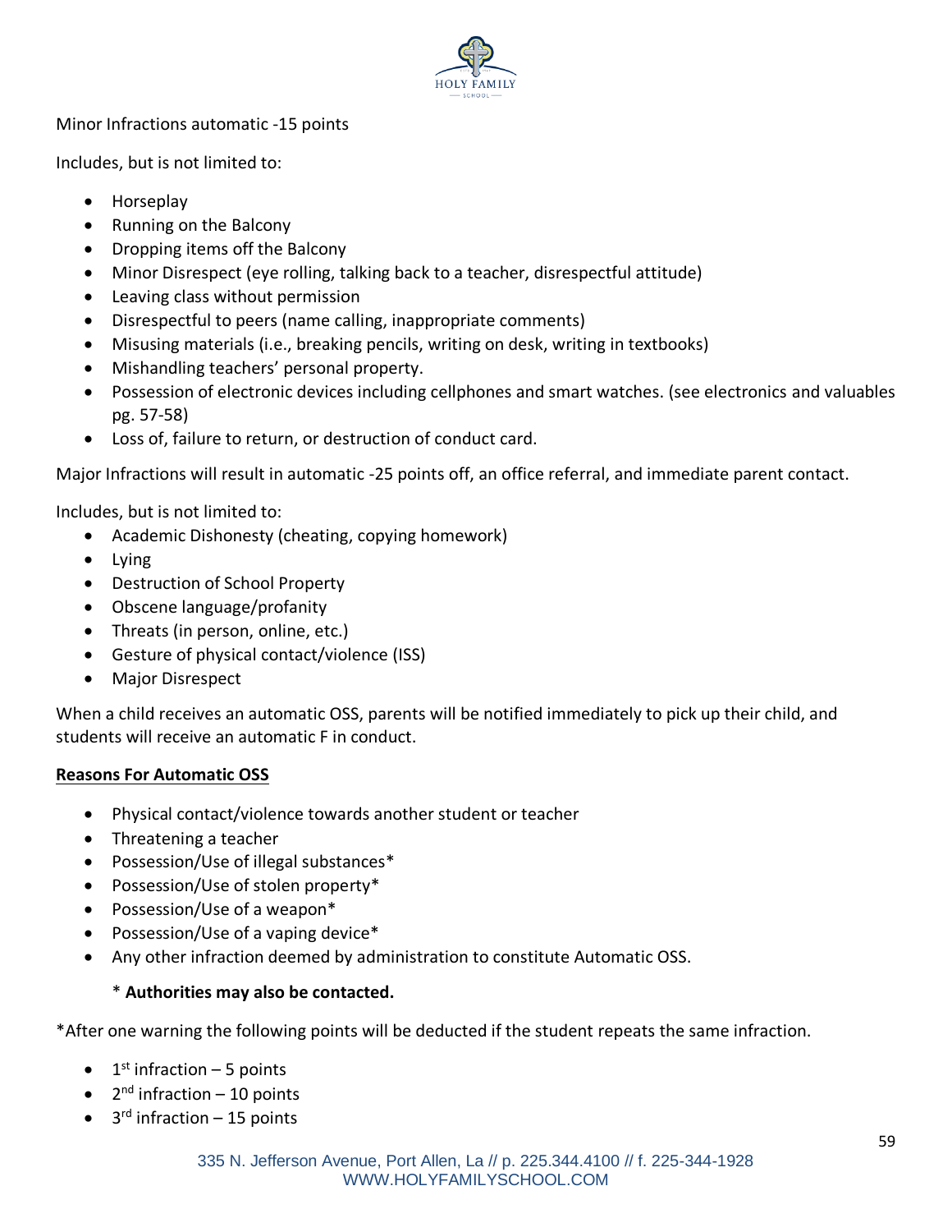Minor Infractions automatic -15 points

Includes, but is not limited to:

- Horseplay
- Running on the Balcony
- Dropping items off the Balcony
- Minor Disrespect (eye rolling, talking back to a teacher, disrespectful attitude)
- Leaving class without permission
- Disrespectful to peers (name calling, inappropriate comments)
- Misusing materials (i.e., breaking pencils, writing on desk, writing in textbooks)
- Mishandling teachers' personal property.
- Possession of electronic devices including cellphones and smart watches. (see electronics and valuables pg. 57-58)
- Loss of, failure to return, or destruction of conduct card.

Major Infractions will result in automatic -25 points off, an office referral, and immediate parent contact.

Includes, but is not limited to:

- Academic Dishonesty (cheating, copying homework)
- Lying
- Destruction of School Property
- Obscene language/profanity
- Threats (in person, online, etc.)
- Gesture of physical contact/violence (ISS)
- Major Disrespect

When a child receives an automatic OSS, parents will be notified immediately to pick up their child, and students will receive an automatic F in conduct.

<u>**Reasons For Automatic OSS**</u>

- Physical contact/violence towards another student or teacher
- Threatening a teacher
- Possession/Use of illegal substances*
- Possession/Use of stolen property*
- Possession/Use of a weapon*
- Possession/Use of a vaping device*
- Any other infraction deemed by administration to constitute Automatic OSS.

  \* **Authorities may also be contacted.**

*After one warning the following points will be deducted if the student repeats the same infraction.

- 1st infraction – 5 points
- 2nd infraction – 10 points
- 3rd infraction – 15 points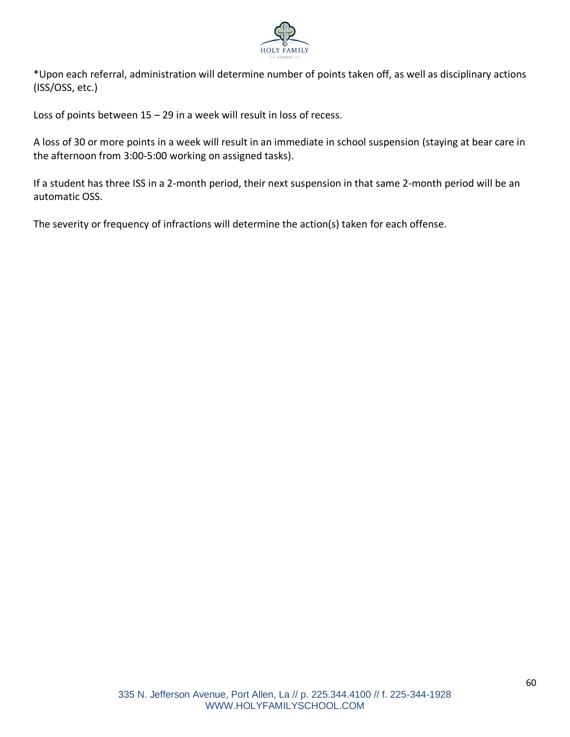*Upon each referral, administration will determine number of points taken off, as well as disciplinary actions (ISS/OSS, etc.)

Loss of points between 15 – 29 in a week will result in loss of recess.

A loss of 30 or more points in a week will result in an immediate in school suspension (staying at bear care in the afternoon from 3:00-5:00 working on assigned tasks).

If a student has three ISS in a 2-month period, their next suspension in that same 2-month period will be an automatic OSS.

The severity or frequency of infractions will determine the action(s) taken for each offense.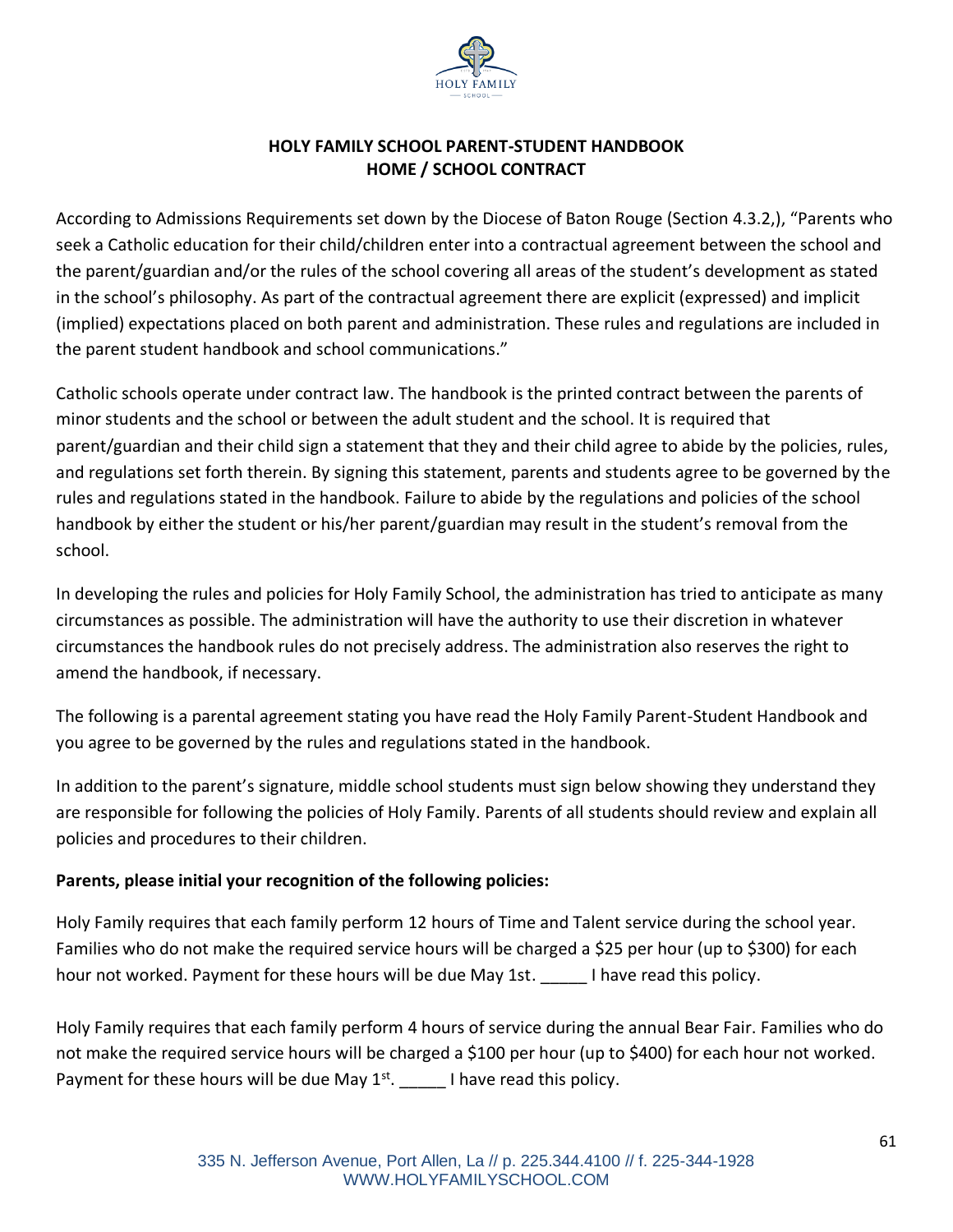**HOLY FAMILY SCHOOL PARENT-STUDENT HANDBOOK**
**HOME / SCHOOL CONTRACT**

According to Admissions Requirements set down by the Diocese of Baton Rouge (Section 4.3.2,), "Parents who seek a Catholic education for their child/children enter into a contractual agreement between the school and the parent/guardian and/or the rules of the school covering all areas of the student's development as stated in the school's philosophy. As part of the contractual agreement there are explicit (expressed) and implicit (implied) expectations placed on both parent and administration. These rules and regulations are included in the parent student handbook and school communications."

Catholic schools operate under contract law. The handbook is the printed contract between the parents of minor students and the school or between the adult student and the school. It is required that parent/guardian and their child sign a statement that they and their child agree to abide by the policies, rules, and regulations set forth therein. By signing this statement, parents and students agree to be governed by the rules and regulations stated in the handbook. Failure to abide by the regulations and policies of the school handbook by either the student or his/her parent/guardian may result in the student's removal from the school.

In developing the rules and policies for Holy Family School, the administration has tried to anticipate as many circumstances as possible. The administration will have the authority to use their discretion in whatever circumstances the handbook rules do not precisely address. The administration also reserves the right to amend the handbook, if necessary.

The following is a parental agreement stating you have read the Holy Family Parent-Student Handbook and you agree to be governed by the rules and regulations stated in the handbook.

In addition to the parent's signature, middle school students must sign below showing they understand they are responsible for following the policies of Holy Family. Parents of all students should review and explain all policies and procedures to their children.

**Parents, please initial your recognition of the following policies:**

Holy Family requires that each family perform 12 hours of Time and Talent service during the school year. Families who do not make the required service hours will be charged a $25 per hour (up to $300) for each hour not worked. Payment for these hours will be due May 1st. _____ I have read this policy.

Holy Family requires that each family perform 4 hours of service during the annual Bear Fair. Families who do not make the required service hours will be charged a $100 per hour (up to $400) for each hour not worked. Payment for these hours will be due May 1st. _____ I have read this policy.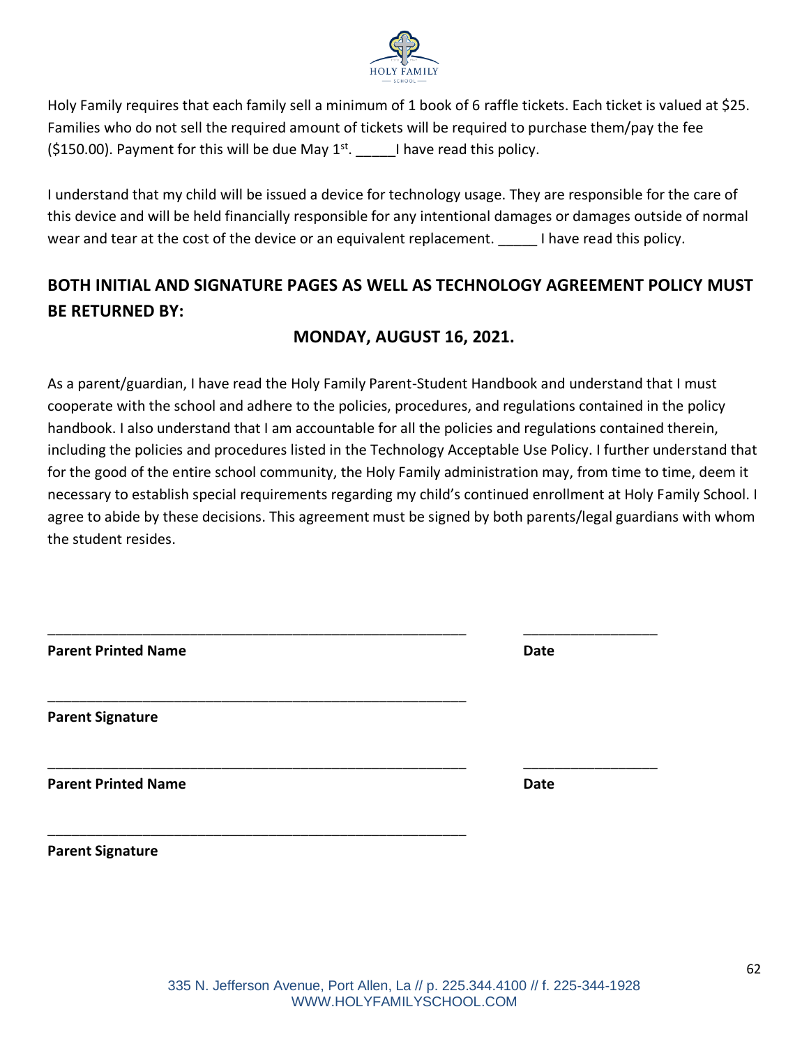Holy Family requires that each family sell a minimum of 1 book of 6 raffle tickets. Each ticket is valued at $25. Families who do not sell the required amount of tickets will be required to purchase them/pay the fee ($150.00). Payment for this will be due May 1st. _____I have read this policy.

I understand that my child will be issued a device for technology usage. They are responsible for the care of this device and will be held financially responsible for any intentional damages or damages outside of normal wear and tear at the cost of the device or an equivalent replacement. _____ I have read this policy.

## BOTH INITIAL AND SIGNATURE PAGES AS WELL AS TECHNOLOGY AGREEMENT POLICY MUST BE RETURNED BY:

## MONDAY, AUGUST 16, 2021.

As a parent/guardian, I have read the Holy Family Parent-Student Handbook and understand that I must cooperate with the school and adhere to the policies, procedures, and regulations contained in the policy handbook. I also understand that I am accountable for all the policies and regulations contained therein, including the policies and procedures listed in the Technology Acceptable Use Policy. I further understand that for the good of the entire school community, the Holy Family administration may, from time to time, deem it necessary to establish special requirements regarding my child's continued enrollment at Holy Family School. I agree to abide by these decisions. This agreement must be signed by both parents/legal guardians with whom the student resides.

_______________________________________________________ _________________

**Parent Printed Name** **Date**

_______________________________________________________

**Parent Signature**

_______________________________________________________ _________________

**Parent Printed Name** **Date**

_______________________________________________________

**Parent Signature**

335 N. Jefferson Avenue, Port Allen, La // p. 225.344.4100 // f. 225-344-1928
WWW.HOLYFAMILYSCHOOL.COM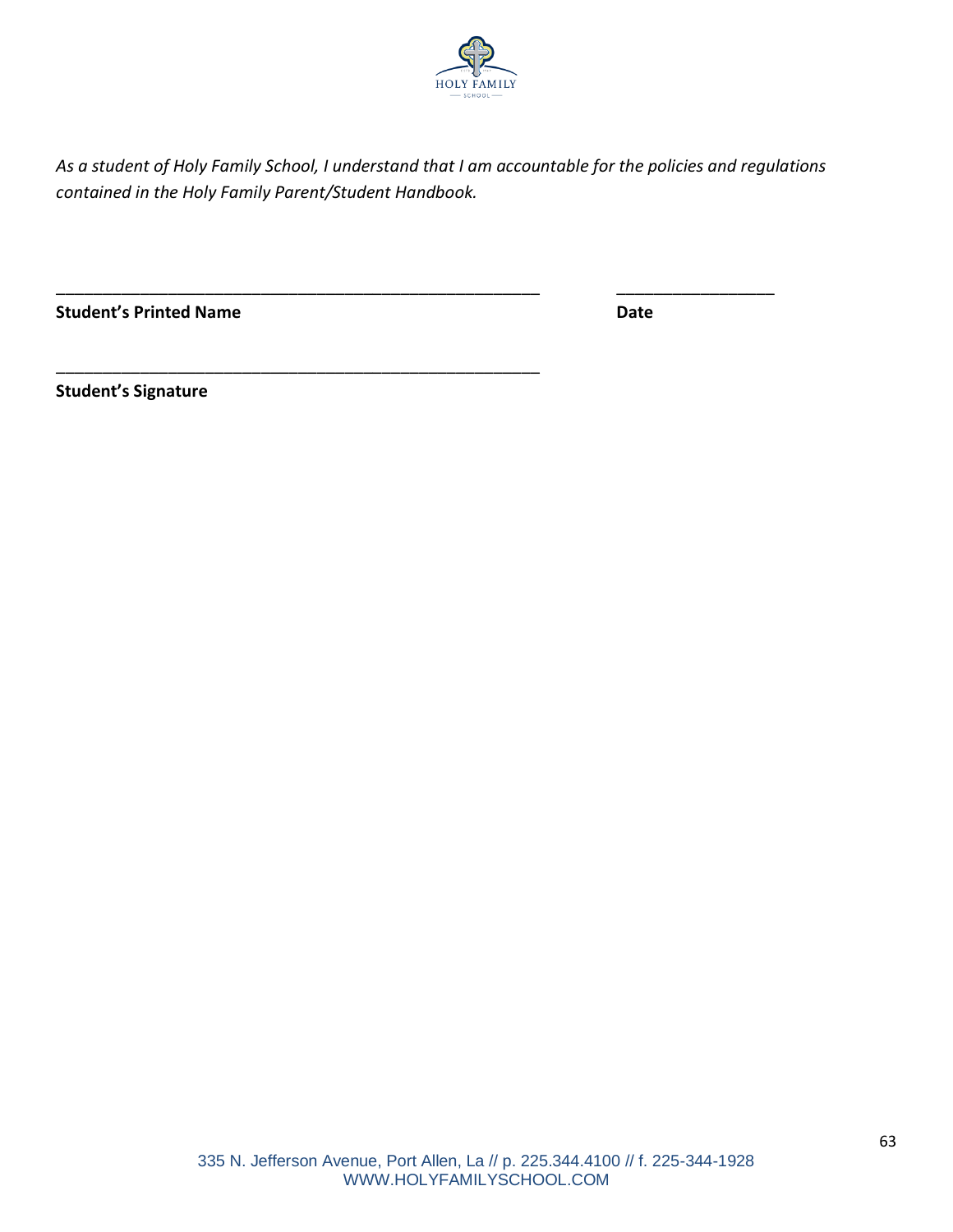*As a student of Holy Family School, I understand that I am accountable for the policies and regulations contained in the Holy Family Parent/Student Handbook.*

_______________________________________________________ &nbsp;&nbsp;&nbsp;&nbsp;&nbsp;&nbsp;&nbsp;&nbsp; ________________

**Student's Printed Name** &nbsp;&nbsp;&nbsp;&nbsp;&nbsp;&nbsp;&nbsp;&nbsp;&nbsp;&nbsp;&nbsp;&nbsp;&nbsp;&nbsp;&nbsp;&nbsp;&nbsp;&nbsp;&nbsp;&nbsp;&nbsp;&nbsp;&nbsp;&nbsp;&nbsp;&nbsp;&nbsp;&nbsp;&nbsp;&nbsp;&nbsp;&nbsp;&nbsp;&nbsp;&nbsp;&nbsp;&nbsp;&nbsp;&nbsp;&nbsp;&nbsp;&nbsp;&nbsp;&nbsp;&nbsp;&nbsp;&nbsp;&nbsp;&nbsp;&nbsp;&nbsp;&nbsp;&nbsp;&nbsp;&nbsp; **Date**

_______________________________________________________

**Student's Signature**

335 N. Jefferson Avenue, Port Allen, La // p. 225.344.4100 // f. 225-344-1928
WWW.HOLYFAMILYSCHOOL.COM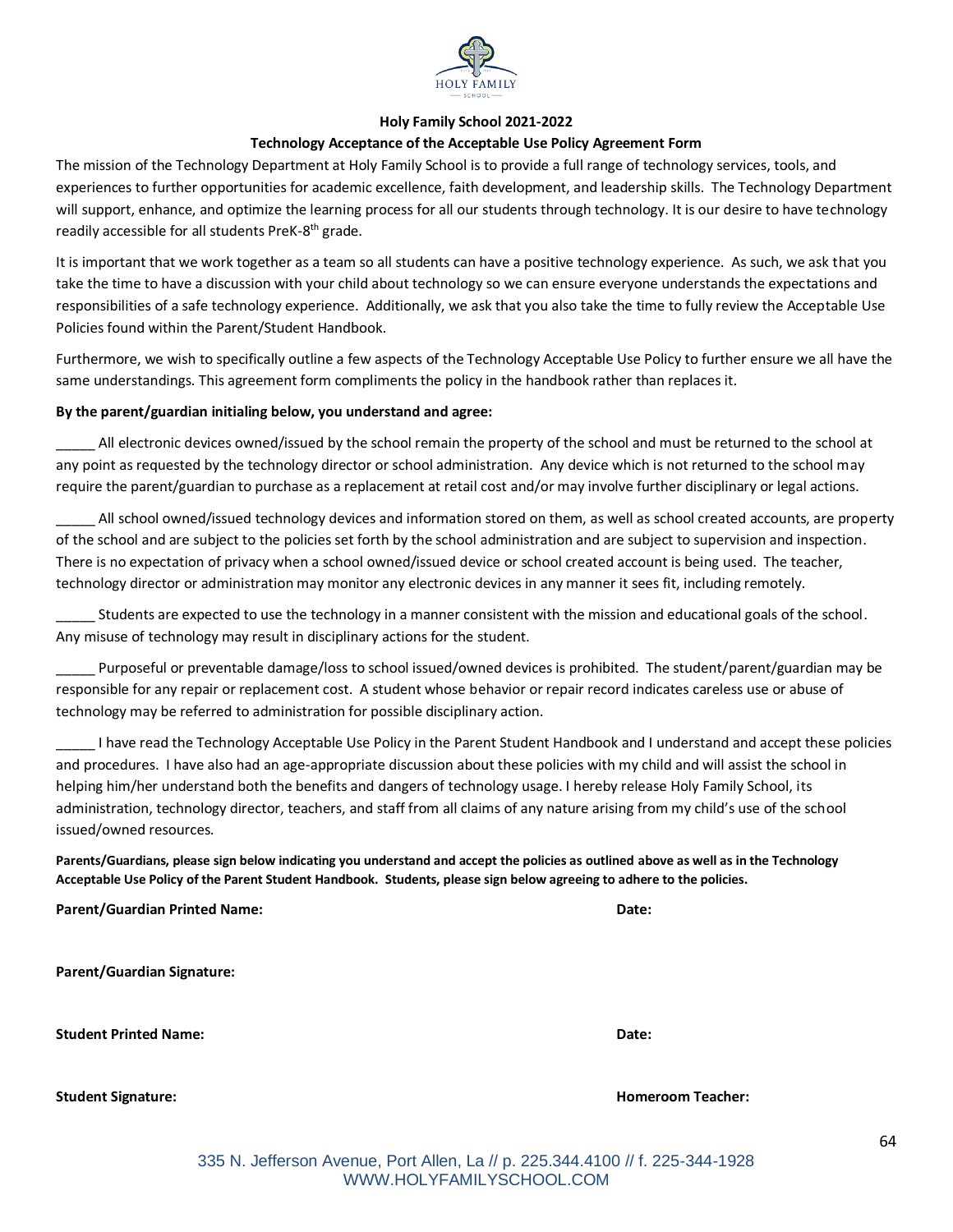**Holy Family School 2021-2022**

**Technology Acceptance of the Acceptable Use Policy Agreement Form**

The mission of the Technology Department at Holy Family School is to provide a full range of technology services, tools, and experiences to further opportunities for academic excellence, faith development, and leadership skills. The Technology Department will support, enhance, and optimize the learning process for all our students through technology. It is our desire to have technology readily accessible for all students PreK-8th grade.

It is important that we work together as a team so all students can have a positive technology experience. As such, we ask that you take the time to have a discussion with your child about technology so we can ensure everyone understands the expectations and responsibilities of a safe technology experience. Additionally, we ask that you also take the time to fully review the Acceptable Use Policies found within the Parent/Student Handbook.

Furthermore, we wish to specifically outline a few aspects of the Technology Acceptable Use Policy to further ensure we all have the same understandings. This agreement form compliments the policy in the handbook rather than replaces it.

**By the parent/guardian initialing below, you understand and agree:**

_____ All electronic devices owned/issued by the school remain the property of the school and must be returned to the school at any point as requested by the technology director or school administration. Any device which is not returned to the school may require the parent/guardian to purchase as a replacement at retail cost and/or may involve further disciplinary or legal actions.

_____ All school owned/issued technology devices and information stored on them, as well as school created accounts, are property of the school and are subject to the policies set forth by the school administration and are subject to supervision and inspection. There is no expectation of privacy when a school owned/issued device or school created account is being used. The teacher, technology director or administration may monitor any electronic devices in any manner it sees fit, including remotely.

_____ Students are expected to use the technology in a manner consistent with the mission and educational goals of the school. Any misuse of technology may result in disciplinary actions for the student.

_____ Purposeful or preventable damage/loss to school issued/owned devices is prohibited. The student/parent/guardian may be responsible for any repair or replacement cost. A student whose behavior or repair record indicates careless use or abuse of technology may be referred to administration for possible disciplinary action.

_____ I have read the Technology Acceptable Use Policy in the Parent Student Handbook and I understand and accept these policies and procedures. I have also had an age-appropriate discussion about these policies with my child and will assist the school in helping him/her understand both the benefits and dangers of technology usage. I hereby release Holy Family School, its administration, technology director, teachers, and staff from all claims of any nature arising from my child's use of the school issued/owned resources.

**Parents/Guardians, please sign below indicating you understand and accept the policies as outlined above as well as in the Technology Acceptable Use Policy of the Parent Student Handbook. Students, please sign below agreeing to adhere to the policies.**

**Parent/Guardian Printed Name:** **Date:**

**Parent/Guardian Signature:**

**Student Printed Name:** **Date:**

**Student Signature:** **Homeroom Teacher:**

335 N. Jefferson Avenue, Port Allen, La // p. 225.344.4100 // f. 225-344-1928
WWW.HOLYFAMILYSCHOOL.COM